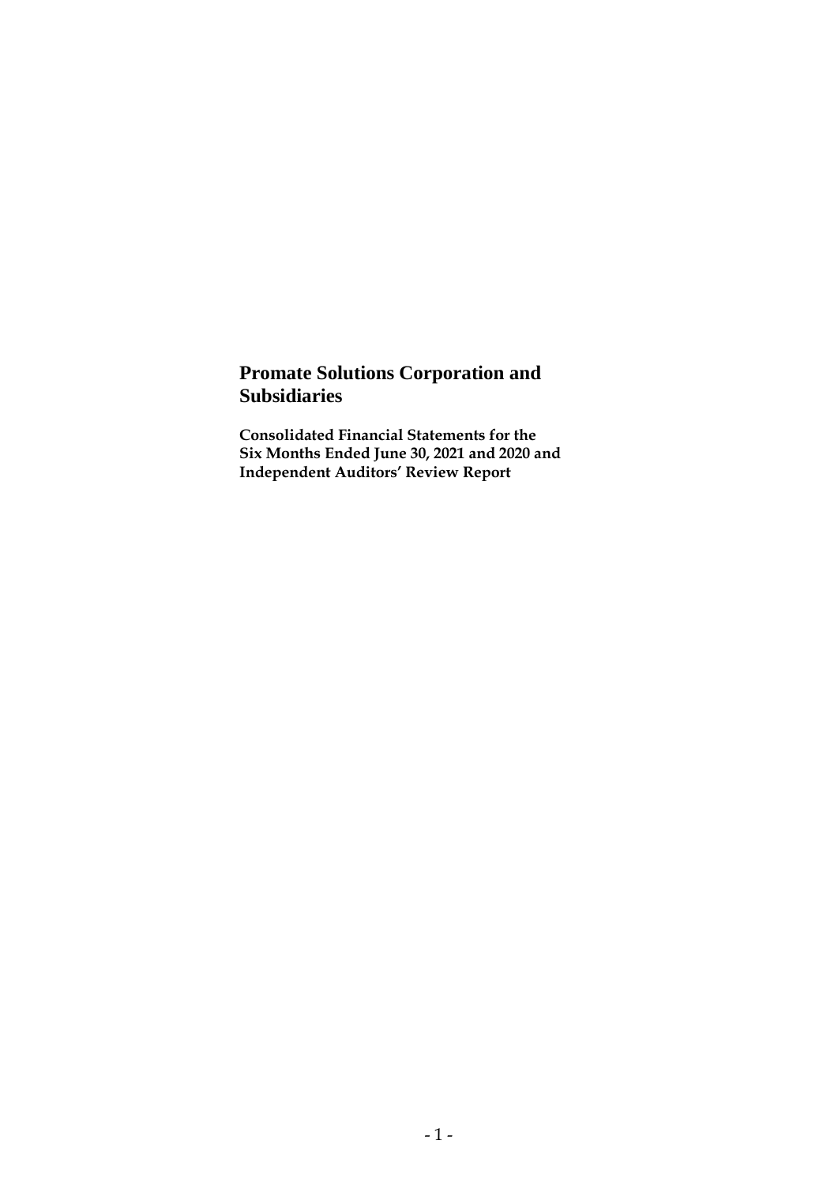# Promate Solutions Corporation and Subsidiaries

**Consolidated Financial Statements for the Six Months Ended June 30, 2021 and 2020 and Independent Auditors' Review Report**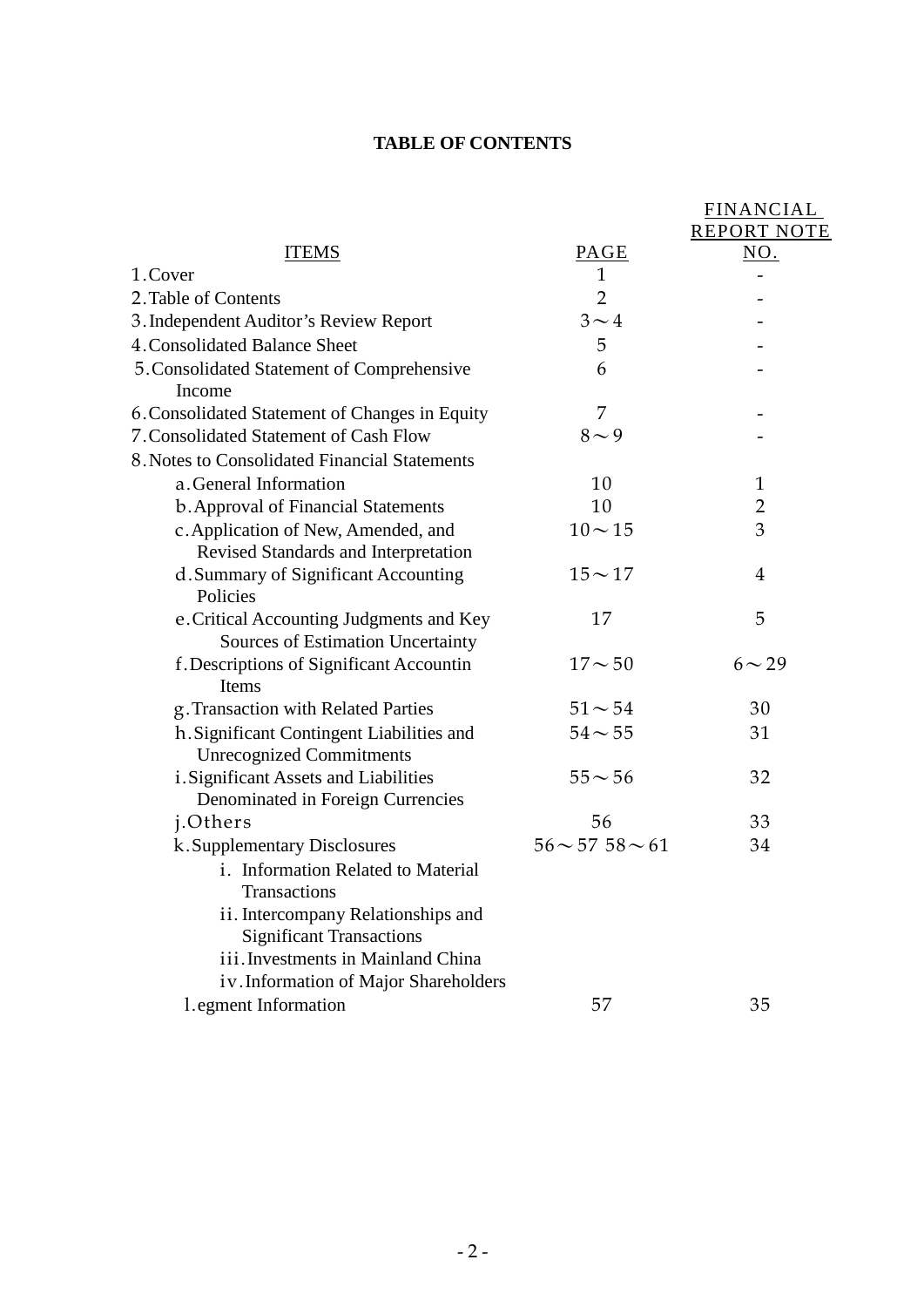# TABLE OF CONTENTS

| ITEMS | PAGE | FINANCIAL REPORT NOTE NO. |
|---|---|---|
| 1.Cover | 1 | - |
| 2.Table of Contents | 2 | - |
| 3.Independent Auditor's Review Report | 3～4 | - |
| 4.Consolidated Balance Sheet | 5 | - |
| 5.Consolidated Statement of Comprehensive Income | 6 | - |
| 6.Consolidated Statement of Changes in Equity | 7 | - |
| 7.Consolidated Statement of Cash Flow | 8～9 | - |
| 8.Notes to Consolidated Financial Statements | | |
| a.General Information | 10 | 1 |
| b.Approval of Financial Statements | 10 | 2 |
| c.Application of New, Amended, and Revised Standards and Interpretation | 10～15 | 3 |
| d.Summary of Significant Accounting Policies | 15～17 | 4 |
| e.Critical Accounting Judgments and Key Sources of Estimation Uncertainty | 17 | 5 |
| f.Descriptions of Significant Accountin Items | 17～50 | 6～29 |
| g.Transaction with Related Parties | 51～54 | 30 |
| h.Significant Contingent Liabilities and Unrecognized Commitments | 54～55 | 31 |
| i.Significant Assets and Liabilities Denominated in Foreign Currencies | 55～56 | 32 |
| j.Others | 56 | 33 |
| k.Supplementary Disclosures | 56～57 58～61 | 34 |
| i. Information Related to Material Transactions | | |
| ii. Intercompany Relationships and Significant Transactions | | |
| iii.Investments in Mainland China | | |
| iv.Information of Major Shareholders | | |
| l.egment Information | 57 | 35 |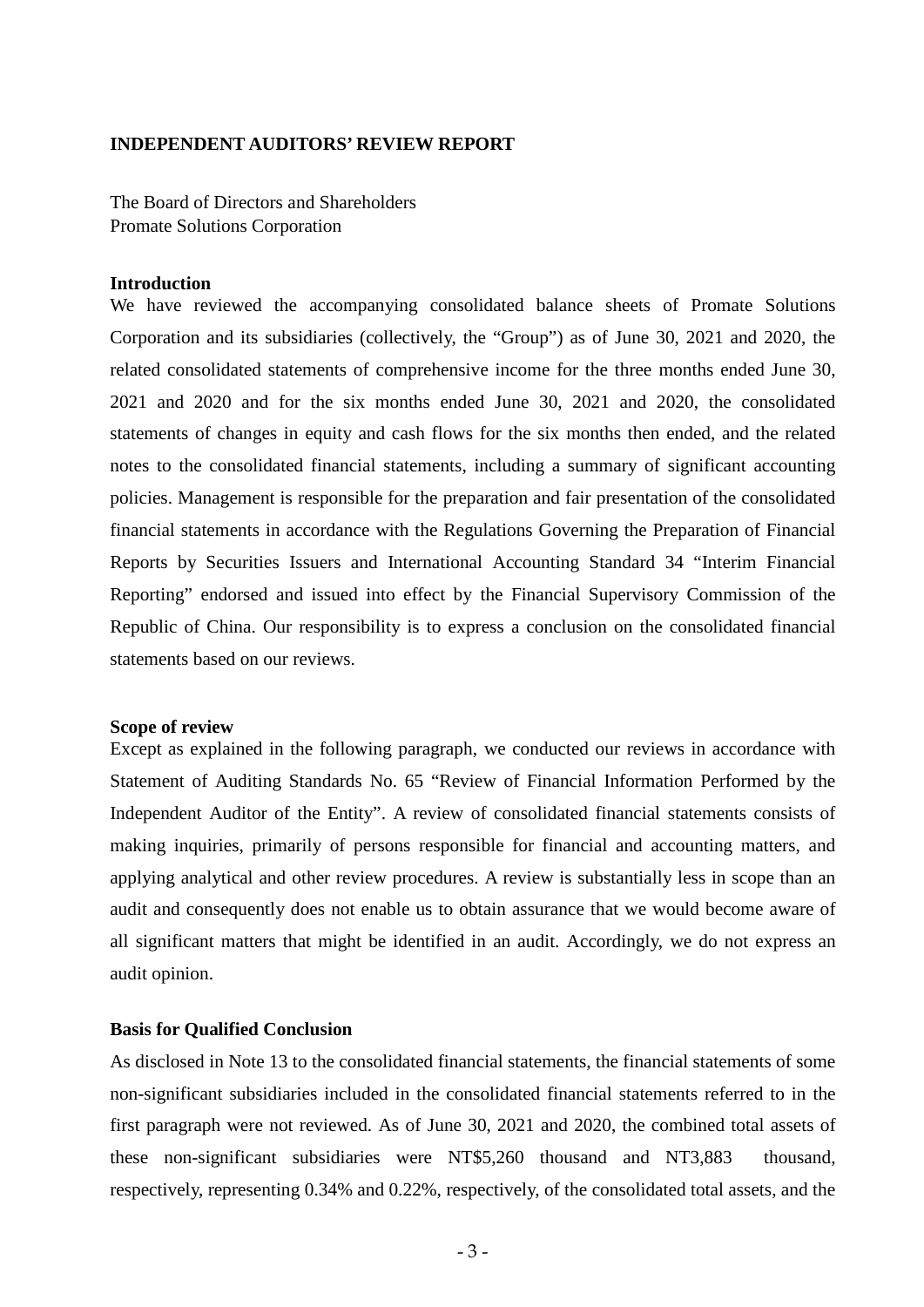## INDEPENDENT AUDITORS' REVIEW REPORT

The Board of Directors and Shareholders
Promate Solutions Corporation

### Introduction

We have reviewed the accompanying consolidated balance sheets of Promate Solutions Corporation and its subsidiaries (collectively, the "Group") as of June 30, 2021 and 2020, the related consolidated statements of comprehensive income for the three months ended June 30, 2021 and 2020 and for the six months ended June 30, 2021 and 2020, the consolidated statements of changes in equity and cash flows for the six months then ended, and the related notes to the consolidated financial statements, including a summary of significant accounting policies. Management is responsible for the preparation and fair presentation of the consolidated financial statements in accordance with the Regulations Governing the Preparation of Financial Reports by Securities Issuers and International Accounting Standard 34 "Interim Financial Reporting" endorsed and issued into effect by the Financial Supervisory Commission of the Republic of China. Our responsibility is to express a conclusion on the consolidated financial statements based on our reviews.

### Scope of review

Except as explained in the following paragraph, we conducted our reviews in accordance with Statement of Auditing Standards No. 65 "Review of Financial Information Performed by the Independent Auditor of the Entity". A review of consolidated financial statements consists of making inquiries, primarily of persons responsible for financial and accounting matters, and applying analytical and other review procedures. A review is substantially less in scope than an audit and consequently does not enable us to obtain assurance that we would become aware of all significant matters that might be identified in an audit. Accordingly, we do not express an audit opinion.

### Basis for Qualified Conclusion

As disclosed in Note 13 to the consolidated financial statements, the financial statements of some non-significant subsidiaries included in the consolidated financial statements referred to in the first paragraph were not reviewed. As of June 30, 2021 and 2020, the combined total assets of these non-significant subsidiaries were NT$5,260 thousand and NT3,883 thousand, respectively, representing 0.34% and 0.22%, respectively, of the consolidated total assets, and the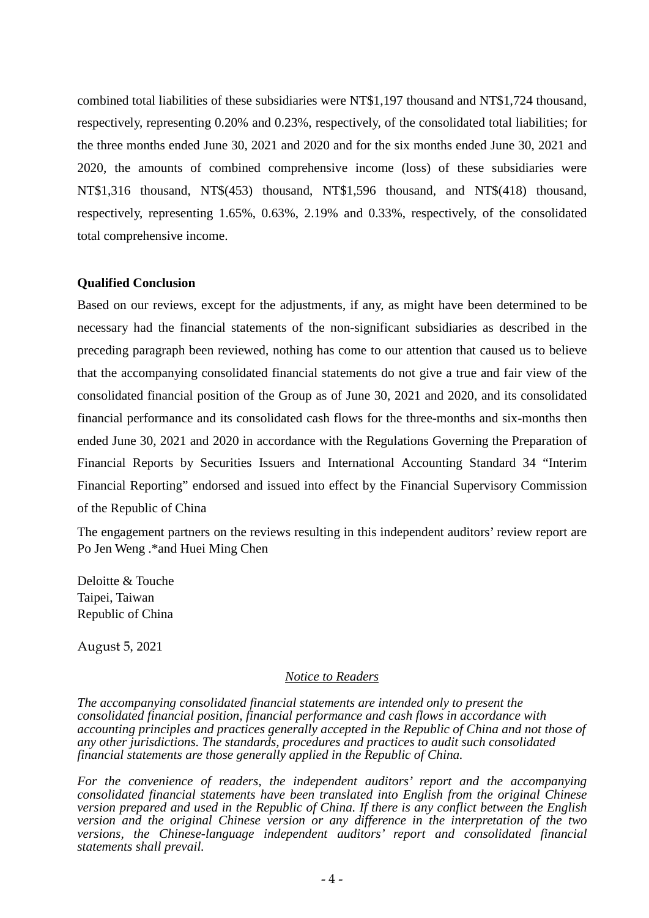combined total liabilities of these subsidiaries were NT$1,197 thousand and NT$1,724 thousand, respectively, representing 0.20% and 0.23%, respectively, of the consolidated total liabilities; for the three months ended June 30, 2021 and 2020 and for the six months ended June 30, 2021 and 2020, the amounts of combined comprehensive income (loss) of these subsidiaries were NT$1,316 thousand, NT$(453) thousand, NT$1,596 thousand, and NT$(418) thousand, respectively, representing 1.65%, 0.63%, 2.19% and 0.33%, respectively, of the consolidated total comprehensive income.

**Qualified Conclusion**

Based on our reviews, except for the adjustments, if any, as might have been determined to be necessary had the financial statements of the non-significant subsidiaries as described in the preceding paragraph been reviewed, nothing has come to our attention that caused us to believe that the accompanying consolidated financial statements do not give a true and fair view of the consolidated financial position of the Group as of June 30, 2021 and 2020, and its consolidated financial performance and its consolidated cash flows for the three-months and six-months then ended June 30, 2021 and 2020 in accordance with the Regulations Governing the Preparation of Financial Reports by Securities Issuers and International Accounting Standard 34 "Interim Financial Reporting" endorsed and issued into effect by the Financial Supervisory Commission of the Republic of China

The engagement partners on the reviews resulting in this independent auditors' review report are Po Jen Weng .*and Huei Ming Chen

Deloitte & Touche
Taipei, Taiwan
Republic of China

August 5, 2021

## *Notice to Readers*

*The accompanying consolidated financial statements are intended only to present the consolidated financial position, financial performance and cash flows in accordance with accounting principles and practices generally accepted in the Republic of China and not those of any other jurisdictions. The standards, procedures and practices to audit such consolidated financial statements are those generally applied in the Republic of China.*

*For the convenience of readers, the independent auditors' report and the accompanying consolidated financial statements have been translated into English from the original Chinese version prepared and used in the Republic of China. If there is any conflict between the English version and the original Chinese version or any difference in the interpretation of the two versions, the Chinese-language independent auditors' report and consolidated financial statements shall prevail.*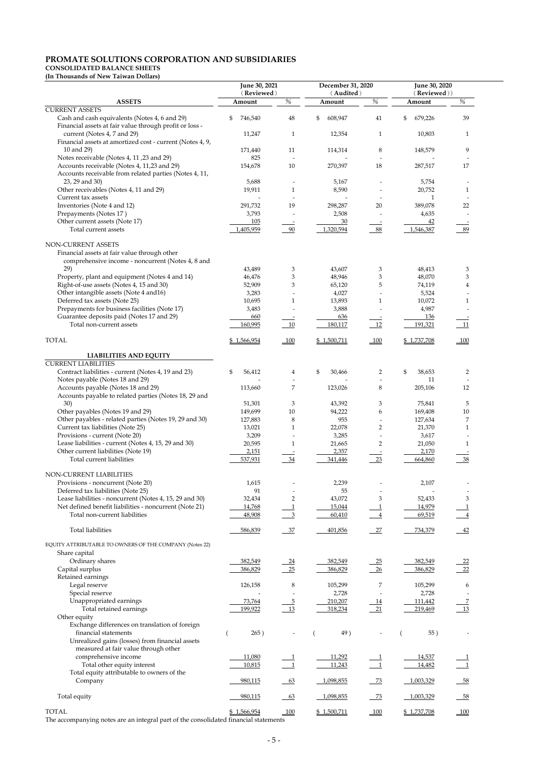# PROMATE SOLUTIONS CORPORATION AND SUBSIDIARIES

**CONSOLIDATED BALANCE SHEETS**

**(In Thousands of New Taiwan Dollars)**

| ASSETS | June 30, 2021 (Reviewed) Amount | % | December 31, 2020 (Audited) Amount | % | June 30, 2020 (Reviewed) Amount | % |
|---|---|---|---|---|---|---|
| CURRENT ASSETS | | | | | | |
| Cash and cash equivalents (Notes 4, 6 and 29) | $ 746,540 | 48 | $ 608,947 | 41 | $ 679,226 | 39 |
| Financial assets at fair value through profit or loss - current (Notes 4, 7 and 29) | 11,247 | 1 | 12,354 | 1 | 10,803 | 1 |
| Financial assets at amortized cost - current (Notes 4, 9, 10 and 29) | 171,440 | 11 | 114,314 | 8 | 148,579 | 9 |
| Notes receivable (Notes 4, 11 ,23 and 29) | 825 | - | - | - | - | - |
| Accounts receivable (Notes 4, 11,23 and 29) | 154,678 | 10 | 270,397 | 18 | 287,517 | 17 |
| Accounts receivable from related parties (Notes 4, 11, 23, 29 and 30) | 5,688 | - | 5,167 | - | 5,754 | - |
| Other receivables (Notes 4, 11 and 29) | 19,911 | 1 | 8,590 | - | 20,752 | 1 |
| Current tax assets | - | - | - | - | 1 | - |
| Inventories (Note 4 and 12) | 291,732 | 19 | 298,287 | 20 | 389,078 | 22 |
| Prepayments (Notes 17 ) | 3,793 | - | 2,508 | - | 4,635 | - |
| Other current assets (Note 17) | 105 | - | 30 | - | 42 | - |
| Total current assets | 1,405,959 | 90 | 1,320,594 | 88 | 1,546,387 | 89 |
| NON-CURRENT ASSETS | | | | | | |
| Financial assets at fair value through other comprehensive income - noncurrent (Notes 4, 8 and 29) | 43,489 | 3 | 43,607 | 3 | 48,413 | 3 |
| Property, plant and equipment (Notes 4 and 14) | 46,476 | 3 | 48,946 | 3 | 48,070 | 3 |
| Right-of-use assets (Notes 4, 15 and 30) | 52,909 | 3 | 65,120 | 5 | 74,119 | 4 |
| Other intangible assets (Note 4 and16) | 3,283 | - | 4,027 | - | 5,524 | - |
| Deferred tax assets (Note 25) | 10,695 | 1 | 13,893 | 1 | 10,072 | 1 |
| Prepayments for business facilities (Note 17) | 3,483 | - | 3,888 | - | 4,987 | - |
| Guarantee deposits paid (Notes 17 and 29) | 660 | - | 636 | - | 136 | - |
| Total non-current assets | 160,995 | 10 | 180,117 | 12 | 191,321 | 11 |
| TOTAL | $ 1,566,954 | 100 | $ 1,500,711 | 100 | $ 1,737,708 | 100 |
| **LIABILITIES AND EQUITY** | | | | | | |
| CURRENT LIABILITIES | | | | | | |
| Contract liabilities - current (Notes 4, 19 and 23) | $ 56,412 | 4 | $ 30,466 | 2 | $ 38,653 | 2 |
| Notes payable (Notes 18 and 29) | - | - | - | - | 11 | - |
| Accounts payable (Notes 18 and 29) | 113,660 | 7 | 123,026 | 8 | 205,106 | 12 |
| Accounts payable to related parties (Notes 18, 29 and 30) | 51,301 | 3 | 43,392 | 3 | 75,841 | 5 |
| Other payables (Notes 19 and 29) | 149,699 | 10 | 94,222 | 6 | 169,408 | 10 |
| Other payables - related parties (Notes 19, 29 and 30) | 127,883 | 8 | 955 | - | 127,634 | 7 |
| Current tax liabilities (Note 25) | 13,021 | 1 | 22,078 | 2 | 21,370 | 1 |
| Provisions - current (Note 20) | 3,209 | - | 3,285 | - | 3,617 | - |
| Lease liabilities - current (Notes 4, 15, 29 and 30) | 20,595 | 1 | 21,665 | 2 | 21,050 | 1 |
| Other current liabilities (Note 19) | 2,151 | - | 2,357 | - | 2,170 | - |
| Total current liabilities | 537,931 | 34 | 341,446 | 23 | 664,860 | 38 |
| NON-CURRENT LIABILITIES | | | | | | |
| Provisions - noncurrent (Note 20) | 1,615 | - | 2,239 | - | 2,107 | - |
| Deferred tax liabilities (Note 25) | 91 | - | 55 | - | - | - |
| Lease liabilities - noncurrent (Notes 4, 15, 29 and 30) | 32,434 | 2 | 43,072 | 3 | 52,433 | 3 |
| Net defined benefit liabilities - noncurrent (Note 21) | 14,768 | 1 | 15,044 | 1 | 14,979 | 1 |
| Total non-current liabilities | 48,908 | 3 | 60,410 | 4 | 69,519 | 4 |
| Total liabilities | 586,839 | 37 | 401,856 | 27 | 734,379 | 42 |
| EQUITY ATTRIBUTABLE TO OWNERS OF THE COMPANY (Notes 22) | | | | | | |
| Share capital | | | | | | |
| Ordinary shares | 382,549 | 24 | 382,549 | 25 | 382,549 | 22 |
| Capital surplus | 386,829 | 25 | 386,829 | 26 | 386,829 | 22 |
| Retained earnings | | | | | | |
| Legal reserve | 126,158 | 8 | 105,299 | 7 | 105,299 | 6 |
| Special reserve | - | - | 2,728 | - | 2,728 | - |
| Unappropriated earnings | 73,764 | 5 | 210,207 | 14 | 111,442 | 7 |
| Total retained earnings | 199,922 | 13 | 318,234 | 21 | 219,469 | 13 |
| Other equity | | | | | | |
| Exchange differences on translation of foreign financial statements | ( 265 ) | - | ( 49 ) | - | ( 55 ) | - |
| Unrealized gains (losses) from financial assets measured at fair value through other comprehensive income | 11,080 | 1 | 11,292 | 1 | 14,537 | 1 |
| Total other equity interest | 10,815 | 1 | 11,243 | 1 | 14,482 | 1 |
| Total equity attributable to owners of the Company | 980,115 | 63 | 1,098,855 | 73 | 1,003,329 | 58 |
| Total equity | 980,115 | 63 | 1,098,855 | 73 | 1,003,329 | 58 |
| TOTAL | $ 1,566,954 | 100 | $ 1,500,711 | 100 | $ 1,737,708 | 100 |

The accompanying notes are an integral part of the consolidated financial statements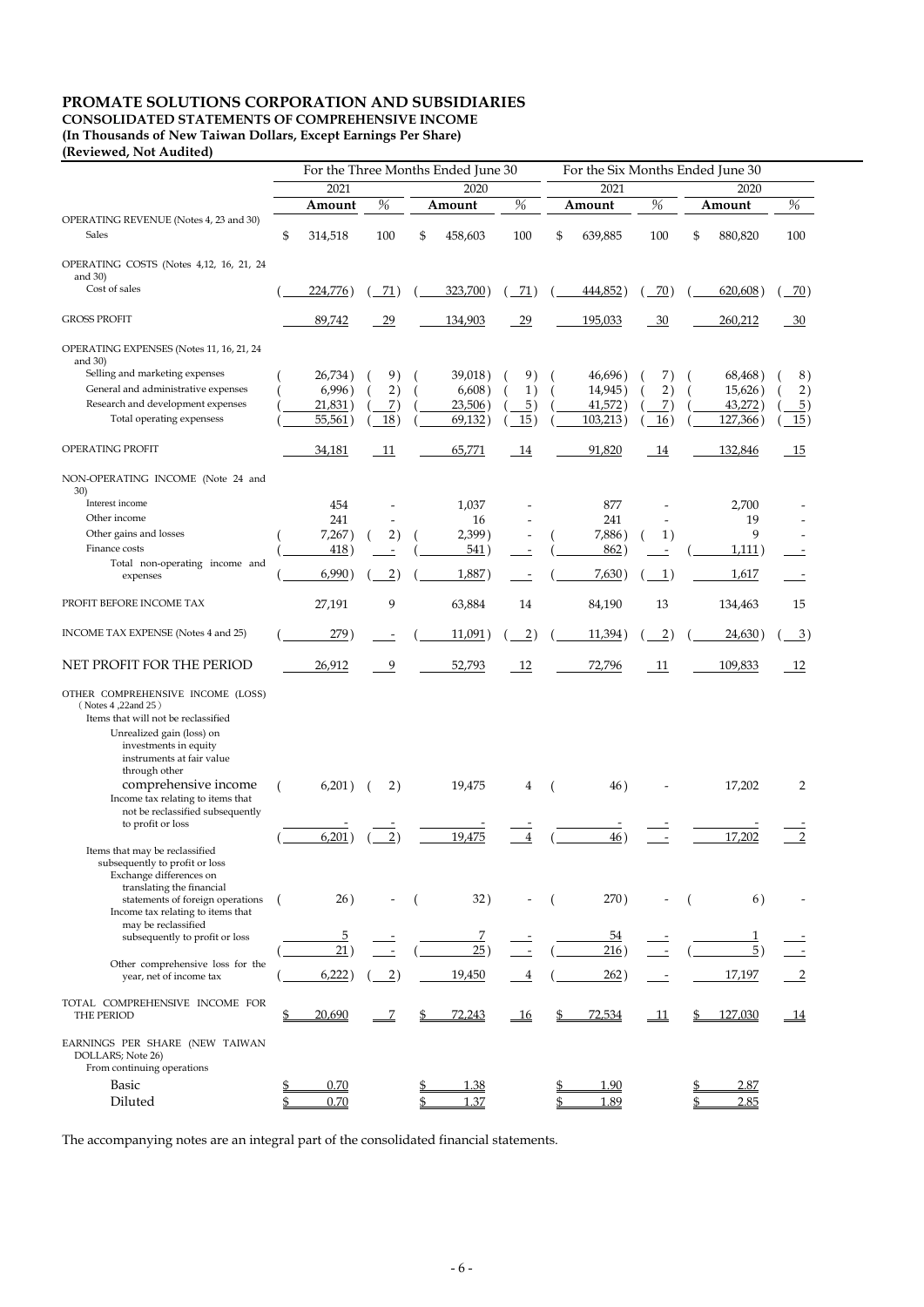# PROMATE SOLUTIONS CORPORATION AND SUBSIDIARIES

## CONSOLIDATED STATEMENTS OF COMPREHENSIVE INCOME

**(In Thousands of New Taiwan Dollars, Except Earnings Per Share)**

**(Reviewed, Not Audited)**

| | For the Three Months Ended June 30 | | | | For the Six Months Ended June 30 | | | |
|---|---|---|---|---|---|---|---|---|
| | 2021 | | 2020 | | 2021 | | 2020 | |
| | **Amount** | % | **Amount** | % | **Amount** | % | **Amount** | % |
| OPERATING REVENUE (Notes 4, 23 and 30) | | | | | | | | |
| Sales | $ 314,518 | 100 | $ 458,603 | 100 | $ 639,885 | 100 | $ 880,820 | 100 |
| OPERATING COSTS (Notes 4,12, 16, 21, 24 and 30) | | | | | | | | |
| Cost of sales | ( 224,776 ) | ( 71 ) | ( 323,700 ) | ( 71 ) | ( 444,852 ) | ( 70 ) | ( 620,608 ) | ( 70 ) |
| GROSS PROFIT | 89,742 | 29 | 134,903 | 29 | 195,033 | 30 | 260,212 | 30 |
| OPERATING EXPENSES (Notes 11, 16, 21, 24 and 30) | | | | | | | | |
| Selling and marketing expenses | ( 26,734 ) | ( 9 ) | ( 39,018 ) | ( 9 ) | ( 46,696 ) | ( 7 ) | ( 68,468 ) | ( 8 ) |
| General and administrative expenses | ( 6,996 ) | ( 2 ) | ( 6,608 ) | ( 1 ) | ( 14,945 ) | ( 2 ) | ( 15,626 ) | ( 2 ) |
| Research and development expenses | ( 21,831 ) | ( 7 ) | ( 23,506 ) | ( 5 ) | ( 41,572 ) | ( 7 ) | ( 43,272 ) | ( 5 ) |
| Total operating expensess | ( 55,561 ) | ( 18 ) | ( 69,132 ) | ( 15 ) | ( 103,213 ) | ( 16 ) | ( 127,366 ) | ( 15 ) |
| OPERATING PROFIT | 34,181 | 11 | 65,771 | 14 | 91,820 | 14 | 132,846 | 15 |
| NON-OPERATING INCOME (Note 24 and 30) | | | | | | | | |
| Interest income | 454 | - | 1,037 | - | 877 | - | 2,700 | - |
| Other income | 241 | - | 16 | - | 241 | - | 19 | - |
| Other gains and losses | ( 7,267 ) | ( 2 ) | ( 2,399 ) | - | ( 7,886 ) | ( 1 ) | 9 | - |
| Finance costs | ( 418 ) | - | ( 541 ) | - | ( 862 ) | - | ( 1,111 ) | - |
| Total non-operating income and expenses | ( 6,990 ) | ( 2 ) | ( 1,887 ) | - | ( 7,630 ) | ( 1 ) | 1,617 | - |
| PROFIT BEFORE INCOME TAX | 27,191 | 9 | 63,884 | 14 | 84,190 | 13 | 134,463 | 15 |
| INCOME TAX EXPENSE (Notes 4 and 25) | ( 279 ) | - | ( 11,091 ) | ( 2 ) | ( 11,394 ) | ( 2 ) | ( 24,630 ) | ( 3 ) |
| NET PROFIT FOR THE PERIOD | 26,912 | 9 | 52,793 | 12 | 72,796 | 11 | 109,833 | 12 |
| OTHER COMPREHENSIVE INCOME (LOSS) ( Notes 4 ,22and 25 ) | | | | | | | | |
| Items that will not be reclassified | | | | | | | | |
| Unrealized gain (loss) on investments in equity instruments at fair value through other comprehensive income | ( 6,201 ) | ( 2 ) | 19,475 | 4 | ( 46 ) | - | 17,202 | 2 |
| Income tax relating to items that not be reclassified subsequently to profit or loss | - | - | - | - | - | - | - | - |
| | ( 6,201 ) | ( 2 ) | 19,475 | 4 | ( 46 ) | - | 17,202 | 2 |
| Items that may be reclassified subsequently to profit or loss | | | | | | | | |
| Exchange differences on translating the financial statements of foreign operations | ( 26 ) | - | ( 32 ) | - | ( 270 ) | - | ( 6 ) | - |
| Income tax relating to items that may be reclassified subsequently to profit or loss | 5 | - | 7 | - | 54 | - | 1 | - |
| | ( 21 ) | - | ( 25 ) | - | ( 216 ) | - | ( 5 ) | - |
| Other comprehensive loss for the year, net of income tax | ( 6,222 ) | ( 2 ) | 19,450 | 4 | ( 262 ) | - | 17,197 | 2 |
| TOTAL COMPREHENSIVE INCOME FOR THE PERIOD | $ 20,690 | 7 | $ 72,243 | 16 | $ 72,534 | 11 | $ 127,030 | 14 |
| EARNINGS PER SHARE (NEW TAIWAN DOLLARS; Note 26) | | | | | | | | |
| From continuing operations | | | | | | | | |
| Basic | $ 0.70 | | $ 1.38 | | $ 1.90 | | $ 2.87 | |
| Diluted | $ 0.70 | | $ 1.37 | | $ 1.89 | | $ 2.85 | |

The accompanying notes are an integral part of the consolidated financial statements.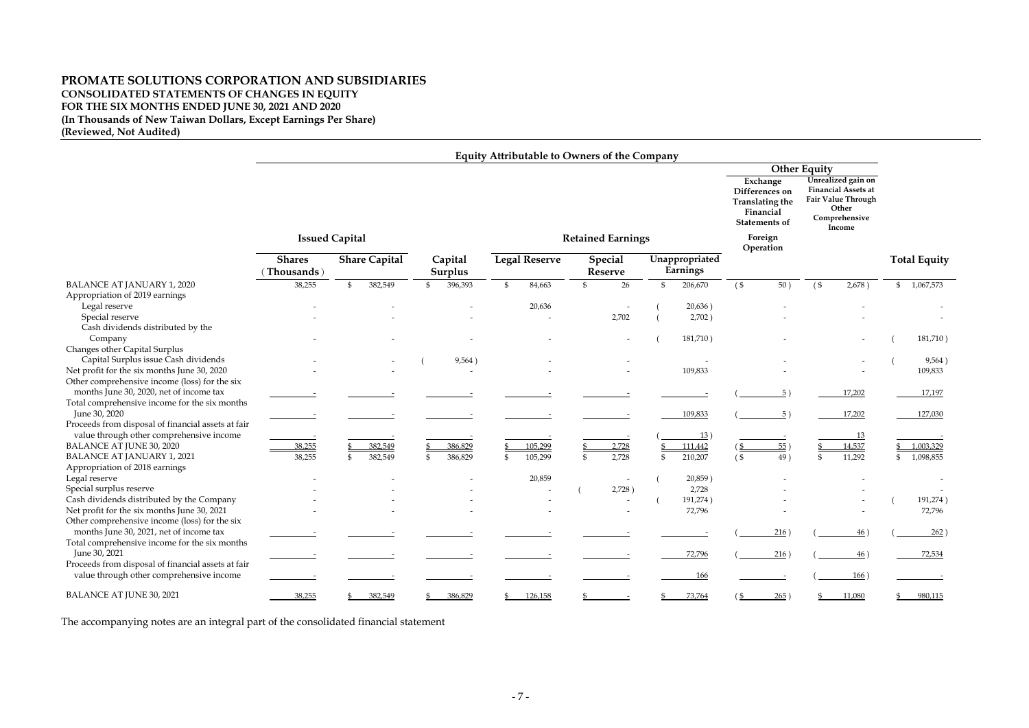# PROMATE SOLUTIONS CORPORATION AND SUBSIDIARIES

**CONSOLIDATED STATEMENTS OF CHANGES IN EQUITY**
**FOR THE SIX MONTHS ENDED JUNE 30, 2021 AND 2020**
**(In Thousands of New Taiwan Dollars, Except Earnings Per Share)**
**(Reviewed, Not Audited)**

| | Equity Attributable to Owners of the Company | | | | | | | | |
|---|---|---|---|---|---|---|---|---|---|
| | | | | | | | Other Equity | | |
| | Issued Capital | | | Retained Earnings | | | Exchange Differences on Translating the Financial Statements of Foreign Operation | Unrealized gain on Financial Assets at Fair Value Through Other Comprehensive Income | |
| | Shares (Thousands) | Share Capital | Capital Surplus | Legal Reserve | Special Reserve | Unappropriated Earnings | | | Total Equity |
| BALANCE AT JANUARY 1, 2020 | 38,255 | $ 382,549 | $ 396,393 | $ 84,663 | $ 26 | $ 206,670 | ($ 50) | ($ 2,678) | $ 1,067,573 |
| Appropriation of 2019 earnings | | | | | | | | | |
| Legal reserve | - | - | - | 20,636 | - | ( 20,636) | - | - | - |
| Special reserve | - | - | - | - | 2,702 | ( 2,702) | - | - | - |
| Cash dividends distributed by the Company | - | - | - | - | - | ( 181,710) | - | - | ( 181,710) |
| Changes other Capital Surplus | | | | | | | | | |
| Capital Surplus issue Cash dividends | - | - | ( 9,564) | - | - | - | - | - | ( 9,564) |
| Net profit for the six months June 30, 2020 | - | - | - | - | - | 109,833 | - | - | 109,833 |
| Other comprehensive income (loss) for the six months June 30, 2020, net of income tax | - | - | - | - | - | - | ( 5) | 17,202 | 17,197 |
| Total comprehensive income for the six months June 30, 2020 | - | - | - | - | - | 109,833 | ( 5) | 17,202 | 127,030 |
| Proceeds from disposal of financial assets at fair value through other comprehensive income | - | - | - | - | - | ( 13) | - | 13 | - |
| BALANCE AT JUNE 30, 2020 | 38,255 | $ 382,549 | $ 386,829 | $ 105,299 | $ 2,728 | $ 111,442 | ($ 55) | $ 14,537 | $ 1,003,329 |
| BALANCE AT JANUARY 1, 2021 | 38,255 | $ 382,549 | $ 386,829 | $ 105,299 | $ 2,728 | $ 210,207 | ($ 49) | $ 11,292 | $ 1,098,855 |
| Appropriation of 2018 earnings | | | | | | | | | |
| Legal reserve | - | - | - | 20,859 | - | ( 20,859) | - | - | - |
| Special surplus reserve | - | - | - | - | ( 2,728) | 2,728 | - | - | - |
| Cash dividends distributed by the Company | - | - | - | - | - | ( 191,274) | - | - | ( 191,274) |
| Net profit for the six months June 30, 2021 | - | - | - | - | - | 72,796 | - | - | 72,796 |
| Other comprehensive income (loss) for the six months June 30, 2021, net of income tax | - | - | - | - | - | - | ( 216) | ( 46) | ( 262) |
| Total comprehensive income for the six months June 30, 2021 | - | - | - | - | - | 72,796 | ( 216) | ( 46) | 72,534 |
| Proceeds from disposal of financial assets at fair value through other comprehensive income | - | - | - | - | - | 166 | - | ( 166) | - |
| BALANCE AT JUNE 30, 2021 | 38,255 | $ 382,549 | $ 386,829 | $ 126,158 | $ - | $ 73,764 | ($ 265) | $ 11,080 | $ 980,115 |

The accompanying notes are an integral part of the consolidated financial statement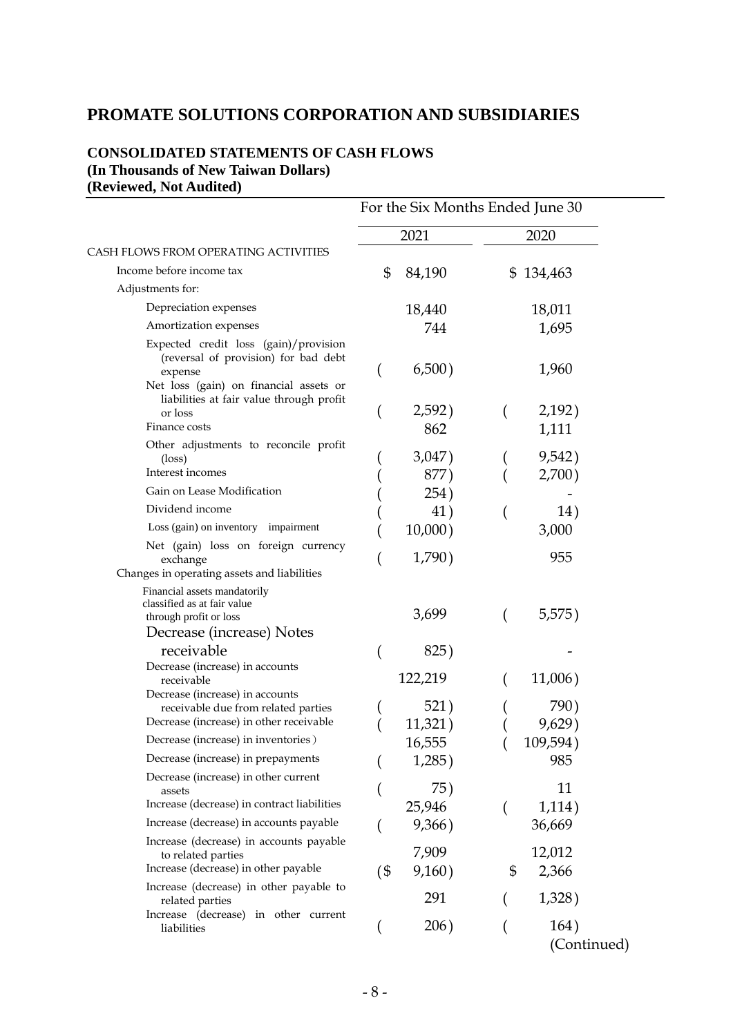# PROMATE SOLUTIONS CORPORATION AND SUBSIDIARIES

## CONSOLIDATED STATEMENTS OF CASH FLOWS
**(In Thousands of New Taiwan Dollars)**
**(Reviewed, Not Audited)**

| | For the Six Months Ended June 30 | |
|---|---|---|
| | 2021 | 2020 |
| CASH FLOWS FROM OPERATING ACTIVITIES | | |
| Income before income tax | $ 84,190 | $ 134,463 |
| Adjustments for: | | |
| Depreciation expenses | 18,440 | 18,011 |
| Amortization expenses | 744 | 1,695 |
| Expected credit loss (gain)/provision (reversal of provision) for bad debt expense | ( 6,500) | 1,960 |
| Net loss (gain) on financial assets or liabilities at fair value through profit or loss | ( 2,592) | ( 2,192) |
| Finance costs | 862 | 1,111 |
| Other adjustments to reconcile profit (loss) | ( 3,047) | ( 9,542) |
| Interest incomes | ( 877) | ( 2,700) |
| Gain on Lease Modification | ( 254) | - |
| Dividend income | ( 41) | ( 14) |
| Loss (gain) on inventory impairment | ( 10,000) | 3,000 |
| Net (gain) loss on foreign currency exchange | ( 1,790) | 955 |
| Changes in operating assets and liabilities | | |
| Financial assets mandatorily classified as at fair value through profit or loss | 3,699 | ( 5,575) |
| Decrease (increase) Notes receivable | ( 825) | - |
| Decrease (increase) in accounts receivable | 122,219 | ( 11,006) |
| Decrease (increase) in accounts receivable due from related parties | ( 521) | ( 790) |
| Decrease (increase) in other receivable | ( 11,321) | ( 9,629) |
| Decrease (increase) in inventories | 16,555 | ( 109,594) |
| Decrease (increase) in prepayments | ( 1,285) | 985 |
| Decrease (increase) in other current assets | ( 75) | 11 |
| Increase (decrease) in contract liabilities | 25,946 | ( 1,114) |
| Increase (decrease) in accounts payable | ( 9,366) | 36,669 |
| Increase (decrease) in accounts payable to related parties | 7,909 | 12,012 |
| Increase (decrease) in other payable | ($ 9,160) | $ 2,366 |
| Increase (decrease) in other payable to related parties | 291 | ( 1,328) |
| Increase (decrease) in other current liabilities | ( 206) | ( 164) |

(Continued)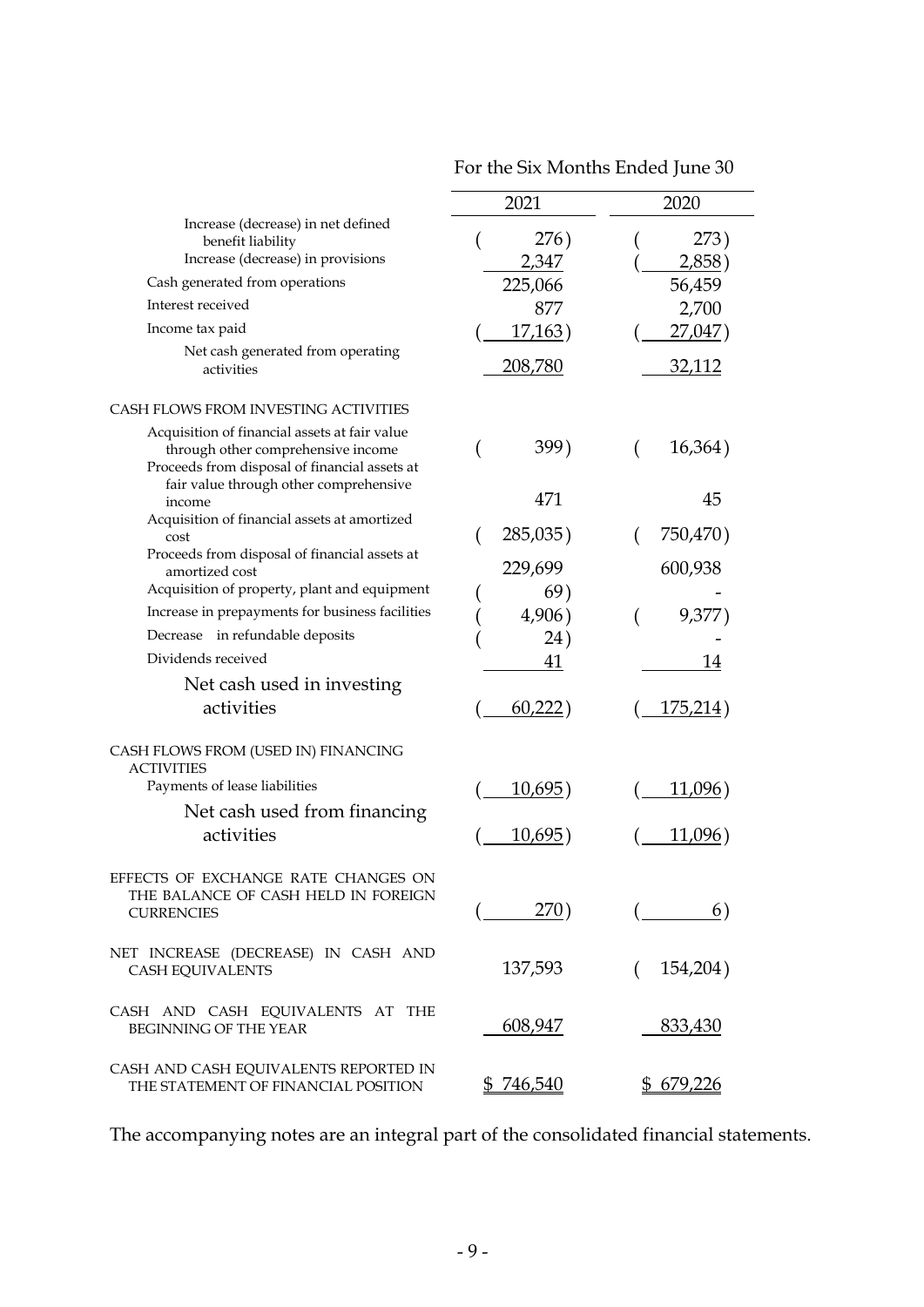| | For the Six Months Ended June 30 | |
|---|---|---|
| | 2021 | 2020 |
| Increase (decrease) in net defined benefit liability | ( 276) | ( 273) |
| Increase (decrease) in provisions | 2,347 | ( 2,858) |
| Cash generated from operations | 225,066 | 56,459 |
| Interest received | 877 | 2,700 |
| Income tax paid | ( 17,163) | ( 27,047) |
| Net cash generated from operating activities | 208,780 | 32,112 |
| | | |
| CASH FLOWS FROM INVESTING ACTIVITIES | | |
| Acquisition of financial assets at fair value through other comprehensive income | ( 399) | ( 16,364) |
| Proceeds from disposal of financial assets at fair value through other comprehensive income | 471 | 45 |
| Acquisition of financial assets at amortized cost | ( 285,035) | ( 750,470) |
| Proceeds from disposal of financial assets at amortized cost | 229,699 | 600,938 |
| Acquisition of property, plant and equipment | ( 69) | - |
| Increase in prepayments for business facilities | ( 4,906) | ( 9,377) |
| Decrease in refundable deposits | ( 24) | - |
| Dividends received | 41 | 14 |
| Net cash used in investing activities | ( 60,222) | ( 175,214) |
| | | |
| CASH FLOWS FROM (USED IN) FINANCING ACTIVITIES | | |
| Payments of lease liabilities | ( 10,695) | ( 11,096) |
| Net cash used from financing activities | ( 10,695) | ( 11,096) |
| | | |
| EFFECTS OF EXCHANGE RATE CHANGES ON THE BALANCE OF CASH HELD IN FOREIGN CURRENCIES | ( 270) | ( 6) |
| | | |
| NET INCREASE (DECREASE) IN CASH AND CASH EQUIVALENTS | 137,593 | ( 154,204) |
| | | |
| CASH AND CASH EQUIVALENTS AT THE BEGINNING OF THE YEAR | 608,947 | 833,430 |
| | | |
| CASH AND CASH EQUIVALENTS REPORTED IN THE STATEMENT OF FINANCIAL POSITION | $ 746,540 | $ 679,226 |

The accompanying notes are an integral part of the consolidated financial statements.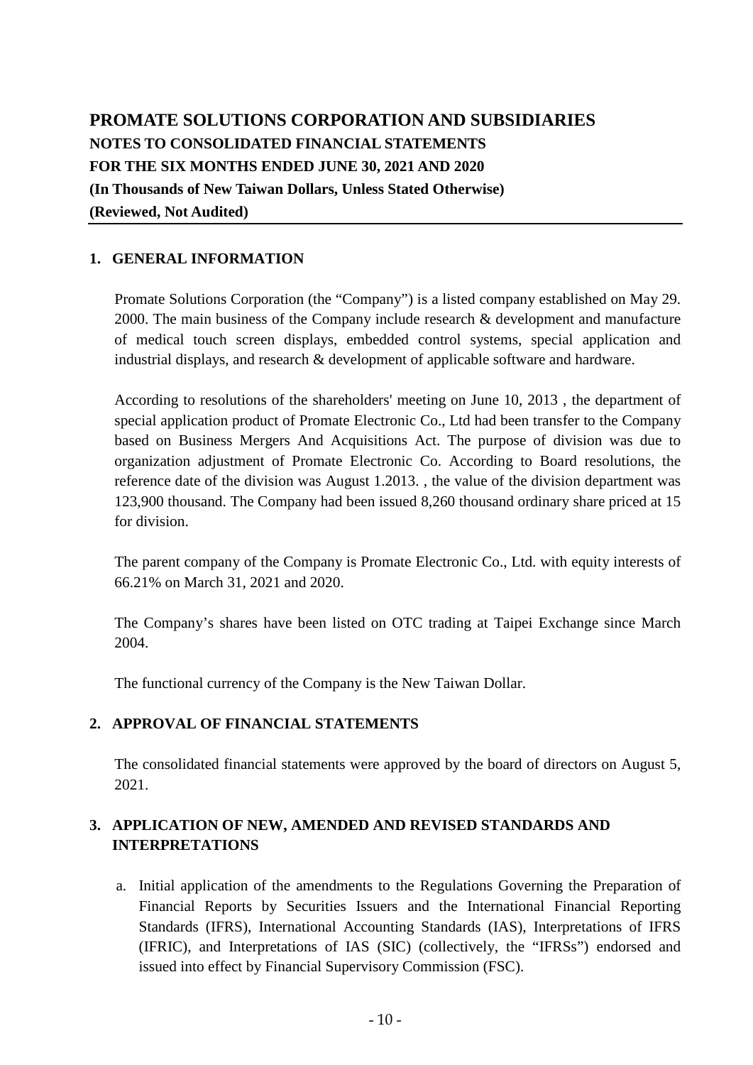# PROMATE SOLUTIONS CORPORATION AND SUBSIDIARIES

**NOTES TO CONSOLIDATED FINANCIAL STATEMENTS**
**FOR THE SIX MONTHS ENDED JUNE 30, 2021 AND 2020**
**(In Thousands of New Taiwan Dollars, Unless Stated Otherwise)**
**(Reviewed, Not Audited)**

## 1. GENERAL INFORMATION

Promate Solutions Corporation (the "Company") is a listed company established on May 29. 2000. The main business of the Company include research & development and manufacture of medical touch screen displays, embedded control systems, special application and industrial displays, and research & development of applicable software and hardware.

According to resolutions of the shareholders' meeting on June 10, 2013 , the department of special application product of Promate Electronic Co., Ltd had been transfer to the Company based on Business Mergers And Acquisitions Act. The purpose of division was due to organization adjustment of Promate Electronic Co. According to Board resolutions, the reference date of the division was August 1.2013. , the value of the division department was 123,900 thousand. The Company had been issued 8,260 thousand ordinary share priced at 15 for division.

The parent company of the Company is Promate Electronic Co., Ltd. with equity interests of 66.21% on March 31, 2021 and 2020.

The Company's shares have been listed on OTC trading at Taipei Exchange since March 2004.

The functional currency of the Company is the New Taiwan Dollar.

## 2. APPROVAL OF FINANCIAL STATEMENTS

The consolidated financial statements were approved by the board of directors on August 5, 2021.

## 3. APPLICATION OF NEW, AMENDED AND REVISED STANDARDS AND INTERPRETATIONS

a. Initial application of the amendments to the Regulations Governing the Preparation of Financial Reports by Securities Issuers and the International Financial Reporting Standards (IFRS), International Accounting Standards (IAS), Interpretations of IFRS (IFRIC), and Interpretations of IAS (SIC) (collectively, the "IFRSs") endorsed and issued into effect by Financial Supervisory Commission (FSC).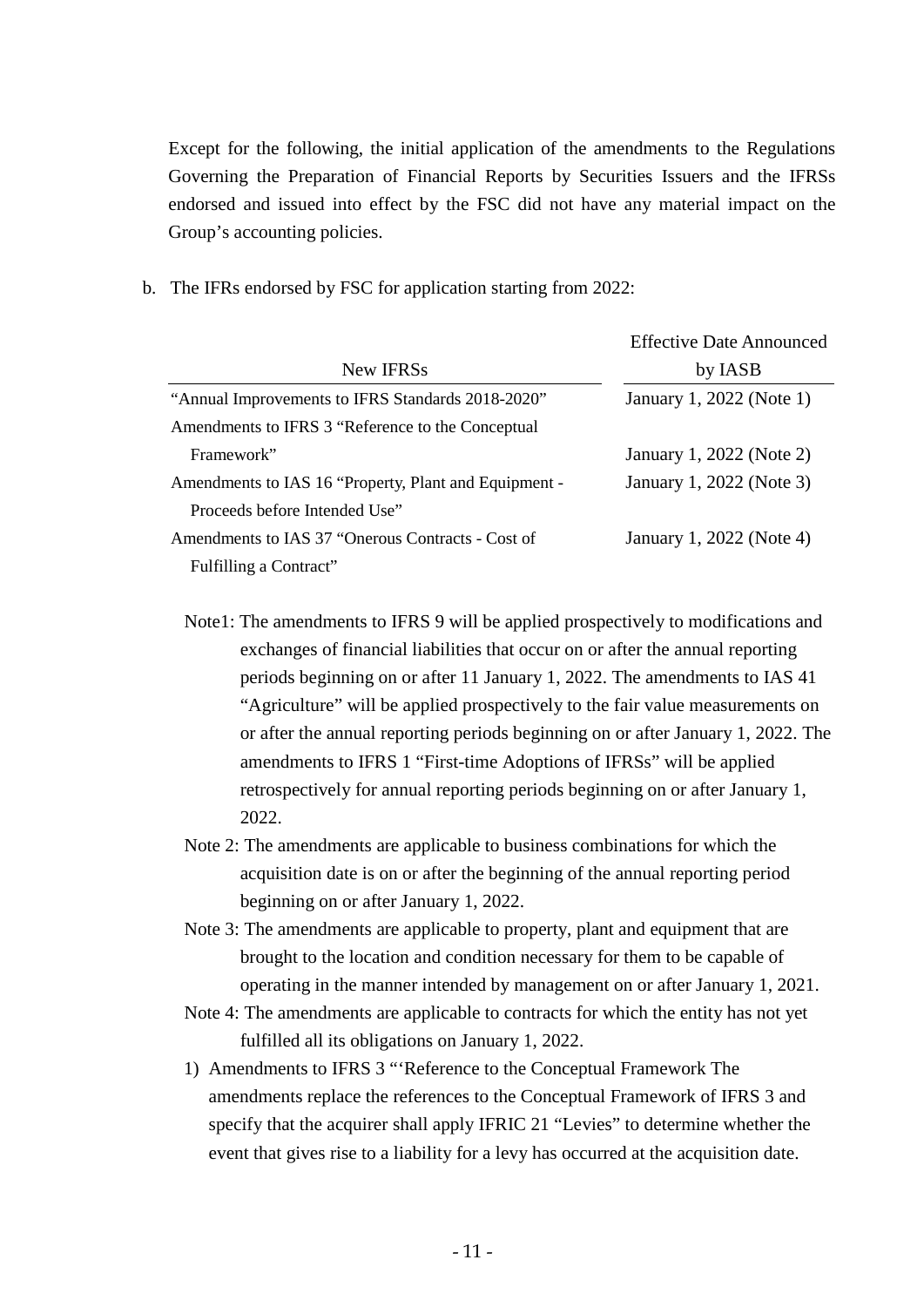Except for the following, the initial application of the amendments to the Regulations Governing the Preparation of Financial Reports by Securities Issuers and the IFRSs endorsed and issued into effect by the FSC did not have any material impact on the Group's accounting policies.

b. The IFRs endorsed by FSC for application starting from 2022:

| New IFRSs | Effective Date Announced by IASB |
|---|---|
| "Annual Improvements to IFRS Standards 2018-2020" | January 1, 2022 (Note 1) |
| Amendments to IFRS 3 "Reference to the Conceptual Framework" | January 1, 2022 (Note 2) |
| Amendments to IAS 16 "Property, Plant and Equipment - Proceeds before Intended Use" | January 1, 2022 (Note 3) |
| Amendments to IAS 37 "Onerous Contracts - Cost of Fulfilling a Contract" | January 1, 2022 (Note 4) |

Note1: The amendments to IFRS 9 will be applied prospectively to modifications and exchanges of financial liabilities that occur on or after the annual reporting periods beginning on or after 11 January 1, 2022. The amendments to IAS 41 "Agriculture" will be applied prospectively to the fair value measurements on or after the annual reporting periods beginning on or after January 1, 2022. The amendments to IFRS 1 "First-time Adoptions of IFRSs" will be applied retrospectively for annual reporting periods beginning on or after January 1, 2022.

Note 2: The amendments are applicable to business combinations for which the acquisition date is on or after the beginning of the annual reporting period beginning on or after January 1, 2022.

Note 3: The amendments are applicable to property, plant and equipment that are brought to the location and condition necessary for them to be capable of operating in the manner intended by management on or after January 1, 2021.

Note 4: The amendments are applicable to contracts for which the entity has not yet fulfilled all its obligations on January 1, 2022.

1) Amendments to IFRS 3 "'Reference to the Conceptual Framework The amendments replace the references to the Conceptual Framework of IFRS 3 and specify that the acquirer shall apply IFRIC 21 "Levies" to determine whether the event that gives rise to a liability for a levy has occurred at the acquisition date.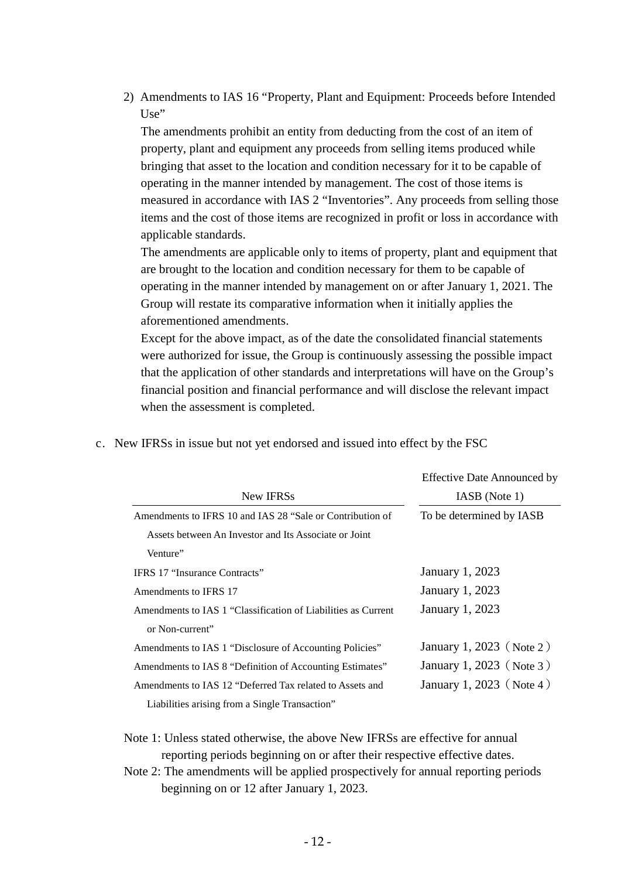2) Amendments to IAS 16 "Property, Plant and Equipment: Proceeds before Intended Use"

The amendments prohibit an entity from deducting from the cost of an item of property, plant and equipment any proceeds from selling items produced while bringing that asset to the location and condition necessary for it to be capable of operating in the manner intended by management. The cost of those items is measured in accordance with IAS 2 "Inventories". Any proceeds from selling those items and the cost of those items are recognized in profit or loss in accordance with applicable standards.

The amendments are applicable only to items of property, plant and equipment that are brought to the location and condition necessary for them to be capable of operating in the manner intended by management on or after January 1, 2021. The Group will restate its comparative information when it initially applies the aforementioned amendments.

Except for the above impact, as of the date the consolidated financial statements were authorized for issue, the Group is continuously assessing the possible impact that the application of other standards and interpretations will have on the Group's financial position and financial performance and will disclose the relevant impact when the assessment is completed.

c. New IFRSs in issue but not yet endorsed and issued into effect by the FSC

| New IFRSs | Effective Date Announced by IASB (Note 1) |
|---|---|
| Amendments to IFRS 10 and IAS 28 "Sale or Contribution of Assets between An Investor and Its Associate or Joint Venture" | To be determined by IASB |
| IFRS 17 "Insurance Contracts" | January 1, 2023 |
| Amendments to IFRS 17 | January 1, 2023 |
| Amendments to IAS 1 "Classification of Liabilities as Current or Non-current" | January 1, 2023 |
| Amendments to IAS 1 "Disclosure of Accounting Policies" | January 1, 2023（Note 2） |
| Amendments to IAS 8 "Definition of Accounting Estimates" | January 1, 2023（Note 3） |
| Amendments to IAS 12 "Deferred Tax related to Assets and Liabilities arising from a Single Transaction" | January 1, 2023（Note 4） |

Note 1: Unless stated otherwise, the above New IFRSs are effective for annual reporting periods beginning on or after their respective effective dates.

Note 2: The amendments will be applied prospectively for annual reporting periods beginning on or 12 after January 1, 2023.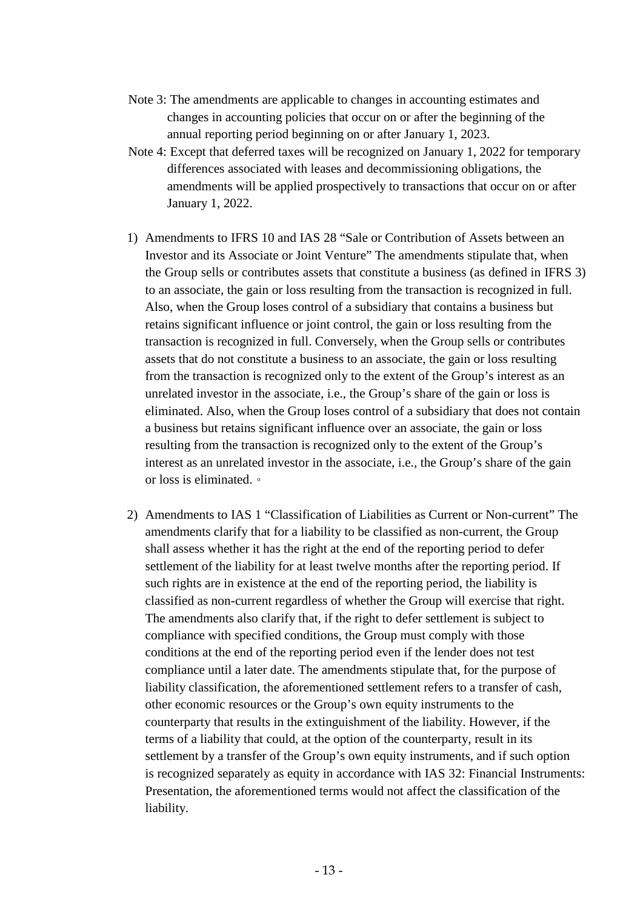Note 3: The amendments are applicable to changes in accounting estimates and changes in accounting policies that occur on or after the beginning of the annual reporting period beginning on or after January 1, 2023.

Note 4: Except that deferred taxes will be recognized on January 1, 2022 for temporary differences associated with leases and decommissioning obligations, the amendments will be applied prospectively to transactions that occur on or after January 1, 2022.

1) Amendments to IFRS 10 and IAS 28 "Sale or Contribution of Assets between an Investor and its Associate or Joint Venture" The amendments stipulate that, when the Group sells or contributes assets that constitute a business (as defined in IFRS 3) to an associate, the gain or loss resulting from the transaction is recognized in full. Also, when the Group loses control of a subsidiary that contains a business but retains significant influence or joint control, the gain or loss resulting from the transaction is recognized in full. Conversely, when the Group sells or contributes assets that do not constitute a business to an associate, the gain or loss resulting from the transaction is recognized only to the extent of the Group's interest as an unrelated investor in the associate, i.e., the Group's share of the gain or loss is eliminated. Also, when the Group loses control of a subsidiary that does not contain a business but retains significant influence over an associate, the gain or loss resulting from the transaction is recognized only to the extent of the Group's interest as an unrelated investor in the associate, i.e., the Group's share of the gain or loss is eliminated. 。

2) Amendments to IAS 1 "Classification of Liabilities as Current or Non-current" The amendments clarify that for a liability to be classified as non-current, the Group shall assess whether it has the right at the end of the reporting period to defer settlement of the liability for at least twelve months after the reporting period. If such rights are in existence at the end of the reporting period, the liability is classified as non-current regardless of whether the Group will exercise that right. The amendments also clarify that, if the right to defer settlement is subject to compliance with specified conditions, the Group must comply with those conditions at the end of the reporting period even if the lender does not test compliance until a later date. The amendments stipulate that, for the purpose of liability classification, the aforementioned settlement refers to a transfer of cash, other economic resources or the Group's own equity instruments to the counterparty that results in the extinguishment of the liability. However, if the terms of a liability that could, at the option of the counterparty, result in its settlement by a transfer of the Group's own equity instruments, and if such option is recognized separately as equity in accordance with IAS 32: Financial Instruments: Presentation, the aforementioned terms would not affect the classification of the liability.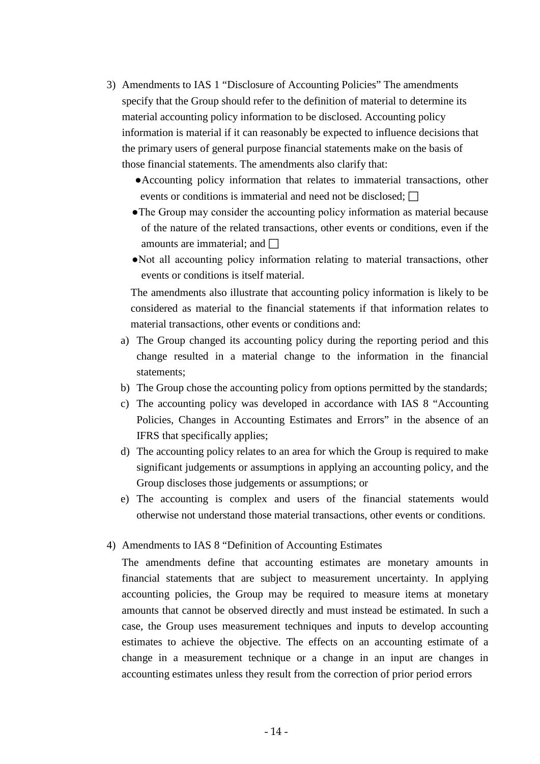3) Amendments to IAS 1 “Disclosure of Accounting Policies” The amendments specify that the Group should refer to the definition of material to determine its material accounting policy information to be disclosed. Accounting policy information is material if it can reasonably be expected to influence decisions that the primary users of general purpose financial statements make on the basis of those financial statements. The amendments also clarify that:

   - Accounting policy information that relates to immaterial transactions, other events or conditions is immaterial and need not be disclosed; □
   - The Group may consider the accounting policy information as material because of the nature of the related transactions, other events or conditions, even if the amounts are immaterial; and □
   - Not all accounting policy information relating to material transactions, other events or conditions is itself material.

   The amendments also illustrate that accounting policy information is likely to be considered as material to the financial statements if that information relates to material transactions, other events or conditions and:

   a) The Group changed its accounting policy during the reporting period and this change resulted in a material change to the information in the financial statements;
   b) The Group chose the accounting policy from options permitted by the standards;
   c) The accounting policy was developed in accordance with IAS 8 “Accounting Policies, Changes in Accounting Estimates and Errors” in the absence of an IFRS that specifically applies;
   d) The accounting policy relates to an area for which the Group is required to make significant judgements or assumptions in applying an accounting policy, and the Group discloses those judgements or assumptions; or
   e) The accounting is complex and users of the financial statements would otherwise not understand those material transactions, other events or conditions.

4) Amendments to IAS 8 “Definition of Accounting Estimates

   The amendments define that accounting estimates are monetary amounts in financial statements that are subject to measurement uncertainty. In applying accounting policies, the Group may be required to measure items at monetary amounts that cannot be observed directly and must instead be estimated. In such a case, the Group uses measurement techniques and inputs to develop accounting estimates to achieve the objective. The effects on an accounting estimate of a change in a measurement technique or a change in an input are changes in accounting estimates unless they result from the correction of prior period errors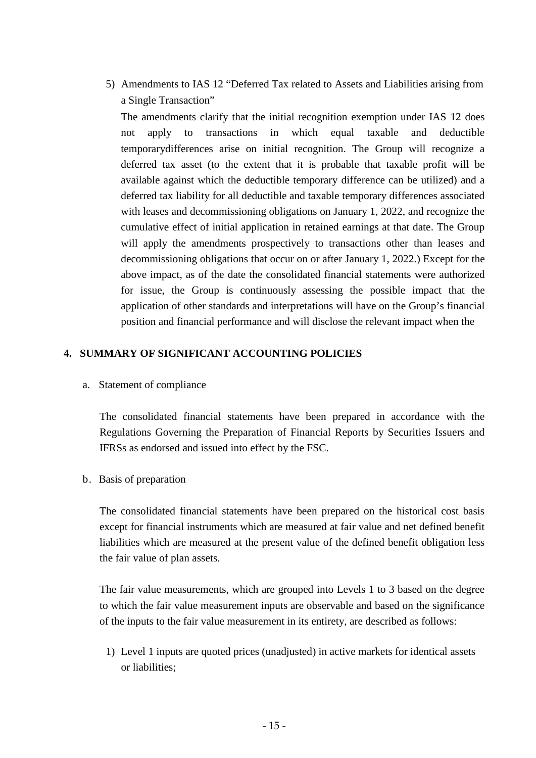5) Amendments to IAS 12 "Deferred Tax related to Assets and Liabilities arising from a Single Transaction"

   The amendments clarify that the initial recognition exemption under IAS 12 does not apply to transactions in which equal taxable and deductible temporarydifferences arise on initial recognition. The Group will recognize a deferred tax asset (to the extent that it is probable that taxable profit will be available against which the deductible temporary difference can be utilized) and a deferred tax liability for all deductible and taxable temporary differences associated with leases and decommissioning obligations on January 1, 2022, and recognize the cumulative effect of initial application in retained earnings at that date. The Group will apply the amendments prospectively to transactions other than leases and decommissioning obligations that occur on or after January 1, 2022.) Except for the above impact, as of the date the consolidated financial statements were authorized for issue, the Group is continuously assessing the possible impact that the application of other standards and interpretations will have on the Group's financial position and financial performance and will disclose the relevant impact when the

## 4. SUMMARY OF SIGNIFICANT ACCOUNTING POLICIES

a. Statement of compliance

The consolidated financial statements have been prepared in accordance with the Regulations Governing the Preparation of Financial Reports by Securities Issuers and IFRSs as endorsed and issued into effect by the FSC.

b. Basis of preparation

The consolidated financial statements have been prepared on the historical cost basis except for financial instruments which are measured at fair value and net defined benefit liabilities which are measured at the present value of the defined benefit obligation less the fair value of plan assets.

The fair value measurements, which are grouped into Levels 1 to 3 based on the degree to which the fair value measurement inputs are observable and based on the significance of the inputs to the fair value measurement in its entirety, are described as follows:

1) Level 1 inputs are quoted prices (unadjusted) in active markets for identical assets or liabilities;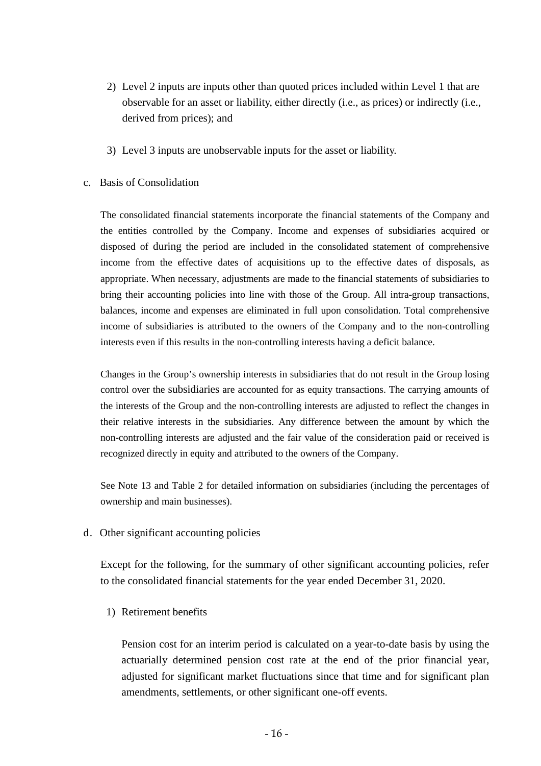2) Level 2 inputs are inputs other than quoted prices included within Level 1 that are observable for an asset or liability, either directly (i.e., as prices) or indirectly (i.e., derived from prices); and

3) Level 3 inputs are unobservable inputs for the asset or liability.

c. Basis of Consolidation

The consolidated financial statements incorporate the financial statements of the Company and the entities controlled by the Company. Income and expenses of subsidiaries acquired or disposed of during the period are included in the consolidated statement of comprehensive income from the effective dates of acquisitions up to the effective dates of disposals, as appropriate. When necessary, adjustments are made to the financial statements of subsidiaries to bring their accounting policies into line with those of the Group. All intra-group transactions, balances, income and expenses are eliminated in full upon consolidation. Total comprehensive income of subsidiaries is attributed to the owners of the Company and to the non-controlling interests even if this results in the non-controlling interests having a deficit balance.

Changes in the Group's ownership interests in subsidiaries that do not result in the Group losing control over the subsidiaries are accounted for as equity transactions. The carrying amounts of the interests of the Group and the non-controlling interests are adjusted to reflect the changes in their relative interests in the subsidiaries. Any difference between the amount by which the non-controlling interests are adjusted and the fair value of the consideration paid or received is recognized directly in equity and attributed to the owners of the Company.

See Note 13 and Table 2 for detailed information on subsidiaries (including the percentages of ownership and main businesses).

d. Other significant accounting policies

Except for the following, for the summary of other significant accounting policies, refer to the consolidated financial statements for the year ended December 31, 2020.

1) Retirement benefits

Pension cost for an interim period is calculated on a year-to-date basis by using the actuarially determined pension cost rate at the end of the prior financial year, adjusted for significant market fluctuations since that time and for significant plan amendments, settlements, or other significant one-off events.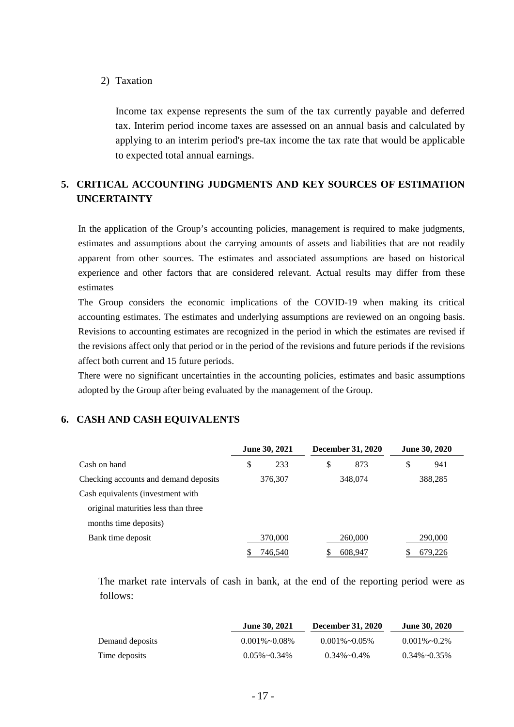2) Taxation

Income tax expense represents the sum of the tax currently payable and deferred tax. Interim period income taxes are assessed on an annual basis and calculated by applying to an interim period's pre-tax income the tax rate that would be applicable to expected total annual earnings.

## 5. CRITICAL ACCOUNTING JUDGMENTS AND KEY SOURCES OF ESTIMATION UNCERTAINTY

In the application of the Group's accounting policies, management is required to make judgments, estimates and assumptions about the carrying amounts of assets and liabilities that are not readily apparent from other sources. The estimates and associated assumptions are based on historical experience and other factors that are considered relevant. Actual results may differ from these estimates

The Group considers the economic implications of the COVID-19 when making its critical accounting estimates. The estimates and underlying assumptions are reviewed on an ongoing basis. Revisions to accounting estimates are recognized in the period in which the estimates are revised if the revisions affect only that period or in the period of the revisions and future periods if the revisions affect both current and 15 future periods.

There were no significant uncertainties in the accounting policies, estimates and basic assumptions adopted by the Group after being evaluated by the management of the Group.

## 6. CASH AND CASH EQUIVALENTS

| | June 30, 2021 | December 31, 2020 | June 30, 2020 |
|---|---|---|---|
| Cash on hand | $ 233 | $ 873 | $ 941 |
| Checking accounts and demand deposits | 376,307 | 348,074 | 388,285 |
| Cash equivalents (investment with original maturities less than three months time deposits) | | | |
| Bank time deposit | 370,000 | 260,000 | 290,000 |
| | $ 746,540 | $ 608,947 | $ 679,226 |

The market rate intervals of cash in bank, at the end of the reporting period were as follows:

| | June 30, 2021 | December 31, 2020 | June 30, 2020 |
|---|---|---|---|
| Demand deposits | 0.001%~0.08% | 0.001%~0.05% | 0.001%~0.2% |
| Time deposits | 0.05%~0.34% | 0.34%~0.4% | 0.34%~0.35% |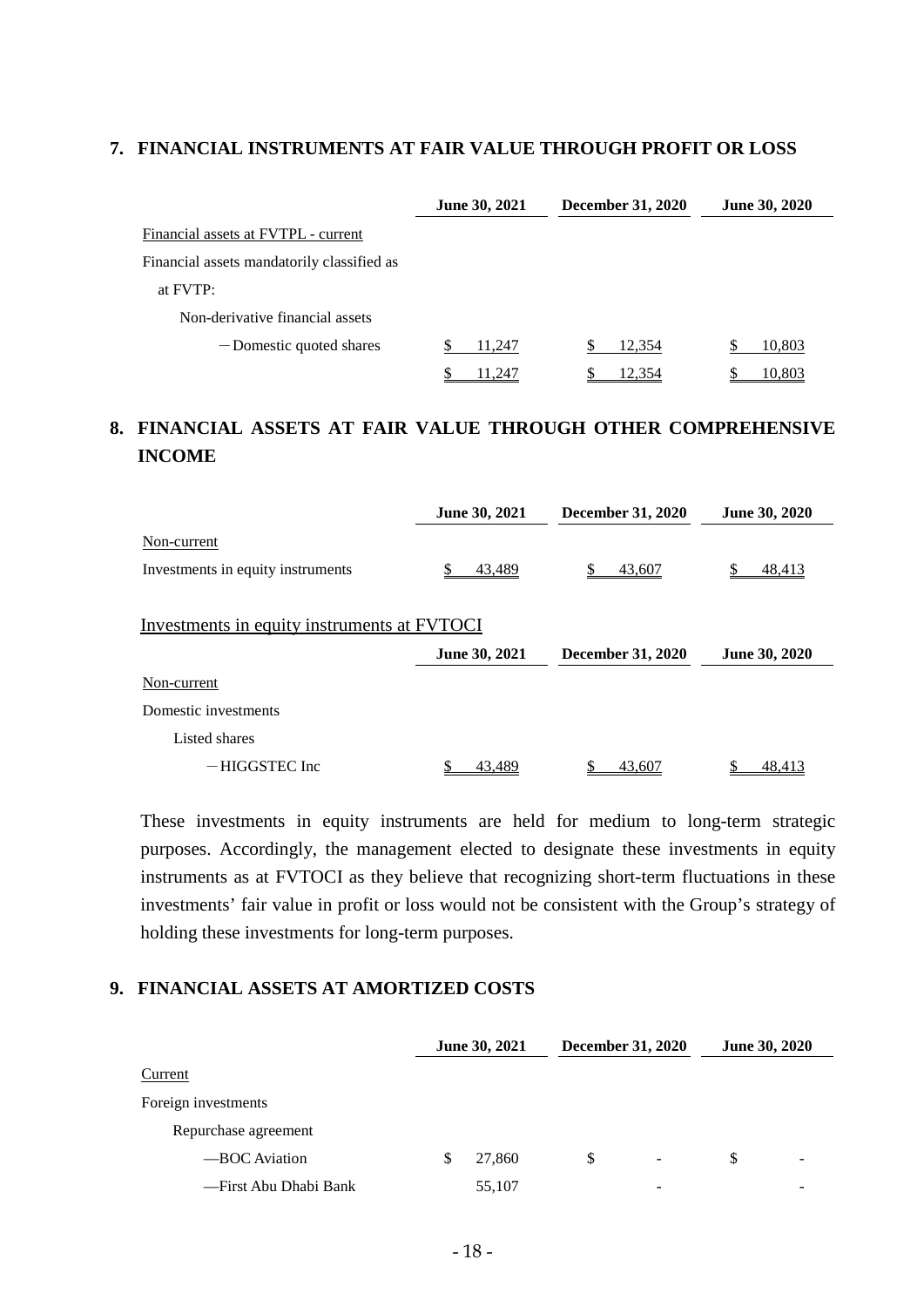## 7. FINANCIAL INSTRUMENTS AT FAIR VALUE THROUGH PROFIT OR LOSS

| | June 30, 2021 | December 31, 2020 | June 30, 2020 |
|---|---|---|---|
| Financial assets at FVTPL - current | | | |
| Financial assets mandatorily classified as at FVTP: | | | |
| Non-derivative financial assets | | | |
| －Domestic quoted shares | $ 11,247 | $ 12,354 | $ 10,803 |
| | $ 11,247 | $ 12,354 | $ 10,803 |

## 8. FINANCIAL ASSETS AT FAIR VALUE THROUGH OTHER COMPREHENSIVE INCOME

| | June 30, 2021 | December 31, 2020 | June 30, 2020 |
|---|---|---|---|
| Non-current | | | |
| Investments in equity instruments | $ 43,489 | $ 43,607 | $ 48,413 |

Investments in equity instruments at FVTOCI

| | June 30, 2021 | December 31, 2020 | June 30, 2020 |
|---|---|---|---|
| Non-current | | | |
| Domestic investments | | | |
| Listed shares | | | |
| －HIGGSTEC Inc | $ 43,489 | $ 43,607 | $ 48,413 |

These investments in equity instruments are held for medium to long-term strategic purposes. Accordingly, the management elected to designate these investments in equity instruments as at FVTOCI as they believe that recognizing short-term fluctuations in these investments' fair value in profit or loss would not be consistent with the Group's strategy of holding these investments for long-term purposes.

## 9. FINANCIAL ASSETS AT AMORTIZED COSTS

| | June 30, 2021 | December 31, 2020 | June 30, 2020 |
|---|---|---|---|
| Current | | | |
| Foreign investments | | | |
| Repurchase agreement | | | |
| —BOC Aviation | $ 27,860 | $ - | $ - |
| —First Abu Dhabi Bank | 55,107 | - | - |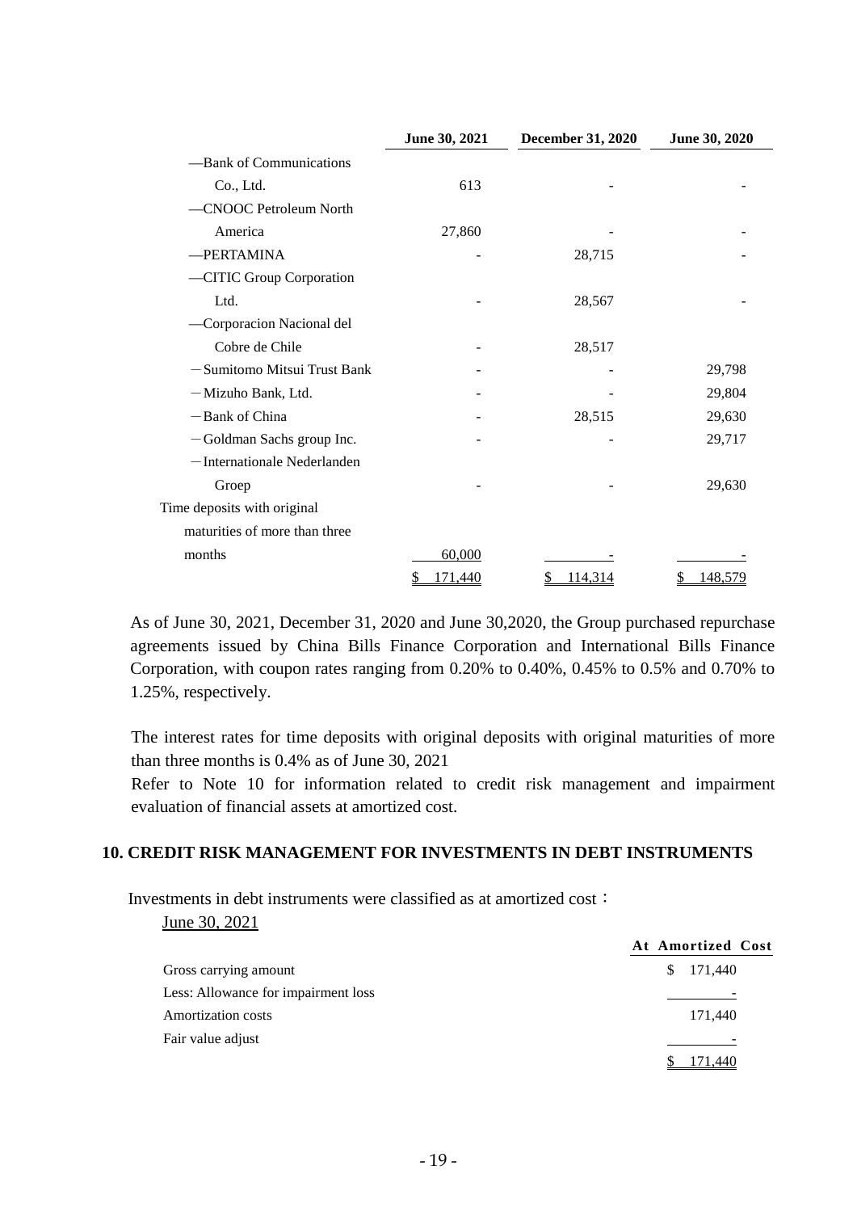| | June 30, 2021 | December 31, 2020 | June 30, 2020 |
|---|---|---|---|
| —Bank of Communications Co., Ltd. | 613 | - | - |
| —CNOOC Petroleum North America | 27,860 | - | - |
| —PERTAMINA | - | 28,715 | - |
| —CITIC Group Corporation Ltd. | - | 28,567 | - |
| —Corporacion Nacional del Cobre de Chile | - | 28,517 | - |
| －Sumitomo Mitsui Trust Bank | - | - | 29,798 |
| －Mizuho Bank, Ltd. | - | - | 29,804 |
| －Bank of China | - | 28,515 | 29,630 |
| －Goldman Sachs group Inc. | - | - | 29,717 |
| －Internationale Nederlanden Groep | - | - | 29,630 |
| Time deposits with original maturities of more than three months | 60,000 | - | - |
| | $ 171,440 | $ 114,314 | $ 148,579 |

As of June 30, 2021, December 31, 2020 and June 30,2020, the Group purchased repurchase agreements issued by China Bills Finance Corporation and International Bills Finance Corporation, with coupon rates ranging from 0.20% to 0.40%, 0.45% to 0.5% and 0.70% to 1.25%, respectively.

The interest rates for time deposits with original deposits with original maturities of more than three months is 0.4% as of June 30, 2021

Refer to Note 10 for information related to credit risk management and impairment evaluation of financial assets at amortized cost.

## 10. CREDIT RISK MANAGEMENT FOR INVESTMENTS IN DEBT INSTRUMENTS

Investments in debt instruments were classified as at amortized cost：

June 30, 2021

| | At Amortized Cost |
|---|---|
| Gross carrying amount | $ 171,440 |
| Less: Allowance for impairment loss | - |
| Amortization costs | 171,440 |
| Fair value adjust | - |
| | $ 171,440 |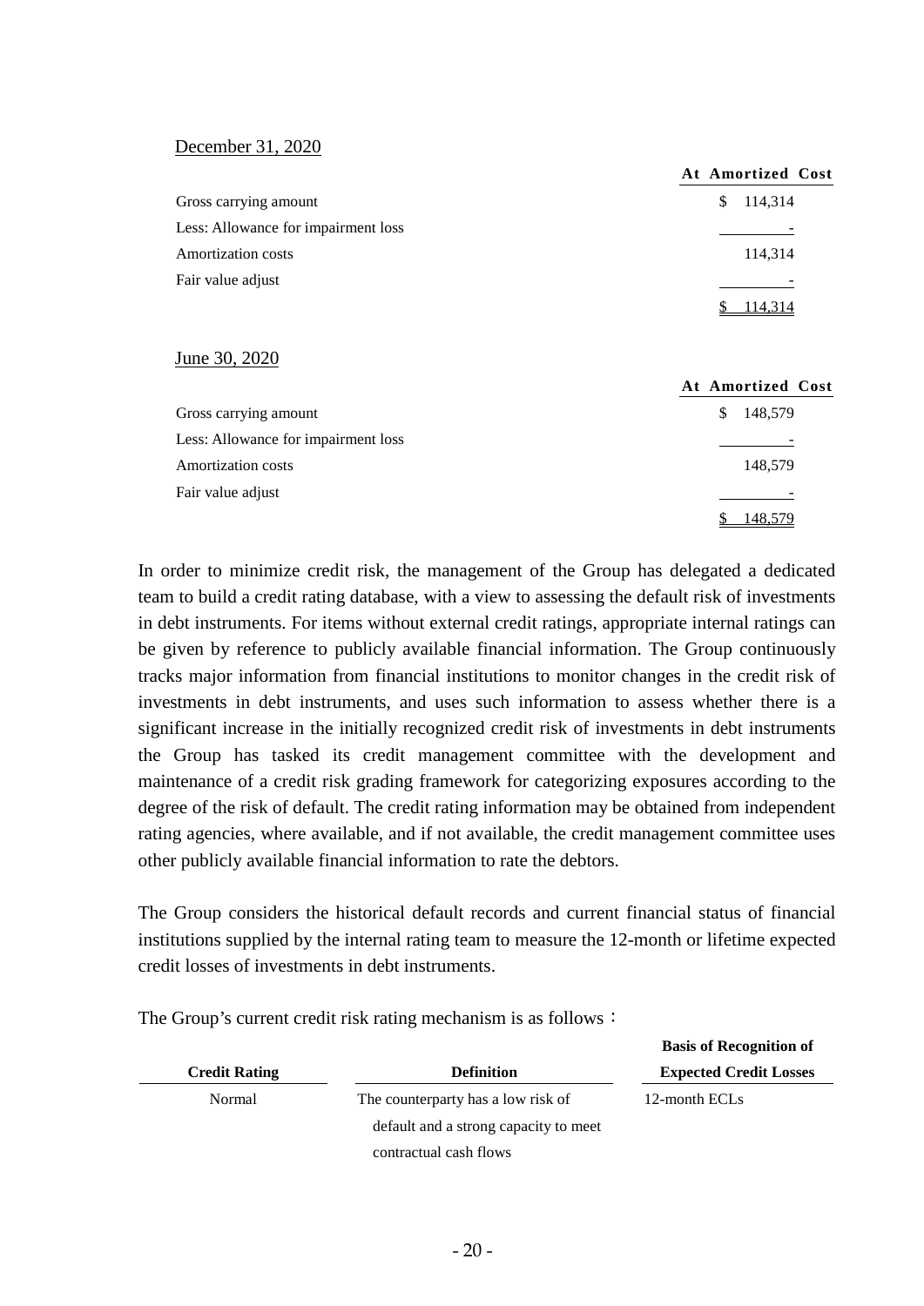December 31, 2020

| | At Amortized Cost |
|---|---|
| Gross carrying amount | $ 114,314 |
| Less: Allowance for impairment loss | - |
| Amortization costs | 114,314 |
| Fair value adjust | - |
| | $ 114,314 |

June 30, 2020

| | At Amortized Cost |
|---|---|
| Gross carrying amount | $ 148,579 |
| Less: Allowance for impairment loss | - |
| Amortization costs | 148,579 |
| Fair value adjust | - |
| | $ 148,579 |

In order to minimize credit risk, the management of the Group has delegated a dedicated team to build a credit rating database, with a view to assessing the default risk of investments in debt instruments. For items without external credit ratings, appropriate internal ratings can be given by reference to publicly available financial information. The Group continuously tracks major information from financial institutions to monitor changes in the credit risk of investments in debt instruments, and uses such information to assess whether there is a significant increase in the initially recognized credit risk of investments in debt instruments the Group has tasked its credit management committee with the development and maintenance of a credit risk grading framework for categorizing exposures according to the degree of the risk of default. The credit rating information may be obtained from independent rating agencies, where available, and if not available, the credit management committee uses other publicly available financial information to rate the debtors.

The Group considers the historical default records and current financial status of financial institutions supplied by the internal rating team to measure the 12-month or lifetime expected credit losses of investments in debt instruments.

The Group's current credit risk rating mechanism is as follows：

| Credit Rating | Definition | Basis of Recognition of Expected Credit Losses |
|---|---|---|
| Normal | The counterparty has a low risk of default and a strong capacity to meet contractual cash flows | 12-month ECLs |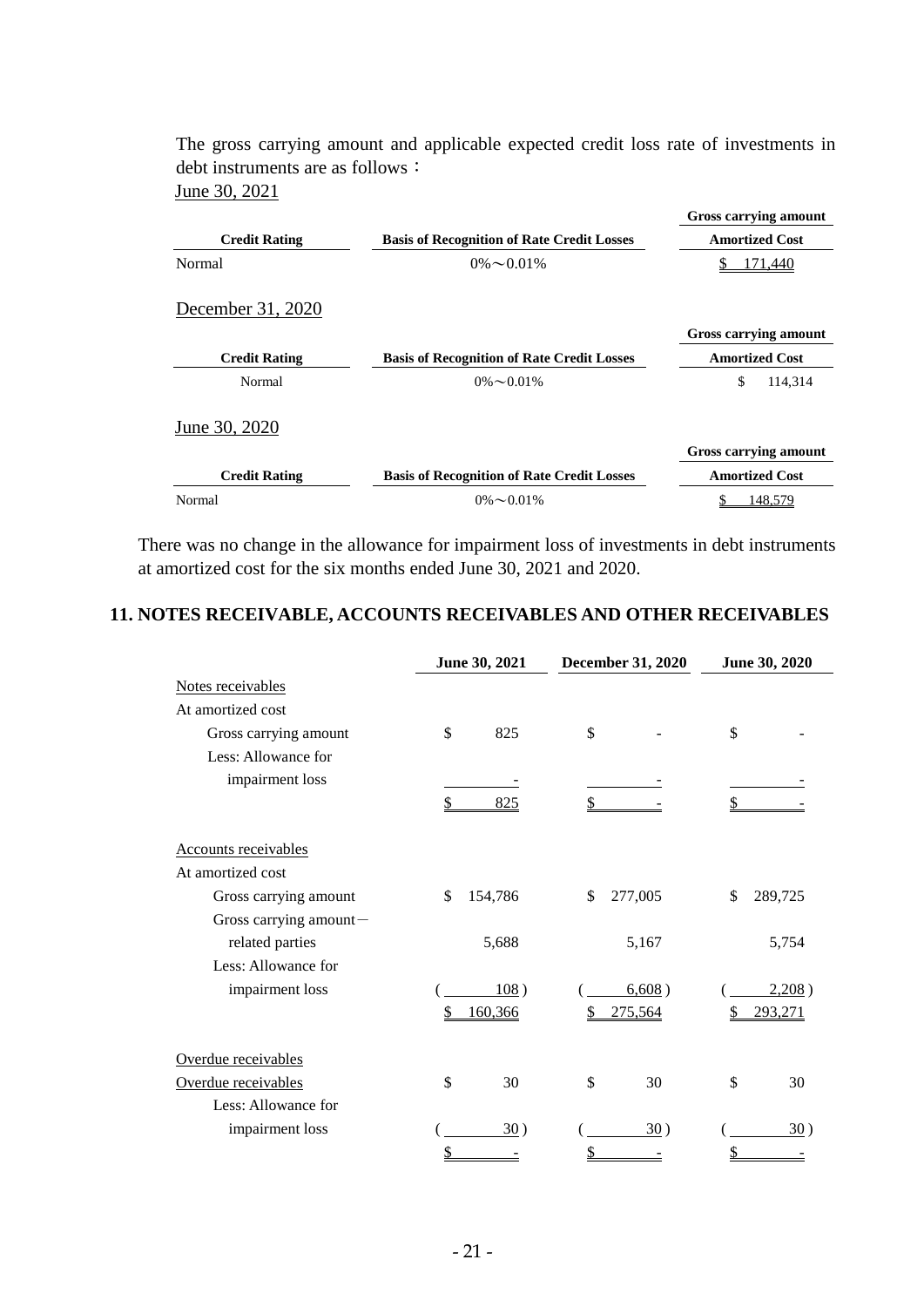The gross carrying amount and applicable expected credit loss rate of investments in debt instruments are as follows：

June 30, 2021

| Credit Rating | Basis of Recognition of Rate Credit Losses | Gross carrying amount Amortized Cost |
|---|---|---|
| Normal | 0%～0.01% | $ 171,440 |

December 31, 2020

| Credit Rating | Basis of Recognition of Rate Credit Losses | Gross carrying amount Amortized Cost |
|---|---|---|
| Normal | 0%～0.01% | $ 114,314 |

June 30, 2020

| Credit Rating | Basis of Recognition of Rate Credit Losses | Gross carrying amount Amortized Cost |
|---|---|---|
| Normal | 0%～0.01% | $ 148,579 |

There was no change in the allowance for impairment loss of investments in debt instruments at amortized cost for the six months ended June 30, 2021 and 2020.

## 11. NOTES RECEIVABLE, ACCOUNTS RECEIVABLES AND OTHER RECEIVABLES

| | June 30, 2021 | December 31, 2020 | June 30, 2020 |
|---|---|---|---|
| Notes receivables | | | |
| At amortized cost | | | |
| Gross carrying amount | $ 825 | $ - | $ - |
| Less: Allowance for impairment loss | - | - | - |
| | $ 825 | $ - | $ - |
| Accounts receivables | | | |
| At amortized cost | | | |
| Gross carrying amount | $ 154,786 | $ 277,005 | $ 289,725 |
| Gross carrying amount－related parties | 5,688 | 5,167 | 5,754 |
| Less: Allowance for impairment loss | ( 108 ) | ( 6,608 ) | ( 2,208 ) |
| | $ 160,366 | $ 275,564 | $ 293,271 |
| Overdue receivables | | | |
| Overdue receivables | $ 30 | $ 30 | $ 30 |
| Less: Allowance for impairment loss | ( 30 ) | ( 30 ) | ( 30 ) |
| | $ - | $ - | $ - |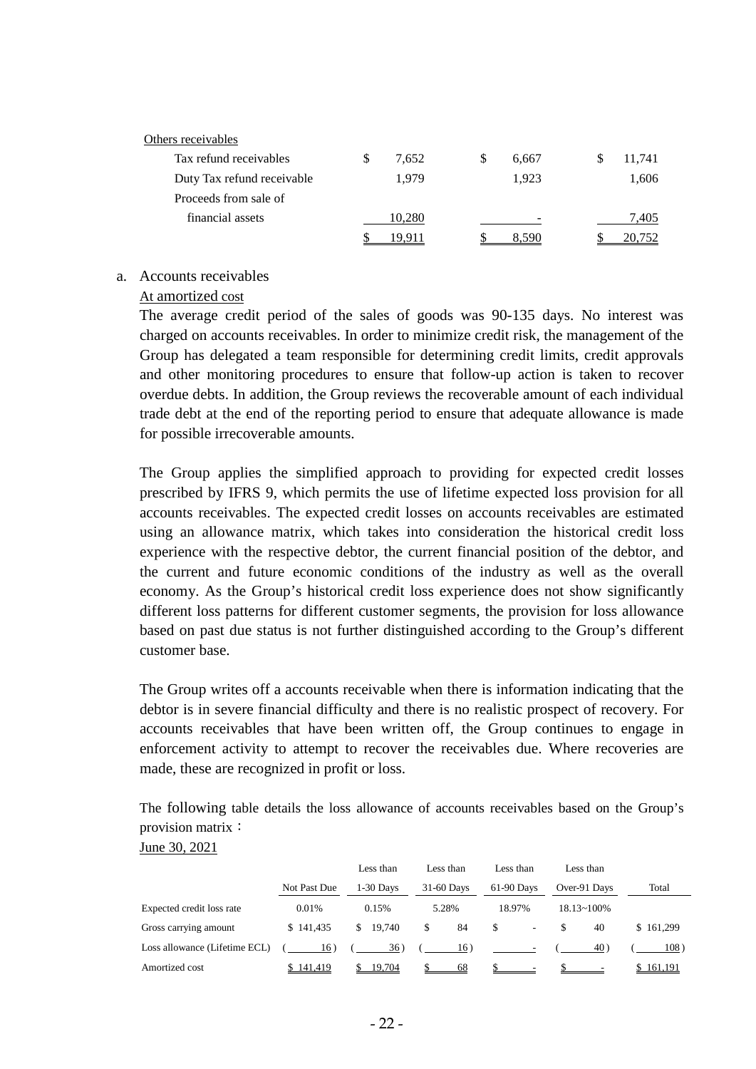| | | | |
|---|---|---|---|
| Others receivables | | | |
| Tax refund receivables | $ 7,652 | $ 6,667 | $ 11,741 |
| Duty Tax refund receivable | 1,979 | 1,923 | 1,606 |
| Proceeds from sale of financial assets | 10,280 | - | 7,405 |
| | $ 19,911 | $ 8,590 | $ 20,752 |

a. Accounts receivables

At amortized cost

The average credit period of the sales of goods was 90-135 days. No interest was charged on accounts receivables. In order to minimize credit risk, the management of the Group has delegated a team responsible for determining credit limits, credit approvals and other monitoring procedures to ensure that follow-up action is taken to recover overdue debts. In addition, the Group reviews the recoverable amount of each individual trade debt at the end of the reporting period to ensure that adequate allowance is made for possible irrecoverable amounts.

The Group applies the simplified approach to providing for expected credit losses prescribed by IFRS 9, which permits the use of lifetime expected loss provision for all accounts receivables. The expected credit losses on accounts receivables are estimated using an allowance matrix, which takes into consideration the historical credit loss experience with the respective debtor, the current financial position of the debtor, and the current and future economic conditions of the industry as well as the overall economy. As the Group's historical credit loss experience does not show significantly different loss patterns for different customer segments, the provision for loss allowance based on past due status is not further distinguished according to the Group's different customer base.

The Group writes off a accounts receivable when there is information indicating that the debtor is in severe financial difficulty and there is no realistic prospect of recovery. For accounts receivables that have been written off, the Group continues to engage in enforcement activity to attempt to recover the receivables due. Where recoveries are made, these are recognized in profit or loss.

The following table details the loss allowance of accounts receivables based on the Group's provision matrix：

June 30, 2021

| | Not Past Due | Less than 1-30 Days | Less than 31-60 Days | Less than 61-90 Days | Less than Over-91 Days | Total |
|---|---|---|---|---|---|---|
| Expected credit loss rate | 0.01% | 0.15% | 5.28% | 18.97% | 18.13~100% | |
| Gross carrying amount | $ 141,435 | $ 19,740 | $ 84 | $ - | $ 40 | $ 161,299 |
| Loss allowance (Lifetime ECL) | ( 16 ) | ( 36 ) | ( 16 ) | - | ( 40 ) | ( 108 ) |
| Amortized cost | $ 141,419 | $ 19,704 | $ 68 | $ - | $ - | $ 161,191 |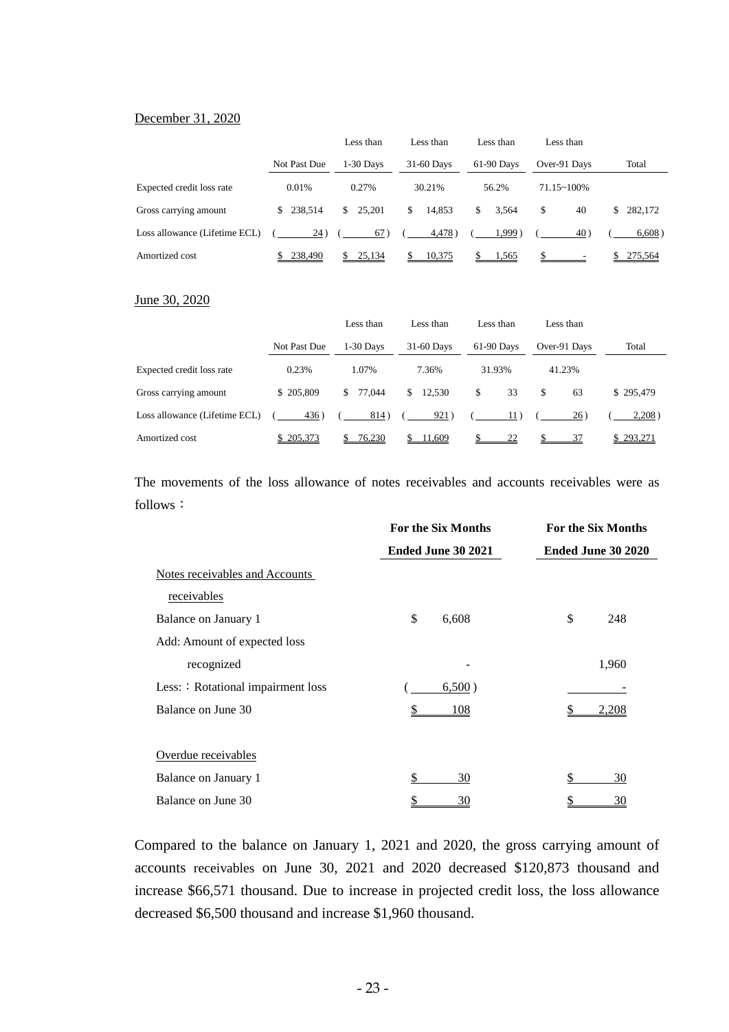December 31, 2020

| | Not Past Due | Less than 1-30 Days | Less than 31-60 Days | Less than 61-90 Days | Less than Over-91 Days | Total |
|---|---|---|---|---|---|---|
| Expected credit loss rate | 0.01% | 0.27% | 30.21% | 56.2% | 71.15~100% | |
| Gross carrying amount | $ 238,514 | $ 25,201 | $ 14,853 | $ 3,564 | $ 40 | $ 282,172 |
| Loss allowance (Lifetime ECL) | ( 24 ) | ( 67 ) | ( 4,478 ) | ( 1,999 ) | ( 40 ) | ( 6,608 ) |
| Amortized cost | $ 238,490 | $ 25,134 | $ 10,375 | $ 1,565 | $ - | $ 275,564 |

June 30, 2020

| | Not Past Due | Less than 1-30 Days | Less than 31-60 Days | Less than 61-90 Days | Less than Over-91 Days | Total |
|---|---|---|---|---|---|---|
| Expected credit loss rate | 0.23% | 1.07% | 7.36% | 31.93% | 41.23% | |
| Gross carrying amount | $ 205,809 | $ 77,044 | $ 12,530 | $ 33 | $ 63 | $ 295,479 |
| Loss allowance (Lifetime ECL) | ( 436 ) | ( 814 ) | ( 921 ) | ( 11 ) | ( 26 ) | ( 2,208 ) |
| Amortized cost | $ 205,373 | $ 76,230 | $ 11,609 | $ 22 | $ 37 | $ 293,271 |

The movements of the loss allowance of notes receivables and accounts receivables were as follows：

| | **For the Six Months Ended June 30 2021** | **For the Six Months Ended June 30 2020** |
|---|---|---|
| Notes receivables and Accounts receivables | | |
| Balance on January 1 | $ 6,608 | $ 248 |
| Add: Amount of expected loss recognized | - | 1,960 |
| Less:：Rotational impairment loss | ( 6,500 ) | - |
| Balance on June 30 | $ 108 | $ 2,208 |
| | | |
| Overdue receivables | | |
| Balance on January 1 | $ 30 | $ 30 |
| Balance on June 30 | $ 30 | $ 30 |

Compared to the balance on January 1, 2021 and 2020, the gross carrying amount of accounts receivables on June 30, 2021 and 2020 decreased $120,873 thousand and increase $66,571 thousand. Due to increase in projected credit loss, the loss allowance decreased $6,500 thousand and increase $1,960 thousand.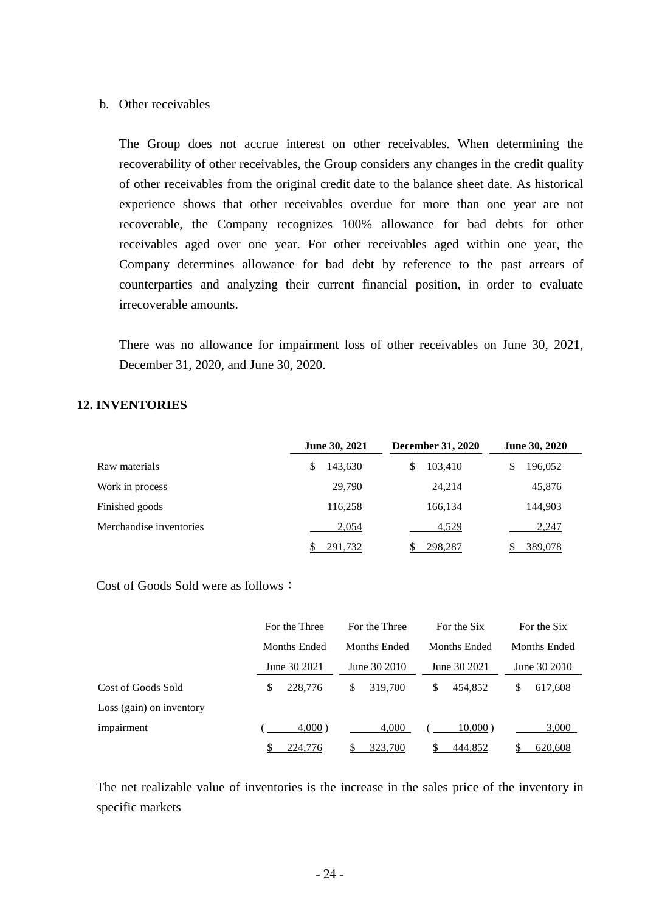b. Other receivables

The Group does not accrue interest on other receivables. When determining the recoverability of other receivables, the Group considers any changes in the credit quality of other receivables from the original credit date to the balance sheet date. As historical experience shows that other receivables overdue for more than one year are not recoverable, the Company recognizes 100% allowance for bad debts for other receivables aged over one year. For other receivables aged within one year, the Company determines allowance for bad debt by reference to the past arrears of counterparties and analyzing their current financial position, in order to evaluate irrecoverable amounts.

There was no allowance for impairment loss of other receivables on June 30, 2021, December 31, 2020, and June 30, 2020.

## 12. INVENTORIES

| | June 30, 2021 | December 31, 2020 | June 30, 2020 |
|---|---|---|---|
| Raw materials | $ 143,630 | $ 103,410 | $ 196,052 |
| Work in process | 29,790 | 24,214 | 45,876 |
| Finished goods | 116,258 | 166,134 | 144,903 |
| Merchandise inventories | 2,054 | 4,529 | 2,247 |
| | $ 291,732 | $ 298,287 | $ 389,078 |

Cost of Goods Sold were as follows：

| | For the Three Months Ended June 30 2021 | For the Three Months Ended June 30 2010 | For the Six Months Ended June 30 2021 | For the Six Months Ended June 30 2010 |
|---|---|---|---|---|
| Cost of Goods Sold | $ 228,776 | $ 319,700 | $ 454,852 | $ 617,608 |
| Loss (gain) on inventory impairment | ( 4,000 ) | 4,000 | ( 10,000 ) | 3,000 |
| | $ 224,776 | $ 323,700 | $ 444,852 | $ 620,608 |

The net realizable value of inventories is the increase in the sales price of the inventory in specific markets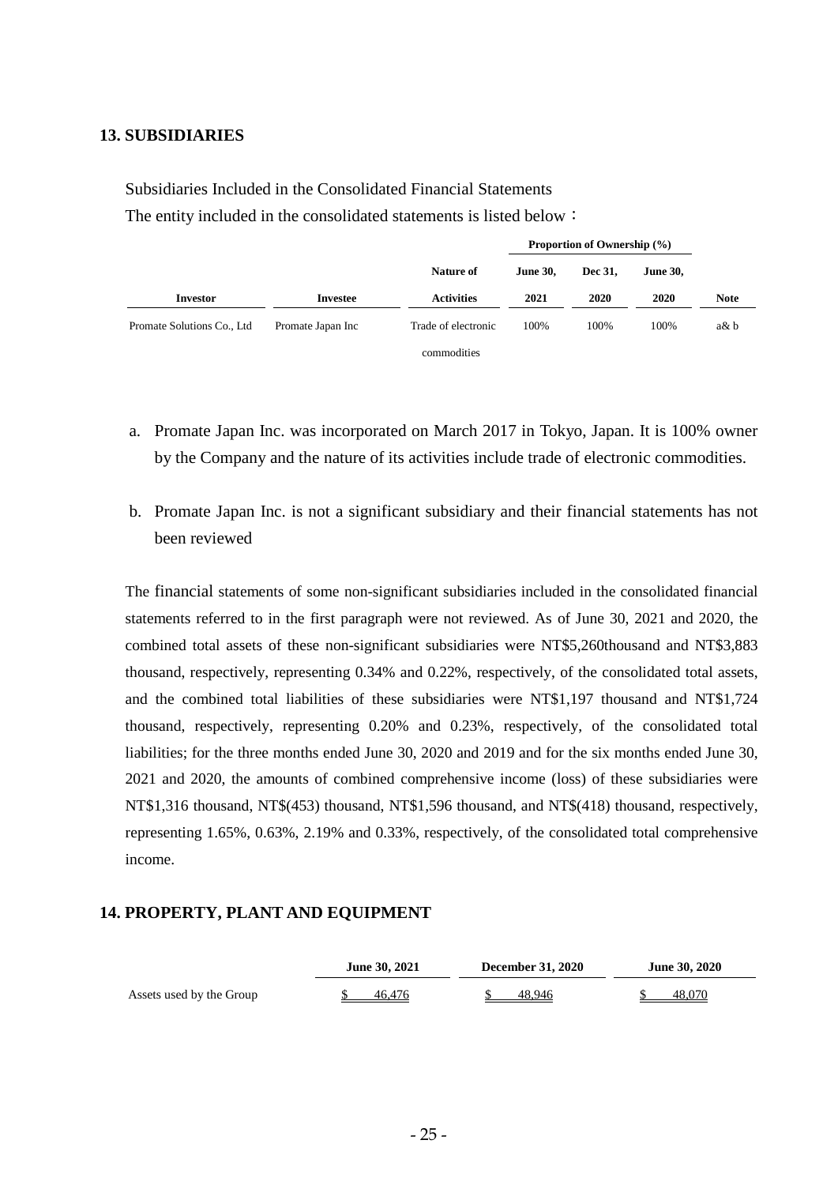## 13. SUBSIDIARIES

Subsidiaries Included in the Consolidated Financial Statements

The entity included in the consolidated statements is listed below：

| | | | Proportion of Ownership (%) | | | |
|---|---|---|---|---|---|---|
| **Investor** | **Investee** | **Nature of Activities** | **June 30, 2021** | **Dec 31, 2020** | **June 30, 2020** | **Note** |
| Promate Solutions Co., Ltd | Promate Japan Inc | Trade of electronic commodities | 100% | 100% | 100% | a& b |

a. Promate Japan Inc. was incorporated on March 2017 in Tokyo, Japan. It is 100% owner by the Company and the nature of its activities include trade of electronic commodities.

b. Promate Japan Inc. is not a significant subsidiary and their financial statements has not been reviewed

The financial statements of some non-significant subsidiaries included in the consolidated financial statements referred to in the first paragraph were not reviewed. As of June 30, 2021 and 2020, the combined total assets of these non-significant subsidiaries were NT$5,260thousand and NT$3,883 thousand, respectively, representing 0.34% and 0.22%, respectively, of the consolidated total assets, and the combined total liabilities of these subsidiaries were NT$1,197 thousand and NT$1,724 thousand, respectively, representing 0.20% and 0.23%, respectively, of the consolidated total liabilities; for the three months ended June 30, 2020 and 2019 and for the six months ended June 30, 2021 and 2020, the amounts of combined comprehensive income (loss) of these subsidiaries were NT$1,316 thousand, NT$(453) thousand, NT$1,596 thousand, and NT$(418) thousand, respectively, representing 1.65%, 0.63%, 2.19% and 0.33%, respectively, of the consolidated total comprehensive income.

## 14. PROPERTY, PLANT AND EQUIPMENT

| | June 30, 2021 | December 31, 2020 | June 30, 2020 |
|---|---|---|---|
| Assets used by the Group | $ 46,476 | $ 48,946 | $ 48,070 |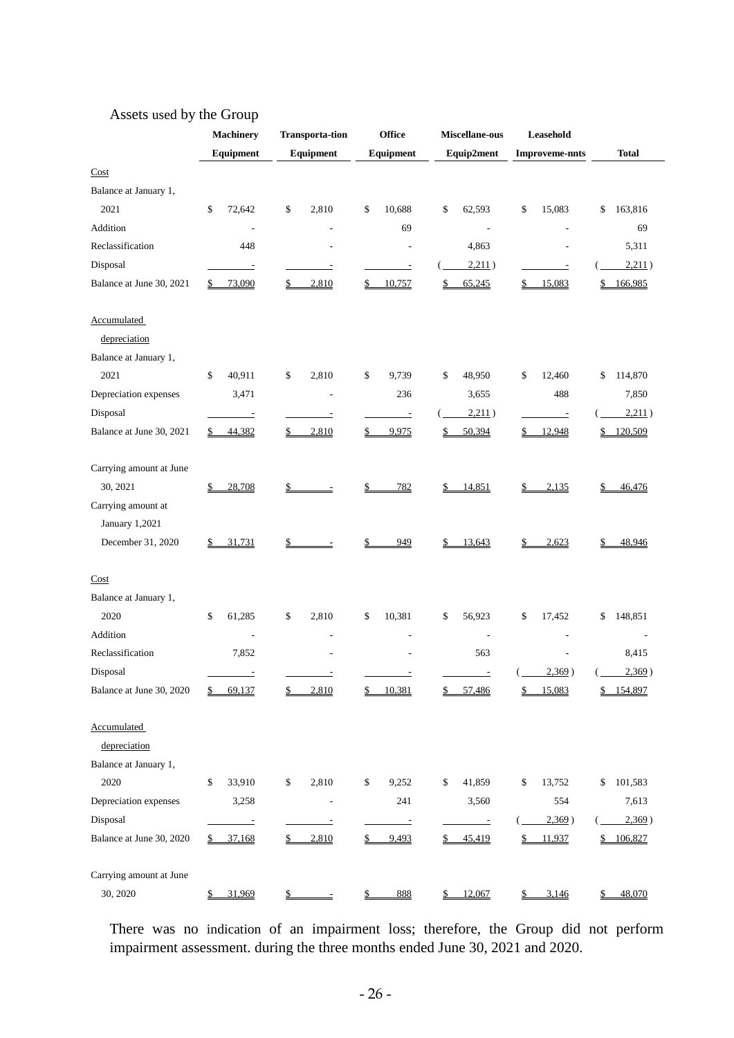Assets used by the Group

| | Machinery Equipment | Transporta-tion Equipment | Office Equipment | Miscellane-ous Equip2ment | Leasehold Improveme-nnts | Total |
|---|---|---|---|---|---|---|
| Cost | | | | | | |
| Balance at January 1, 2021 | $ 72,642 | $ 2,810 | $ 10,688 | $ 62,593 | $ 15,083 | $ 163,816 |
| Addition | - | - | 69 | - | - | 69 |
| Reclassification | 448 | - | - | 4,863 | - | 5,311 |
| Disposal | - | - | - | ( 2,211 ) | - | ( 2,211 ) |
| Balance at June 30, 2021 | $ 73,090 | $ 2,810 | $ 10,757 | $ 65,245 | $ 15,083 | $ 166,985 |
| | | | | | | |
| Accumulated depreciation | | | | | | |
| Balance at January 1, 2021 | $ 40,911 | $ 2,810 | $ 9,739 | $ 48,950 | $ 12,460 | $ 114,870 |
| Depreciation expenses | 3,471 | - | 236 | 3,655 | 488 | 7,850 |
| Disposal | - | - | - | ( 2,211 ) | - | ( 2,211 ) |
| Balance at June 30, 2021 | $ 44,382 | $ 2,810 | $ 9,975 | $ 50,394 | $ 12,948 | $ 120,509 |
| | | | | | | |
| Carrying amount at June 30, 2021 | $ 28,708 | $ - | $ 782 | $ 14,851 | $ 2,135 | $ 46,476 |
| Carrying amount at January 1,2021 December 31, 2020 | $ 31,731 | $ - | $ 949 | $ 13,643 | $ 2,623 | $ 48,946 |
| | | | | | | |
| Cost | | | | | | |
| Balance at January 1, 2020 | $ 61,285 | $ 2,810 | $ 10,381 | $ 56,923 | $ 17,452 | $ 148,851 |
| Addition | - | - | - | - | - | - |
| Reclassification | 7,852 | - | - | 563 | - | 8,415 |
| Disposal | - | - | - | - | ( 2,369 ) | ( 2,369 ) |
| Balance at June 30, 2020 | $ 69,137 | $ 2,810 | $ 10,381 | $ 57,486 | $ 15,083 | $ 154,897 |
| | | | | | | |
| Accumulated depreciation | | | | | | |
| Balance at January 1, 2020 | $ 33,910 | $ 2,810 | $ 9,252 | $ 41,859 | $ 13,752 | $ 101,583 |
| Depreciation expenses | 3,258 | - | 241 | 3,560 | 554 | 7,613 |
| Disposal | - | - | - | - | ( 2,369 ) | ( 2,369 ) |
| Balance at June 30, 2020 | $ 37,168 | $ 2,810 | $ 9,493 | $ 45,419 | $ 11,937 | $ 106,827 |
| | | | | | | |
| Carrying amount at June 30, 2020 | $ 31,969 | $ - | $ 888 | $ 12,067 | $ 3,146 | $ 48,070 |

There was no indication of an impairment loss; therefore, the Group did not perform impairment assessment. during the three months ended June 30, 2021 and 2020.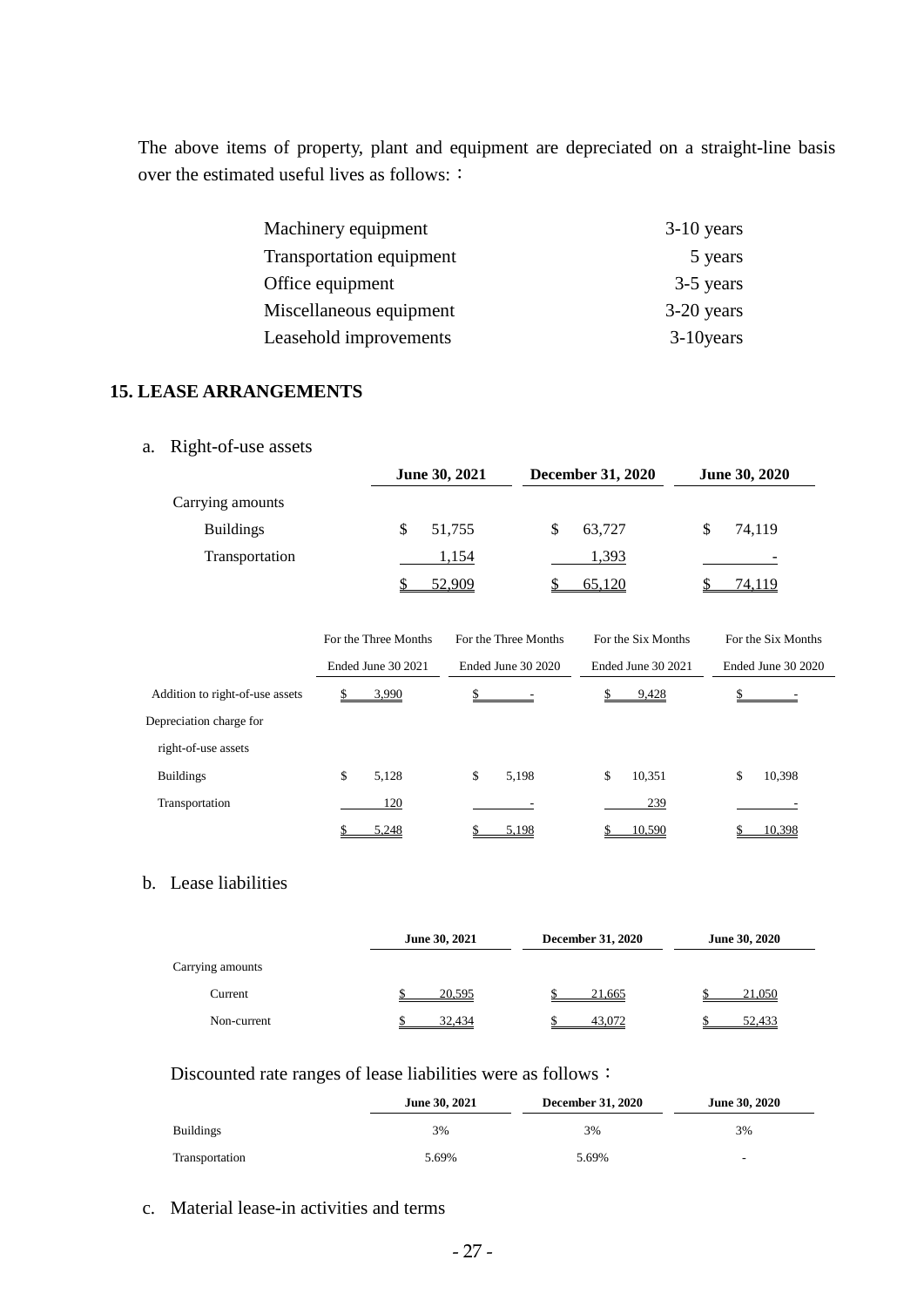The above items of property, plant and equipment are depreciated on a straight-line basis over the estimated useful lives as follows:：

| | |
|---|---|
| Machinery equipment | 3-10 years |
| Transportation equipment | 5 years |
| Office equipment | 3-5 years |
| Miscellaneous equipment | 3-20 years |
| Leasehold improvements | 3-10years |

## 15. LEASE ARRANGEMENTS

a. Right-of-use assets

| | June 30, 2021 | December 31, 2020 | June 30, 2020 |
|---|---|---|---|
| Carrying amounts | | | |
| Buildings | $ 51,755 | $ 63,727 | $ 74,119 |
| Transportation | 1,154 | 1,393 | - |
| | $ 52,909 | $ 65,120 | $ 74,119 |

| | For the Three Months Ended June 30 2021 | For the Three Months Ended June 30 2020 | For the Six Months Ended June 30 2021 | For the Six Months Ended June 30 2020 |
|---|---|---|---|---|
| Addition to right-of-use assets | $ 3,990 | $ - | $ 9,428 | $ - |
| Depreciation charge for right-of-use assets | | | | |
| Buildings | $ 5,128 | $ 5,198 | $ 10,351 | $ 10,398 |
| Transportation | 120 | - | 239 | - |
| | $ 5,248 | $ 5,198 | $ 10,590 | $ 10,398 |

b. Lease liabilities

| | June 30, 2021 | December 31, 2020 | June 30, 2020 |
|---|---|---|---|
| Carrying amounts | | | |
| Current | $ 20,595 | $ 21,665 | $ 21,050 |
| Non-current | $ 32,434 | $ 43,072 | $ 52,433 |

Discounted rate ranges of lease liabilities were as follows：

| | June 30, 2021 | December 31, 2020 | June 30, 2020 |
|---|---|---|---|
| Buildings | 3% | 3% | 3% |
| Transportation | 5.69% | 5.69% | - |

c. Material lease-in activities and terms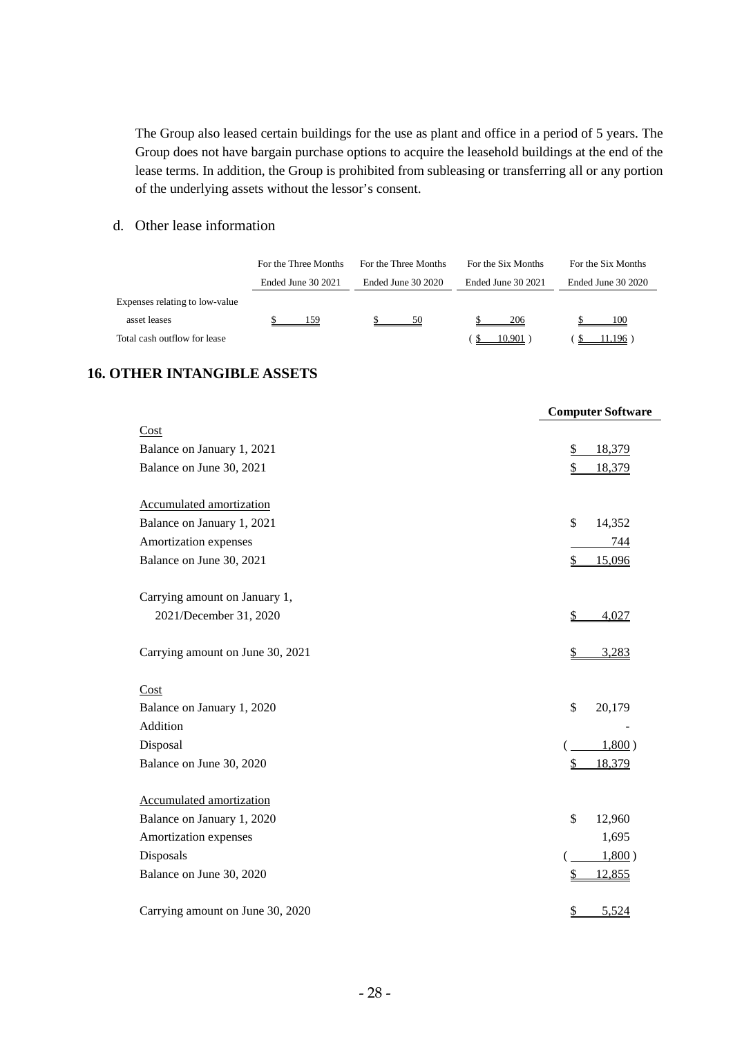The Group also leased certain buildings for the use as plant and office in a period of 5 years. The Group does not have bargain purchase options to acquire the leasehold buildings at the end of the lease terms. In addition, the Group is prohibited from subleasing or transferring all or any portion of the underlying assets without the lessor's consent.

d. Other lease information

| | For the Three Months Ended June 30 2021 | For the Three Months Ended June 30 2020 | For the Six Months Ended June 30 2021 | For the Six Months Ended June 30 2020 |
|---|---|---|---|---|
| Expenses relating to low-value asset leases | $ 159 | $ 50 | $ 206 | $ 100 |
| Total cash outflow for lease | | | ( $ 10,901 ) | ( $ 11,196 ) |

## 16. OTHER INTANGIBLE ASSETS

| | Computer Software |
|---|---|
| Cost | |
| Balance on January 1, 2021 | $ 18,379 |
| Balance on June 30, 2021 | $ 18,379 |
| | |
| Accumulated amortization | |
| Balance on January 1, 2021 | $ 14,352 |
| Amortization expenses | 744 |
| Balance on June 30, 2021 | $ 15,096 |
| | |
| Carrying amount on January 1, 2021/December 31, 2020 | $ 4,027 |
| | |
| Carrying amount on June 30, 2021 | $ 3,283 |
| | |
| Cost | |
| Balance on January 1, 2020 | $ 20,179 |
| Addition | - |
| Disposal | ( 1,800 ) |
| Balance on June 30, 2020 | $ 18,379 |
| | |
| Accumulated amortization | |
| Balance on January 1, 2020 | $ 12,960 |
| Amortization expenses | 1,695 |
| Disposals | ( 1,800 ) |
| Balance on June 30, 2020 | $ 12,855 |
| | |
| Carrying amount on June 30, 2020 | $ 5,524 |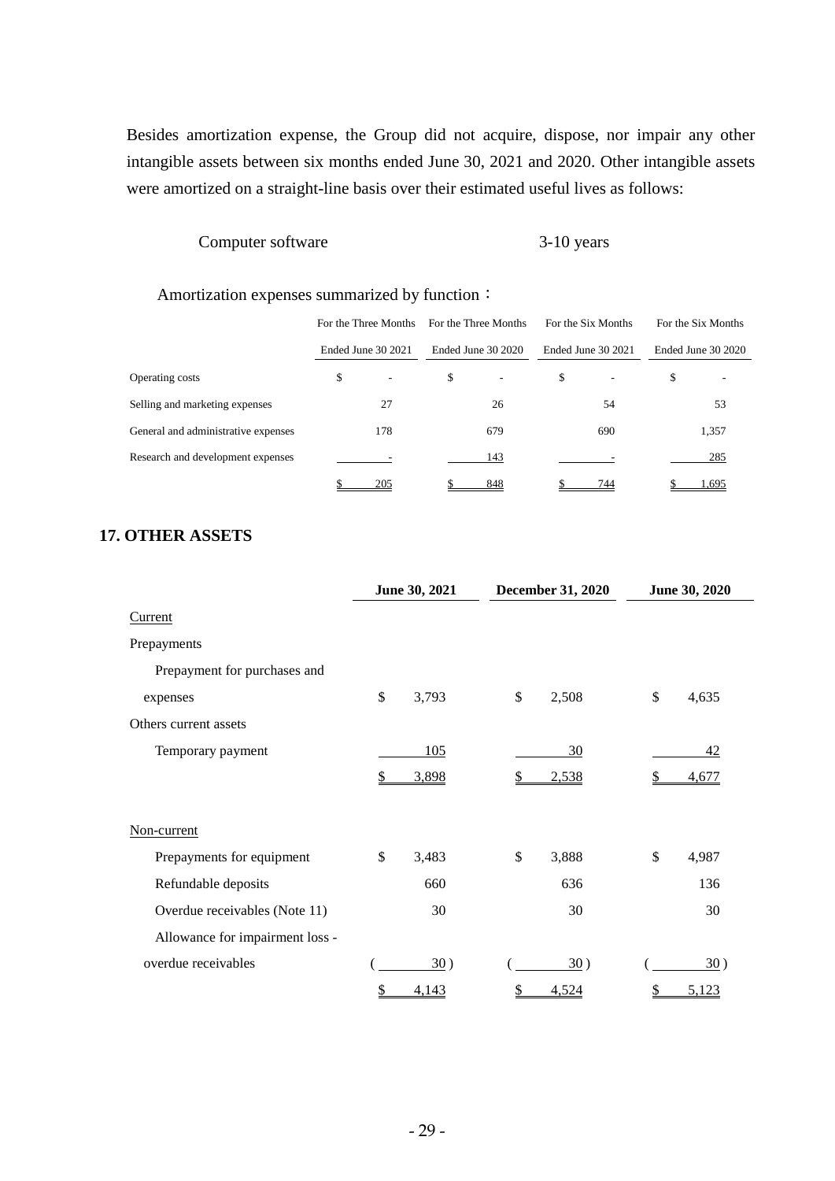Besides amortization expense, the Group did not acquire, dispose, nor impair any other intangible assets between six months ended June 30, 2021 and 2020. Other intangible assets were amortized on a straight-line basis over their estimated useful lives as follows:

| | |
|---|---|
| Computer software | 3-10 years |

Amortization expenses summarized by function：

| | For the Three Months Ended June 30 2021 | For the Three Months Ended June 30 2020 | For the Six Months Ended June 30 2021 | For the Six Months Ended June 30 2020 |
|---|---|---|---|---|
| Operating costs | $ - | $ - | $ - | $ - |
| Selling and marketing expenses | 27 | 26 | 54 | 53 |
| General and administrative expenses | 178 | 679 | 690 | 1,357 |
| Research and development expenses | - | 143 | - | 285 |
| | $ 205 | $ 848 | $ 744 | $ 1,695 |

## 17. OTHER ASSETS

| | June 30, 2021 | December 31, 2020 | June 30, 2020 |
|---|---|---|---|
| Current | | | |
| Prepayments | | | |
| Prepayment for purchases and expenses | $ 3,793 | $ 2,508 | $ 4,635 |
| Others current assets | | | |
| Temporary payment | 105 | 30 | 42 |
| | $ 3,898 | $ 2,538 | $ 4,677 |
| Non-current | | | |
| Prepayments for equipment | $ 3,483 | $ 3,888 | $ 4,987 |
| Refundable deposits | 660 | 636 | 136 |
| Overdue receivables (Note 11) | 30 | 30 | 30 |
| Allowance for impairment loss - overdue receivables | ( 30 ) | ( 30 ) | ( 30 ) |
| | $ 4,143 | $ 4,524 | $ 5,123 |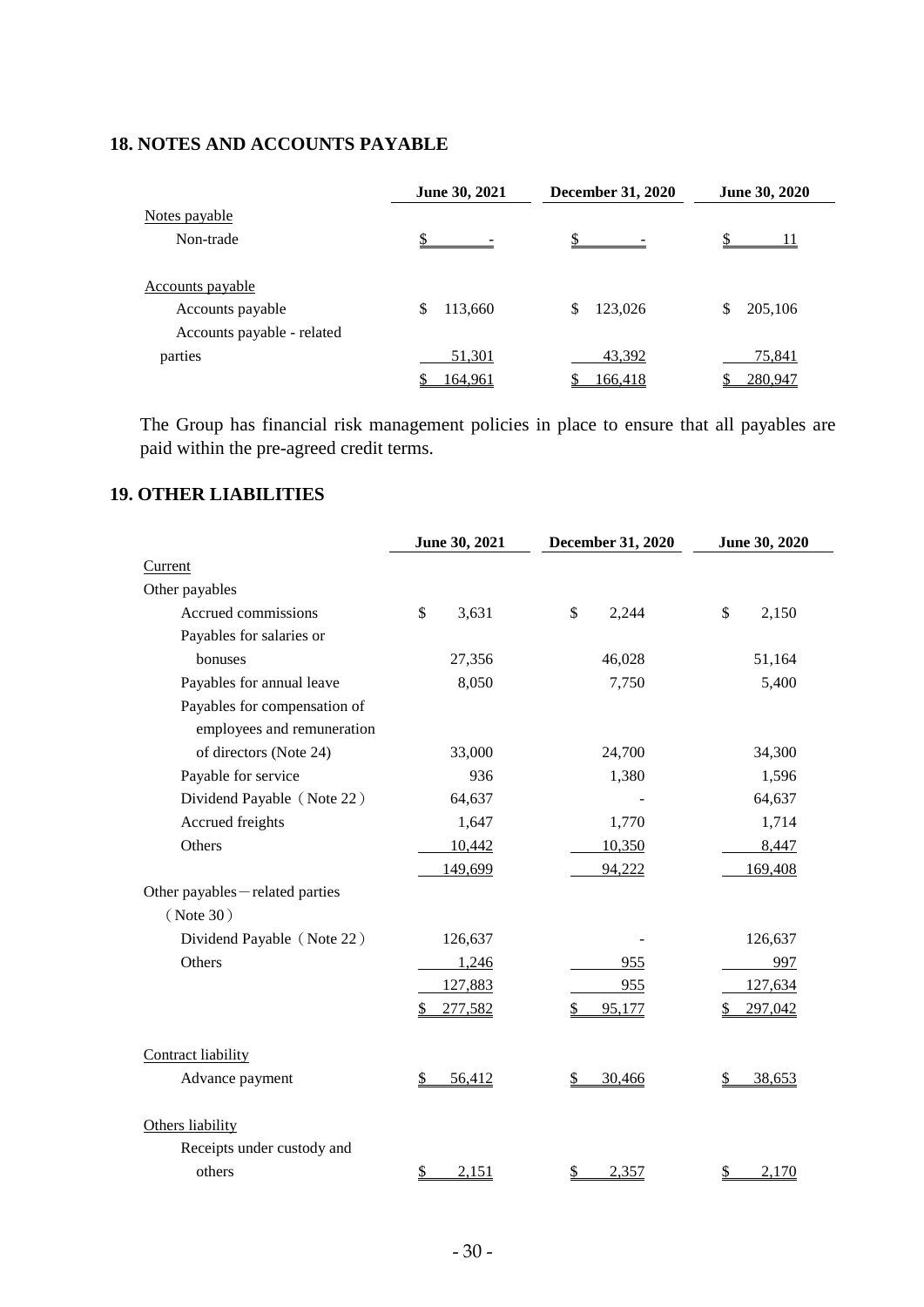## 18. NOTES AND ACCOUNTS PAYABLE

| | June 30, 2021 | December 31, 2020 | June 30, 2020 |
|---|---|---|---|
| Notes payable | | | |
| Non-trade | $ - | $ - | $ 11 |
| | | | |
| Accounts payable | | | |
| Accounts payable | $ 113,660 | $ 123,026 | $ 205,106 |
| Accounts payable - related parties | 51,301 | 43,392 | 75,841 |
| | $ 164,961 | $ 166,418 | $ 280,947 |

The Group has financial risk management policies in place to ensure that all payables are paid within the pre-agreed credit terms.

## 19. OTHER LIABILITIES

| | June 30, 2021 | December 31, 2020 | June 30, 2020 |
|---|---|---|---|
| Current | | | |
| Other payables | | | |
| Accrued commissions | $ 3,631 | $ 2,244 | $ 2,150 |
| Payables for salaries or bonuses | 27,356 | 46,028 | 51,164 |
| Payables for annual leave | 8,050 | 7,750 | 5,400 |
| Payables for compensation of employees and remuneration of directors (Note 24) | 33,000 | 24,700 | 34,300 |
| Payable for service | 936 | 1,380 | 1,596 |
| Dividend Payable（Note 22） | 64,637 | - | 64,637 |
| Accrued freights | 1,647 | 1,770 | 1,714 |
| Others | 10,442 | 10,350 | 8,447 |
| | 149,699 | 94,222 | 169,408 |
| Other payables－related parties（Note 30） | | | |
| Dividend Payable（Note 22） | 126,637 | - | 126,637 |
| Others | 1,246 | 955 | 997 |
| | 127,883 | 955 | 127,634 |
| | $ 277,582 | $ 95,177 | $ 297,042 |
| | | | |
| Contract liability | | | |
| Advance payment | $ 56,412 | $ 30,466 | $ 38,653 |
| | | | |
| Others liability | | | |
| Receipts under custody and others | $ 2,151 | $ 2,357 | $ 2,170 |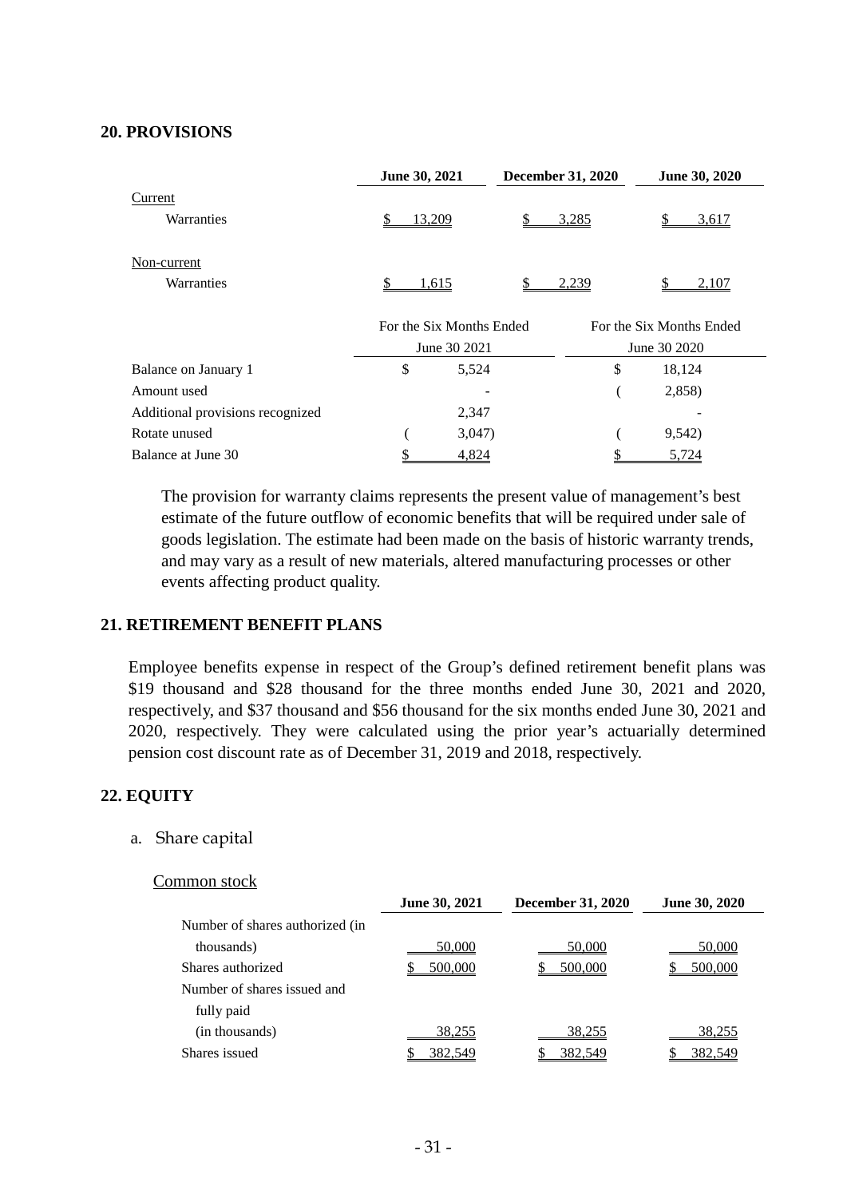## 20. PROVISIONS

| | June 30, 2021 | December 31, 2020 | June 30, 2020 |
|---|---|---|---|
| Current | | | |
| Warranties | $ 13,209 | $ 3,285 | $ 3,617 |
| Non-current | | | |
| Warranties | $ 1,615 | $ 2,239 | $ 2,107 |

| | For the Six Months Ended June 30 2021 | For the Six Months Ended June 30 2020 |
|---|---|---|
| Balance on January 1 | $ 5,524 | $ 18,124 |
| Amount used | - | ( 2,858) |
| Additional provisions recognized | 2,347 | - |
| Rotate unused | ( 3,047) | ( 9,542) |
| Balance at June 30 | $ 4,824 | $ 5,724 |

The provision for warranty claims represents the present value of management's best estimate of the future outflow of economic benefits that will be required under sale of goods legislation. The estimate had been made on the basis of historic warranty trends, and may vary as a result of new materials, altered manufacturing processes or other events affecting product quality.

## 21. RETIREMENT BENEFIT PLANS

Employee benefits expense in respect of the Group's defined retirement benefit plans was $19 thousand and $28 thousand for the three months ended June 30, 2021 and 2020, respectively, and $37 thousand and $56 thousand for the six months ended June 30, 2021 and 2020, respectively. They were calculated using the prior year's actuarially determined pension cost discount rate as of December 31, 2019 and 2018, respectively.

## 22. EQUITY

a. Share capital

Common stock

| | June 30, 2021 | December 31, 2020 | June 30, 2020 |
|---|---|---|---|
| Number of shares authorized (in thousands) | 50,000 | 50,000 | 50,000 |
| Shares authorized | $ 500,000 | $ 500,000 | $ 500,000 |
| Number of shares issued and fully paid (in thousands) | 38,255 | 38,255 | 38,255 |
| Shares issued | $ 382,549 | $ 382,549 | $ 382,549 |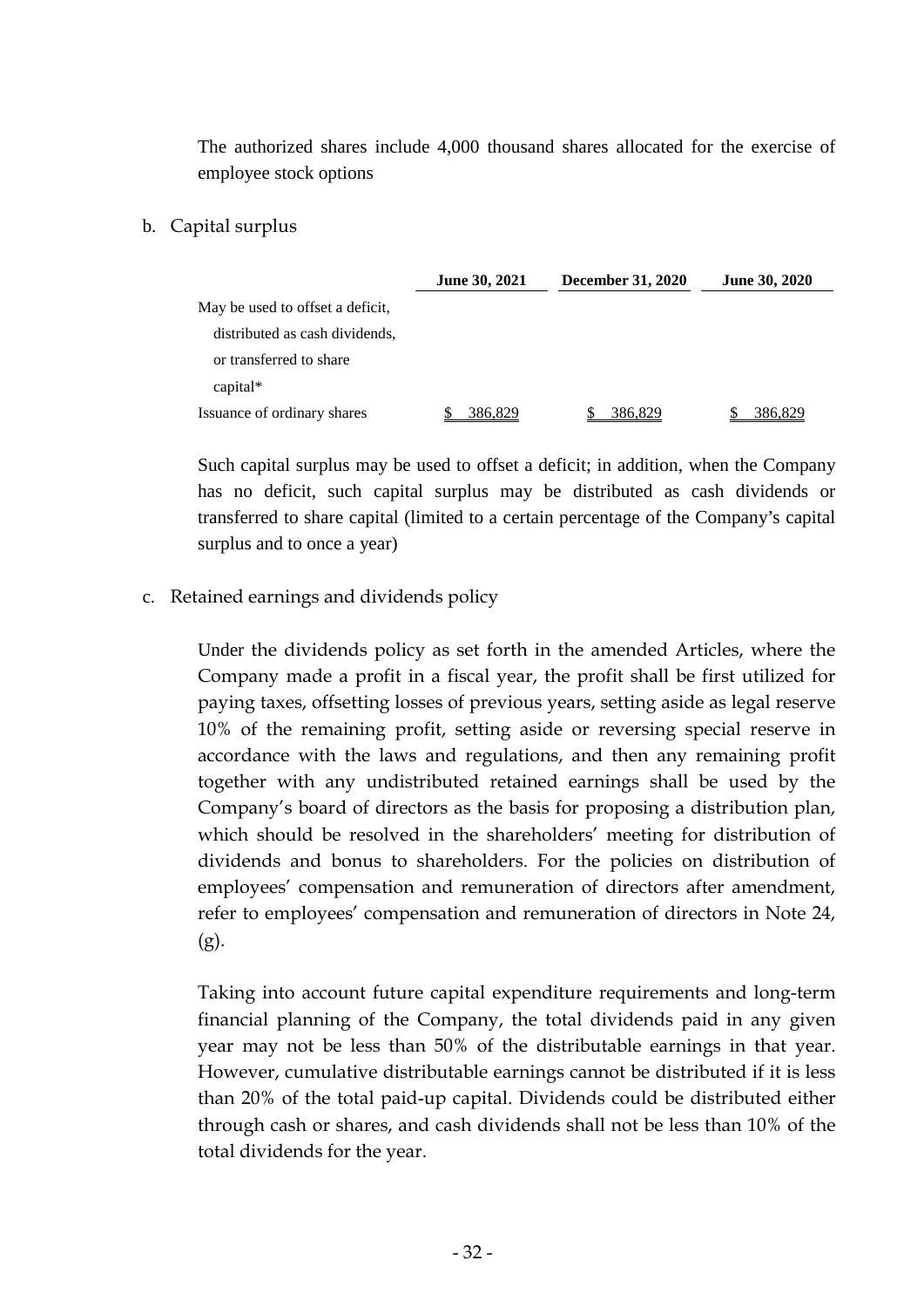The authorized shares include 4,000 thousand shares allocated for the exercise of employee stock options

b. Capital surplus

| | June 30, 2021 | December 31, 2020 | June 30, 2020 |
|---|---|---|---|
| May be used to offset a deficit, distributed as cash dividends, or transferred to share capital* | | | |
| Issuance of ordinary shares | $ 386,829 | $ 386,829 | $ 386,829 |

Such capital surplus may be used to offset a deficit; in addition, when the Company has no deficit, such capital surplus may be distributed as cash dividends or transferred to share capital (limited to a certain percentage of the Company's capital surplus and to once a year)

c. Retained earnings and dividends policy

Under the dividends policy as set forth in the amended Articles, where the Company made a profit in a fiscal year, the profit shall be first utilized for paying taxes, offsetting losses of previous years, setting aside as legal reserve 10% of the remaining profit, setting aside or reversing special reserve in accordance with the laws and regulations, and then any remaining profit together with any undistributed retained earnings shall be used by the Company's board of directors as the basis for proposing a distribution plan, which should be resolved in the shareholders' meeting for distribution of dividends and bonus to shareholders. For the policies on distribution of employees' compensation and remuneration of directors after amendment, refer to employees' compensation and remuneration of directors in Note 24, (g).

Taking into account future capital expenditure requirements and long-term financial planning of the Company, the total dividends paid in any given year may not be less than 50% of the distributable earnings in that year. However, cumulative distributable earnings cannot be distributed if it is less than 20% of the total paid-up capital. Dividends could be distributed either through cash or shares, and cash dividends shall not be less than 10% of the total dividends for the year.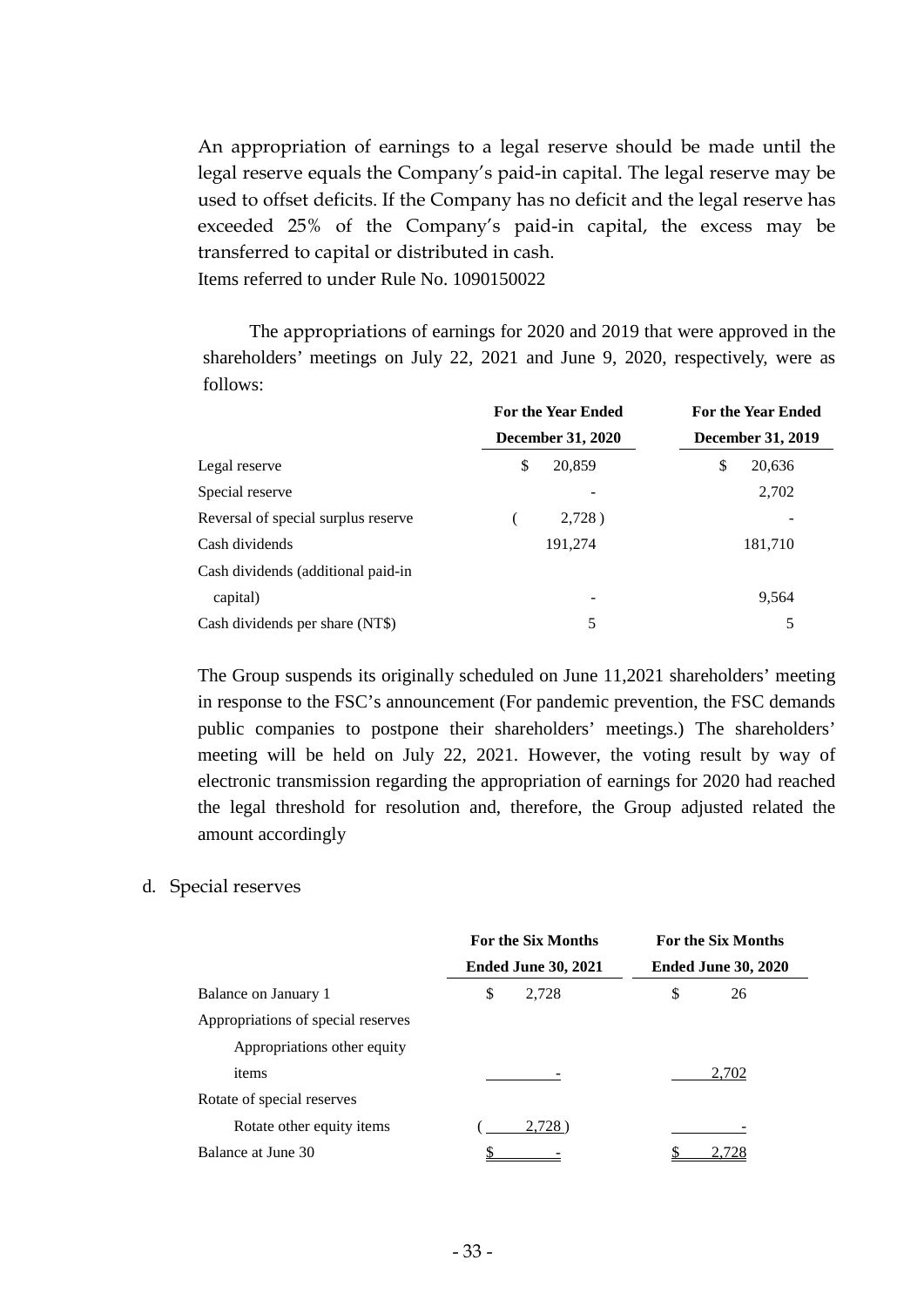An appropriation of earnings to a legal reserve should be made until the legal reserve equals the Company's paid-in capital. The legal reserve may be used to offset deficits. If the Company has no deficit and the legal reserve has exceeded 25% of the Company's paid-in capital, the excess may be transferred to capital or distributed in cash.

Items referred to under Rule No. 1090150022

The appropriations of earnings for 2020 and 2019 that were approved in the shareholders' meetings on July 22, 2021 and June 9, 2020, respectively, were as follows:

| | For the Year Ended December 31, 2020 | For the Year Ended December 31, 2019 |
|---|---|---|
| Legal reserve | $ 20,859 | $ 20,636 |
| Special reserve | - | 2,702 |
| Reversal of special surplus reserve | ( 2,728 ) | - |
| Cash dividends | 191,274 | 181,710 |
| Cash dividends (additional paid-in capital) | - | 9,564 |
| Cash dividends per share (NT$) | 5 | 5 |

The Group suspends its originally scheduled on June 11,2021 shareholders' meeting in response to the FSC's announcement (For pandemic prevention, the FSC demands public companies to postpone their shareholders' meetings.) The shareholders' meeting will be held on July 22, 2021. However, the voting result by way of electronic transmission regarding the appropriation of earnings for 2020 had reached the legal threshold for resolution and, therefore, the Group adjusted related the amount accordingly

d. Special reserves

| | For the Six Months Ended June 30, 2021 | For the Six Months Ended June 30, 2020 |
|---|---|---|
| Balance on January 1 | $ 2,728 | $ 26 |
| Appropriations of special reserves | | |
| Appropriations other equity items | - | 2,702 |
| Rotate of special reserves | | |
| Rotate other equity items | ( 2,728 ) | - |
| Balance at June 30 | $ - | $ 2,728 |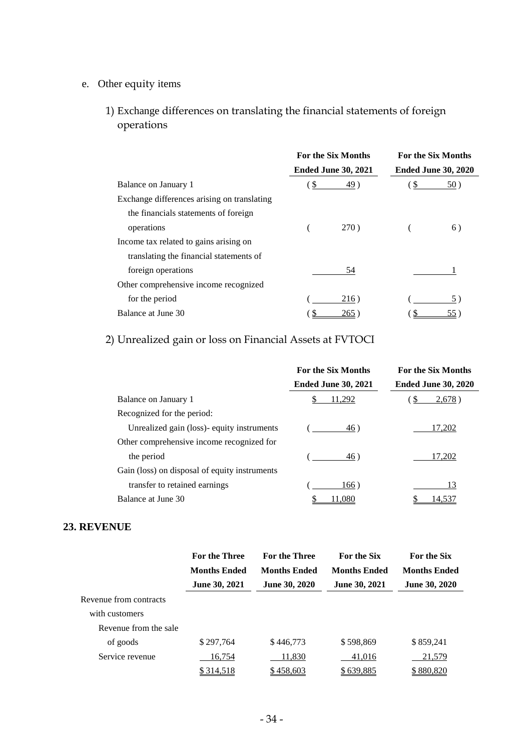e. Other equity items

1) Exchange differences on translating the financial statements of foreign operations

| | For the Six Months Ended June 30, 2021 | For the Six Months Ended June 30, 2020 |
|---|---|---|
| Balance on January 1 | ($ 49) | ($ 50) |
| Exchange differences arising on translating the financials statements of foreign operations | ( 270) | ( 6) |
| Income tax related to gains arising on translating the financial statements of foreign operations | 54 | 1 |
| Other comprehensive income recognized for the period | ( 216) | ( 5) |
| Balance at June 30 | ($ 265) | ($ 55) |

2) Unrealized gain or loss on Financial Assets at FVTOCI

| | For the Six Months Ended June 30, 2021 | For the Six Months Ended June 30, 2020 |
|---|---|---|
| Balance on January 1 | $ 11,292 | ($ 2,678) |
| Recognized for the period: | | |
| Unrealized gain (loss)- equity instruments | ( 46) | 17,202 |
| Other comprehensive income recognized for the period | ( 46) | 17,202 |
| Gain (loss) on disposal of equity instruments transfer to retained earnings | ( 166) | 13 |
| Balance at June 30 | $ 11,080 | $ 14,537 |

## 23. REVENUE

| | For the Three Months Ended June 30, 2021 | For the Three Months Ended June 30, 2020 | For the Six Months Ended June 30, 2021 | For the Six Months Ended June 30, 2020 |
|---|---|---|---|---|
| Revenue from contracts with customers | | | | |
| Revenue from the sale of goods | $ 297,764 | $ 446,773 | $ 598,869 | $ 859,241 |
| Service revenue | 16,754 | 11,830 | 41,016 | 21,579 |
| | $ 314,518 | $ 458,603 | $ 639,885 | $ 880,820 |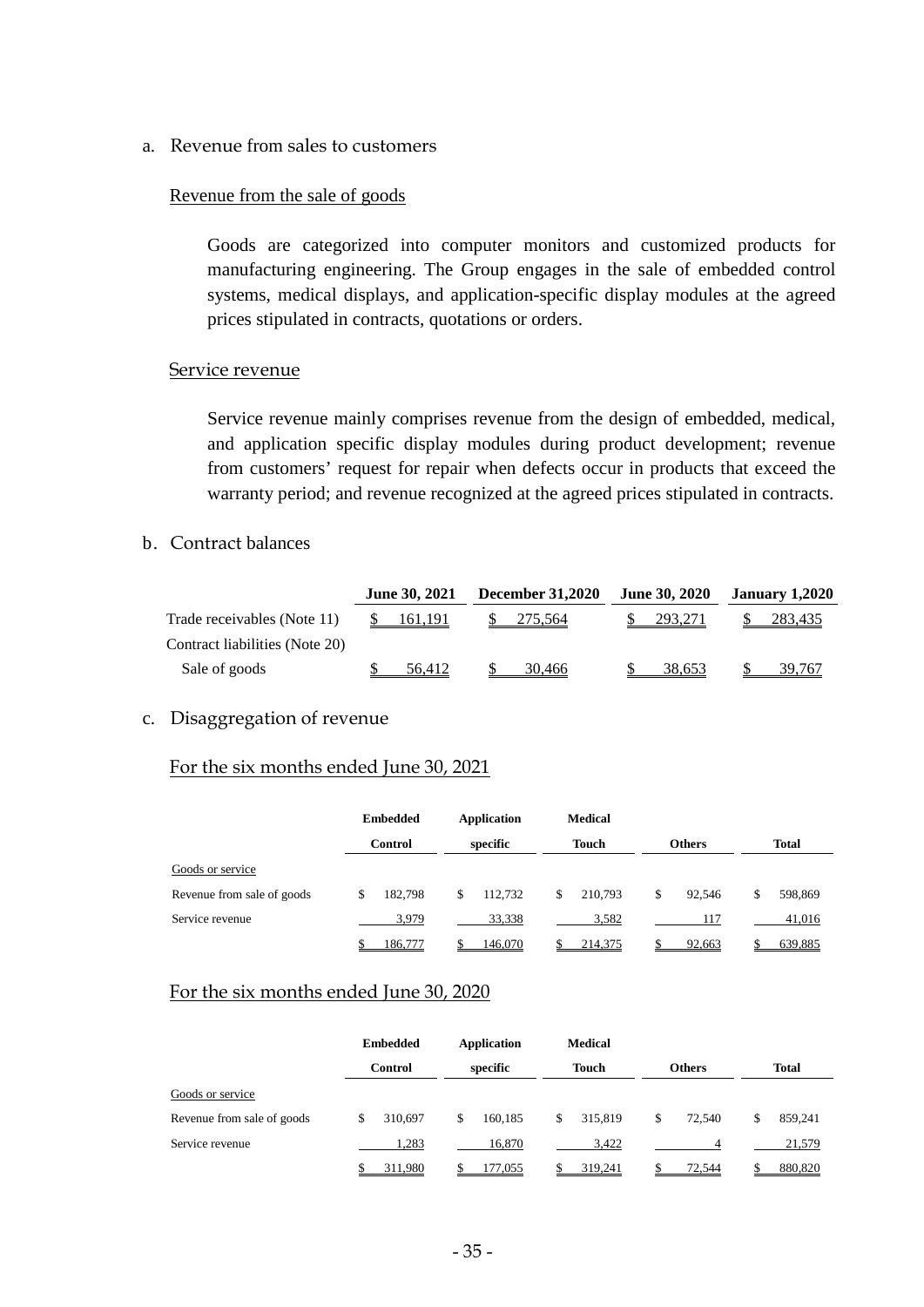a. Revenue from sales to customers

Revenue from the sale of goods

Goods are categorized into computer monitors and customized products for manufacturing engineering. The Group engages in the sale of embedded control systems, medical displays, and application-specific display modules at the agreed prices stipulated in contracts, quotations or orders.

Service revenue

Service revenue mainly comprises revenue from the design of embedded, medical, and application specific display modules during product development; revenue from customers' request for repair when defects occur in products that exceed the warranty period; and revenue recognized at the agreed prices stipulated in contracts.

b. Contract balances

| | June 30, 2021 | December 31,2020 | June 30, 2020 | January 1,2020 |
|---|---|---|---|---|
| Trade receivables (Note 11) | $ 161,191 | $ 275,564 | $ 293,271 | $ 283,435 |
| Contract liabilities (Note 20) | | | | |
| Sale of goods | $ 56,412 | $ 30,466 | $ 38,653 | $ 39,767 |

c. Disaggregation of revenue

For the six months ended June 30, 2021

| | Embedded Control | Application specific | Medical Touch | Others | Total |
|---|---|---|---|---|---|
| Goods or service | | | | | |
| Revenue from sale of goods | $ 182,798 | $ 112,732 | $ 210,793 | $ 92,546 | $ 598,869 |
| Service revenue | 3,979 | 33,338 | 3,582 | 117 | 41,016 |
| | $ 186,777 | $ 146,070 | $ 214,375 | $ 92,663 | $ 639,885 |

For the six months ended June 30, 2020

| | Embedded Control | Application specific | Medical Touch | Others | Total |
|---|---|---|---|---|---|
| Goods or service | | | | | |
| Revenue from sale of goods | $ 310,697 | $ 160,185 | $ 315,819 | $ 72,540 | $ 859,241 |
| Service revenue | 1,283 | 16,870 | 3,422 | 4 | 21,579 |
| | $ 311,980 | $ 177,055 | $ 319,241 | $ 72,544 | $ 880,820 |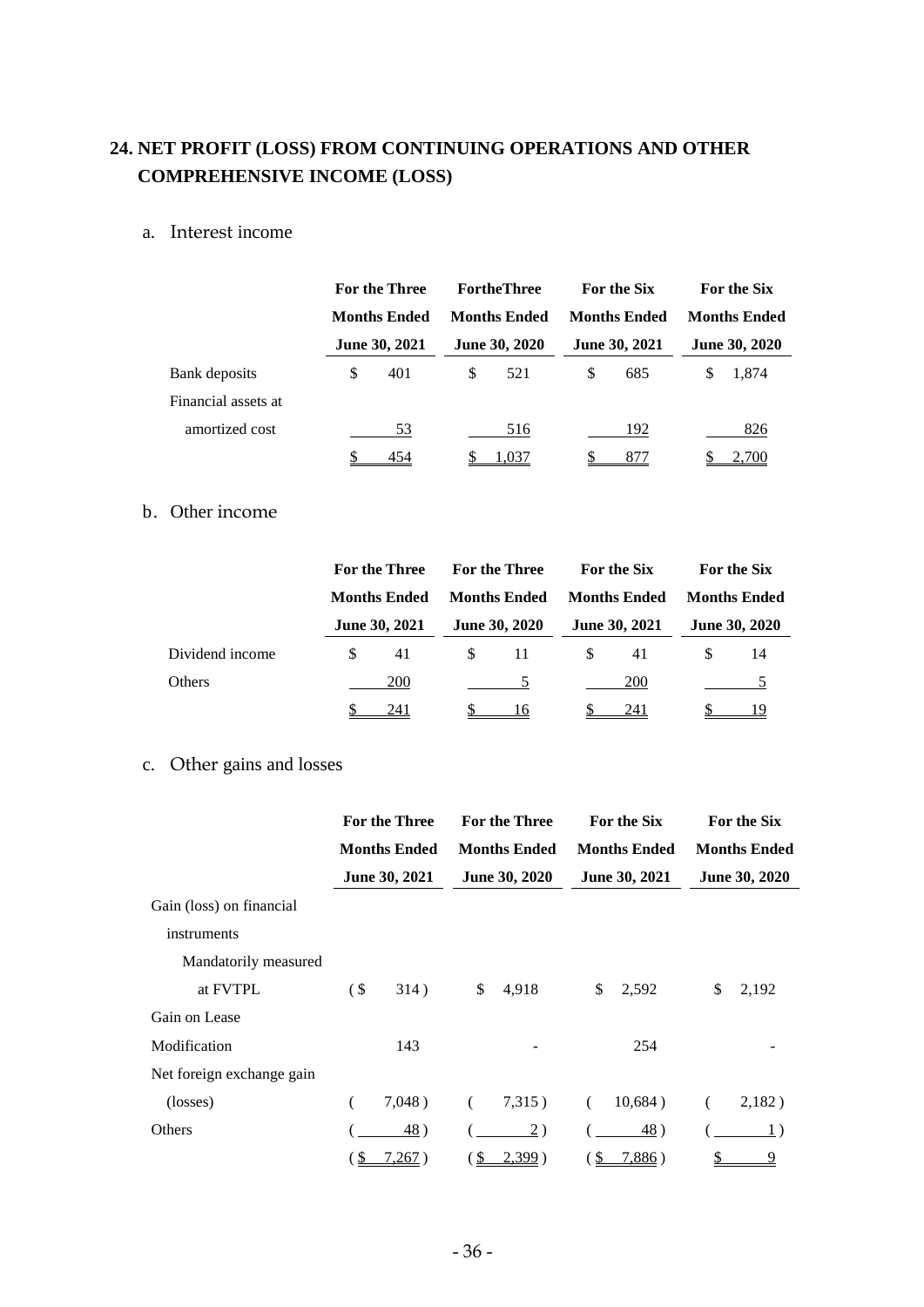## 24. NET PROFIT (LOSS) FROM CONTINUING OPERATIONS AND OTHER COMPREHENSIVE INCOME (LOSS)

a. Interest income

| | For the Three Months Ended June 30, 2021 | FortheThree Months Ended June 30, 2020 | For the Six Months Ended June 30, 2021 | For the Six Months Ended June 30, 2020 |
|---|---|---|---|---|
| Bank deposits | $ 401 | $ 521 | $ 685 | $ 1,874 |
| Financial assets at amortized cost | 53 | 516 | 192 | 826 |
| | $ 454 | $ 1,037 | $ 877 | $ 2,700 |

b. Other income

| | For the Three Months Ended June 30, 2021 | For the Three Months Ended June 30, 2020 | For the Six Months Ended June 30, 2021 | For the Six Months Ended June 30, 2020 |
|---|---|---|---|---|
| Dividend income | $ 41 | $ 11 | $ 41 | $ 14 |
| Others | 200 | 5 | 200 | 5 |
| | $ 241 | $ 16 | $ 241 | $ 19 |

c. Other gains and losses

| | For the Three Months Ended June 30, 2021 | For the Three Months Ended June 30, 2020 | For the Six Months Ended June 30, 2021 | For the Six Months Ended June 30, 2020 |
|---|---|---|---|---|
| Gain (loss) on financial instruments | | | | |
| Mandatorily measured at FVTPL | ( $ 314 ) | $ 4,918 | $ 2,592 | $ 2,192 |
| Gain on Lease Modification | 143 | - | 254 | - |
| Net foreign exchange gain (losses) | ( 7,048 ) | ( 7,315 ) | ( 10,684 ) | ( 2,182 ) |
| Others | ( 48 ) | ( 2 ) | ( 48 ) | ( 1 ) |
| | ( $ 7,267 ) | ( $ 2,399 ) | ( $ 7,886 ) | $ 9 |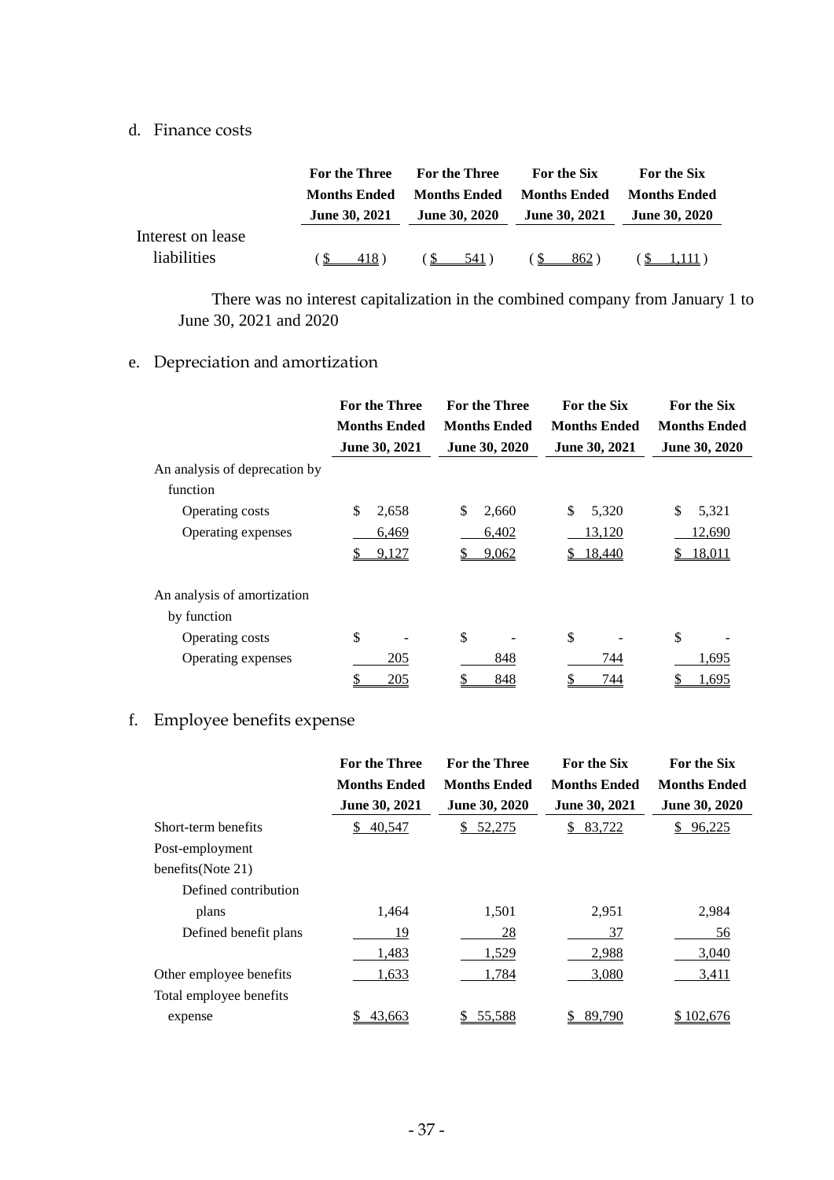d. Finance costs

| | For the Three Months Ended June 30, 2021 | For the Three Months Ended June 30, 2020 | For the Six Months Ended June 30, 2021 | For the Six Months Ended June 30, 2020 |
|---|---|---|---|---|
| Interest on lease liabilities | ( $ 418 ) | ( $ 541 ) | ( $ 862 ) | ( $ 1,111 ) |

There was no interest capitalization in the combined company from January 1 to June 30, 2021 and 2020

e. Depreciation and amortization

| | For the Three Months Ended June 30, 2021 | For the Three Months Ended June 30, 2020 | For the Six Months Ended June 30, 2021 | For the Six Months Ended June 30, 2020 |
|---|---|---|---|---|
| An analysis of deprecation by function | | | | |
| Operating costs | $ 2,658 | $ 2,660 | $ 5,320 | $ 5,321 |
| Operating expenses | 6,469 | 6,402 | 13,120 | 12,690 |
| | $ 9,127 | $ 9,062 | $ 18,440 | $ 18,011 |
| An analysis of amortization by function | | | | |
| Operating costs | $ - | $ - | $ - | $ - |
| Operating expenses | 205 | 848 | 744 | 1,695 |
| | $ 205 | $ 848 | $ 744 | $ 1,695 |

f. Employee benefits expense

| | For the Three Months Ended June 30, 2021 | For the Three Months Ended June 30, 2020 | For the Six Months Ended June 30, 2021 | For the Six Months Ended June 30, 2020 |
|---|---|---|---|---|
| Short-term benefits | $ 40,547 | $ 52,275 | $ 83,722 | $ 96,225 |
| Post-employment benefits(Note 21) | | | | |
| Defined contribution plans | 1,464 | 1,501 | 2,951 | 2,984 |
| Defined benefit plans | 19 | 28 | 37 | 56 |
| | 1,483 | 1,529 | 2,988 | 3,040 |
| Other employee benefits | 1,633 | 1,784 | 3,080 | 3,411 |
| Total employee benefits expense | $ 43,663 | $ 55,588 | $ 89,790 | $ 102,676 |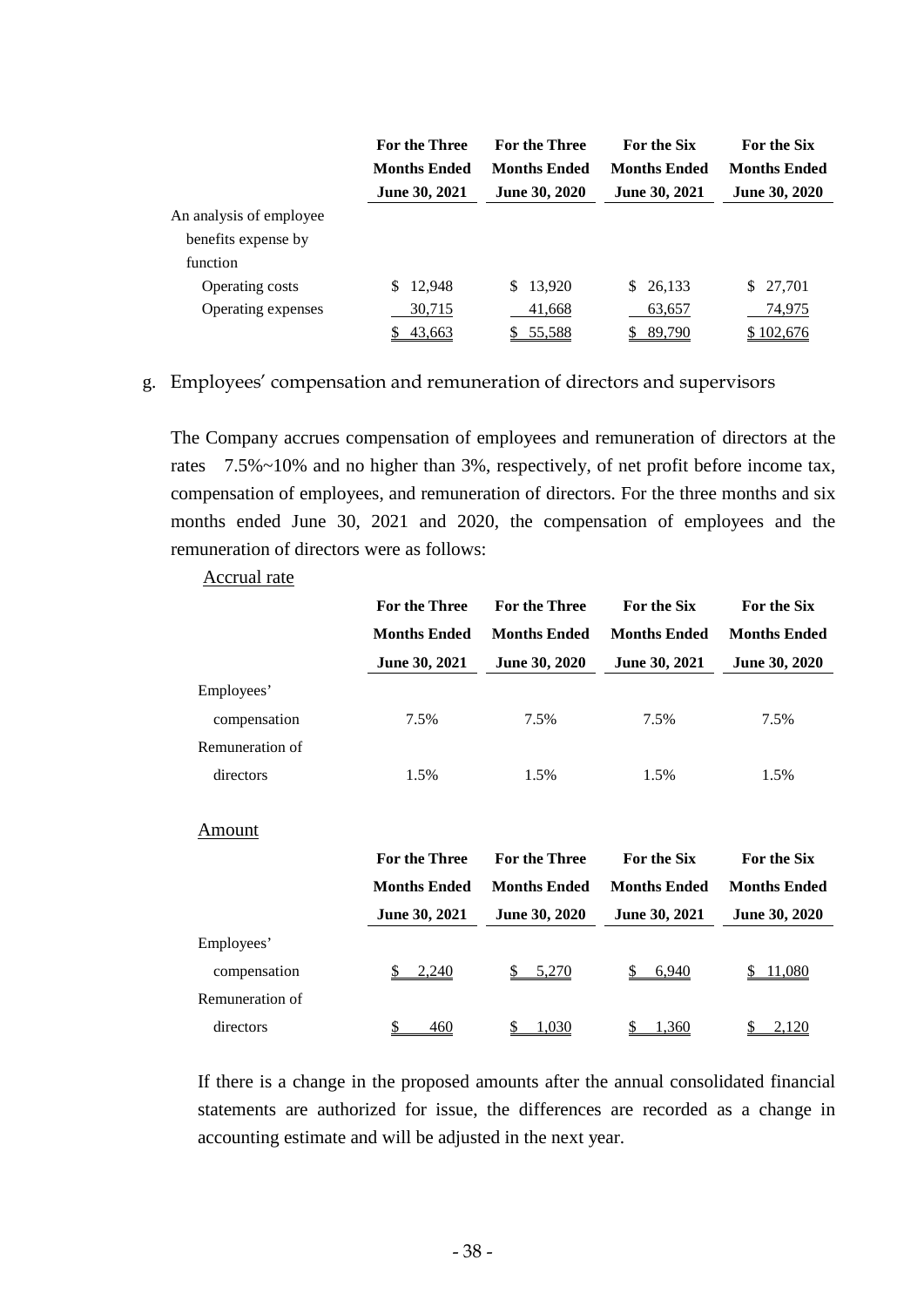| | For the Three Months Ended June 30, 2021 | For the Three Months Ended June 30, 2020 | For the Six Months Ended June 30, 2021 | For the Six Months Ended June 30, 2020 |
|---|---|---|---|---|
| An analysis of employee benefits expense by function | | | | |
| Operating costs | $ 12,948 | $ 13,920 | $ 26,133 | $ 27,701 |
| Operating expenses | 30,715 | 41,668 | 63,657 | 74,975 |
| | $ 43,663 | $ 55,588 | $ 89,790 | $ 102,676 |

g. Employees' compensation and remuneration of directors and supervisors

The Company accrues compensation of employees and remuneration of directors at the rates 7.5%~10% and no higher than 3%, respectively, of net profit before income tax, compensation of employees, and remuneration of directors. For the three months and six months ended June 30, 2021 and 2020, the compensation of employees and the remuneration of directors were as follows:

Accrual rate

| | For the Three Months Ended June 30, 2021 | For the Three Months Ended June 30, 2020 | For the Six Months Ended June 30, 2021 | For the Six Months Ended June 30, 2020 |
|---|---|---|---|---|
| Employees' compensation | 7.5% | 7.5% | 7.5% | 7.5% |
| Remuneration of directors | 1.5% | 1.5% | 1.5% | 1.5% |

Amount

| | For the Three Months Ended June 30, 2021 | For the Three Months Ended June 30, 2020 | For the Six Months Ended June 30, 2021 | For the Six Months Ended June 30, 2020 |
|---|---|---|---|---|
| Employees' compensation | $ 2,240 | $ 5,270 | $ 6,940 | $ 11,080 |
| Remuneration of directors | $ 460 | $ 1,030 | $ 1,360 | $ 2,120 |

If there is a change in the proposed amounts after the annual consolidated financial statements are authorized for issue, the differences are recorded as a change in accounting estimate and will be adjusted in the next year.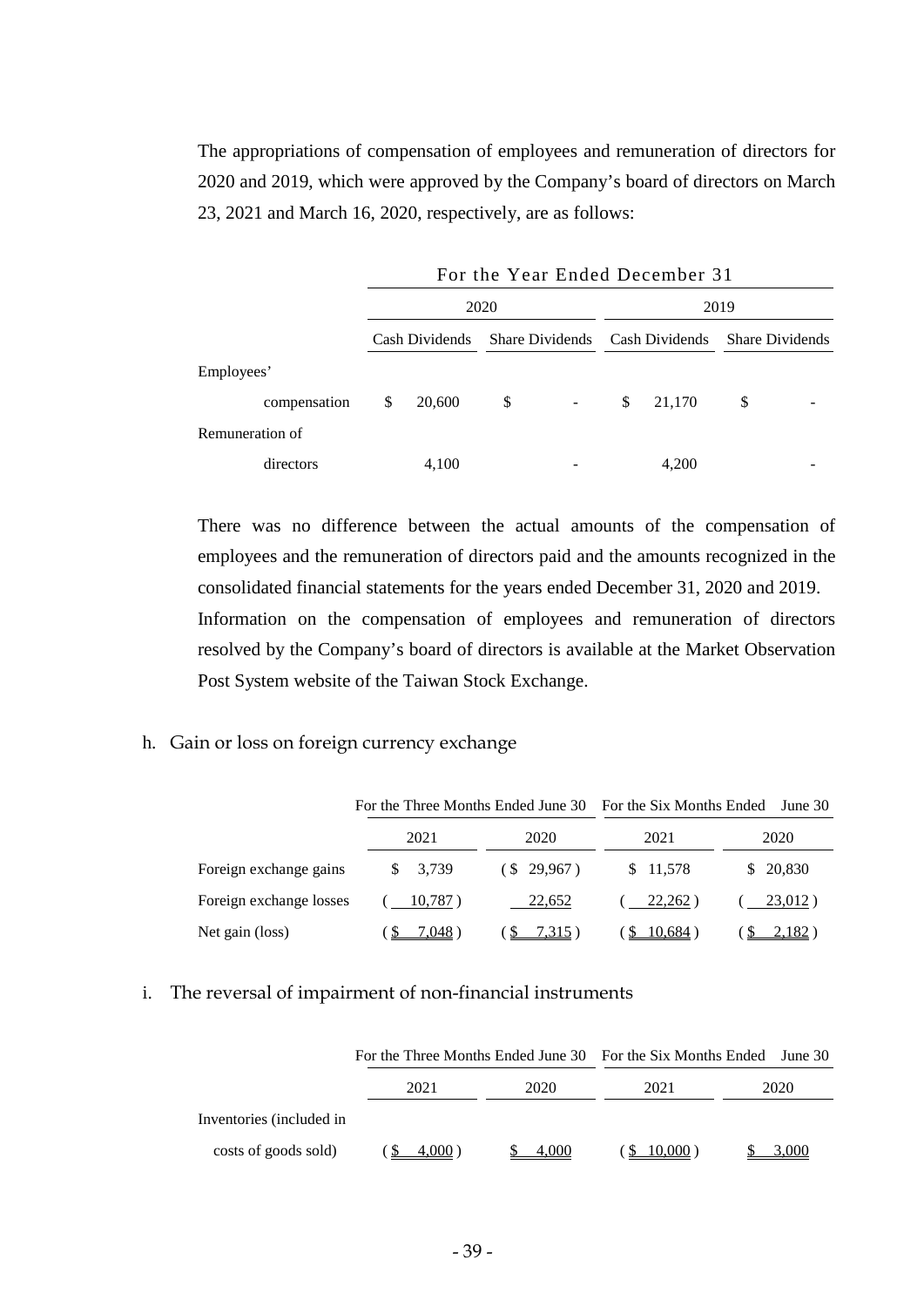The appropriations of compensation of employees and remuneration of directors for 2020 and 2019, which were approved by the Company's board of directors on March 23, 2021 and March 16, 2020, respectively, are as follows:

| | For the Year Ended December 31 | | | |
|---|---|---|---|---|
| | 2020 | | 2019 | |
| | Cash Dividends | Share Dividends | Cash Dividends | Share Dividends |
| Employees' compensation | $ 20,600 | $ - | $ 21,170 | $ - |
| Remuneration of directors | 4,100 | - | 4,200 | - |

There was no difference between the actual amounts of the compensation of employees and the remuneration of directors paid and the amounts recognized in the consolidated financial statements for the years ended December 31, 2020 and 2019.

Information on the compensation of employees and remuneration of directors resolved by the Company's board of directors is available at the Market Observation Post System website of the Taiwan Stock Exchange.

h. Gain or loss on foreign currency exchange

| | For the Three Months Ended June 30 | | For the Six Months Ended June 30 | |
|---|---|---|---|---|
| | 2021 | 2020 | 2021 | 2020 |
| Foreign exchange gains | $ 3,739 | ( $ 29,967 ) | $ 11,578 | $ 20,830 |
| Foreign exchange losses | ( 10,787 ) | 22,652 | ( 22,262 ) | ( 23,012 ) |
| Net gain (loss) | ( $ 7,048 ) | ( $ 7,315 ) | ( $ 10,684 ) | ( $ 2,182 ) |

i. The reversal of impairment of non-financial instruments

| | For the Three Months Ended June 30 | | For the Six Months Ended June 30 | |
|---|---|---|---|---|
| | 2021 | 2020 | 2021 | 2020 |
| Inventories (included in costs of goods sold) | ( $ 4,000 ) | $ 4,000 | ( $ 10,000 ) | $ 3,000 |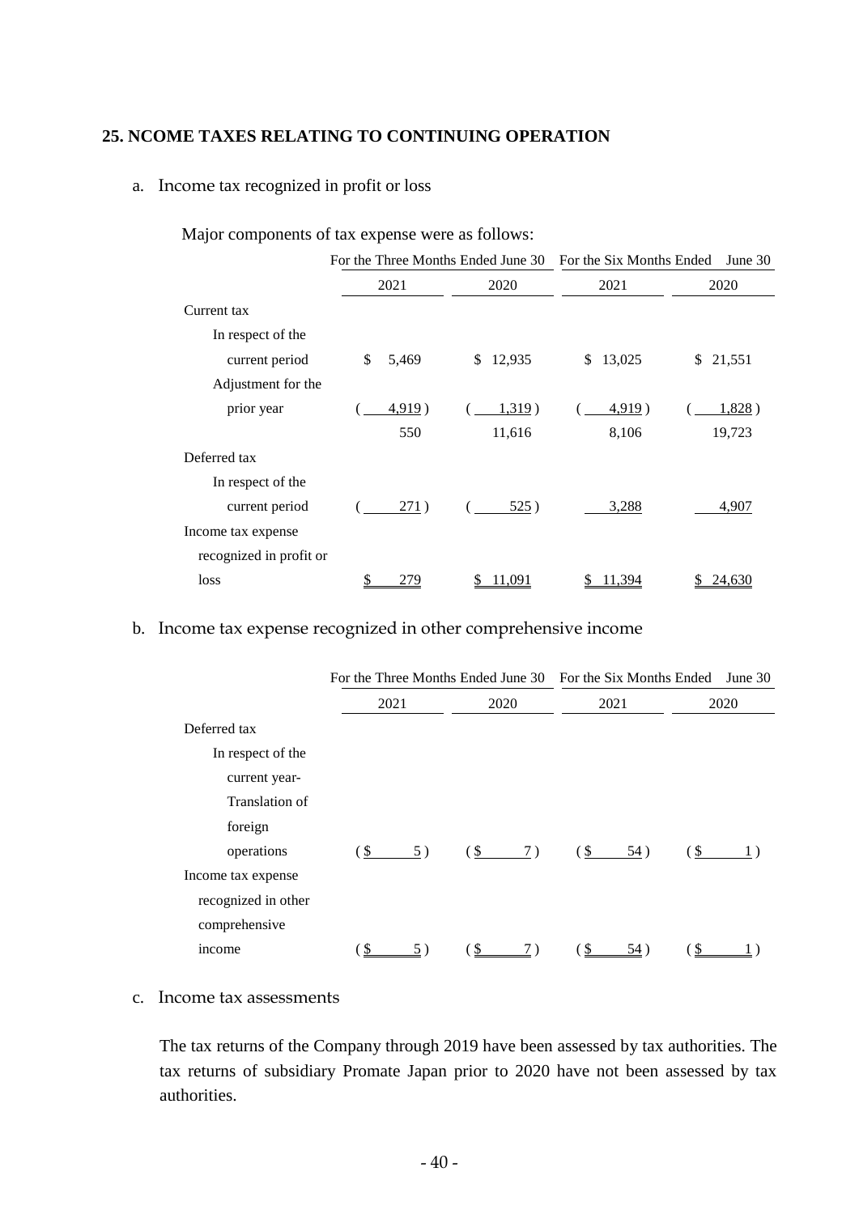## 25. NCOME TAXES RELATING TO CONTINUING OPERATION

a. Income tax recognized in profit or loss

Major components of tax expense were as follows:

| | For the Three Months Ended June 30 | | For the Six Months Ended June 30 | |
|---|---|---|---|---|
| | 2021 | 2020 | 2021 | 2020 |
| Current tax | | | | |
| In respect of the current period | $ 5,469 | $ 12,935 | $ 13,025 | $ 21,551 |
| Adjustment for the prior year | ( 4,919 ) | ( 1,319 ) | ( 4,919 ) | ( 1,828 ) |
| | 550 | 11,616 | 8,106 | 19,723 |
| Deferred tax | | | | |
| In respect of the current period | ( 271 ) | ( 525 ) | 3,288 | 4,907 |
| Income tax expense recognized in profit or loss | $ 279 | $ 11,091 | $ 11,394 | $ 24,630 |

b. Income tax expense recognized in other comprehensive income

| | For the Three Months Ended June 30 | | For the Six Months Ended June 30 | |
|---|---|---|---|---|
| | 2021 | 2020 | 2021 | 2020 |
| Deferred tax | | | | |
| In respect of the current year- Translation of foreign operations | ( $ 5 ) | ( $ 7 ) | ( $ 54 ) | ( $ 1 ) |
| Income tax expense recognized in other comprehensive income | ( $ 5 ) | ( $ 7 ) | ( $ 54 ) | ( $ 1 ) |

c. Income tax assessments

The tax returns of the Company through 2019 have been assessed by tax authorities. The tax returns of subsidiary Promate Japan prior to 2020 have not been assessed by tax authorities.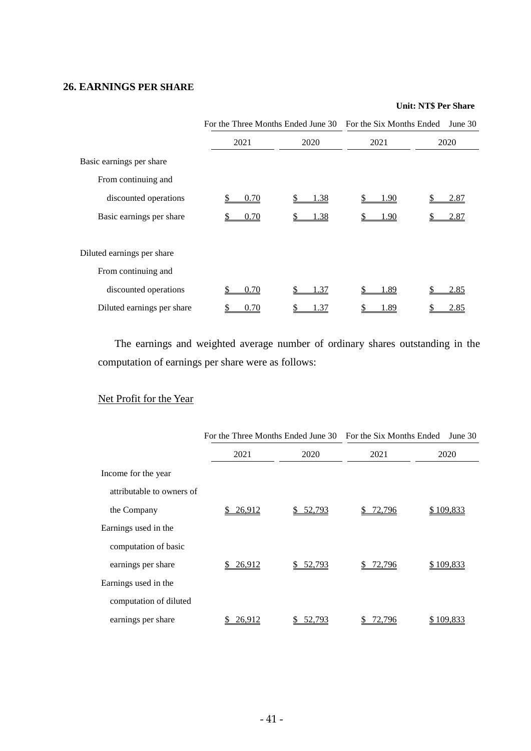## 26. EARNINGS PER SHARE

**Unit: NT$ Per Share**

| | For the Three Months Ended June 30 | | For the Six Months Ended June 30 | |
|---|---|---|---|---|
| | 2021 | 2020 | 2021 | 2020 |
| Basic earnings per share | | | | |
| From continuing and discounted operations | $ 0.70 | $ 1.38 | $ 1.90 | $ 2.87 |
| Basic earnings per share | $ 0.70 | $ 1.38 | $ 1.90 | $ 2.87 |
| Diluted earnings per share | | | | |
| From continuing and discounted operations | $ 0.70 | $ 1.37 | $ 1.89 | $ 2.85 |
| Diluted earnings per share | $ 0.70 | $ 1.37 | $ 1.89 | $ 2.85 |

The earnings and weighted average number of ordinary shares outstanding in the computation of earnings per share were as follows:

Net Profit for the Year

| | For the Three Months Ended June 30 | | For the Six Months Ended June 30 | |
|---|---|---|---|---|
| | 2021 | 2020 | 2021 | 2020 |
| Income for the year attributable to owners of the Company | $ 26,912 | $ 52,793 | $ 72,796 | $ 109,833 |
| Earnings used in the computation of basic earnings per share | $ 26,912 | $ 52,793 | $ 72,796 | $ 109,833 |
| Earnings used in the computation of diluted earnings per share | $ 26,912 | $ 52,793 | $ 72,796 | $ 109,833 |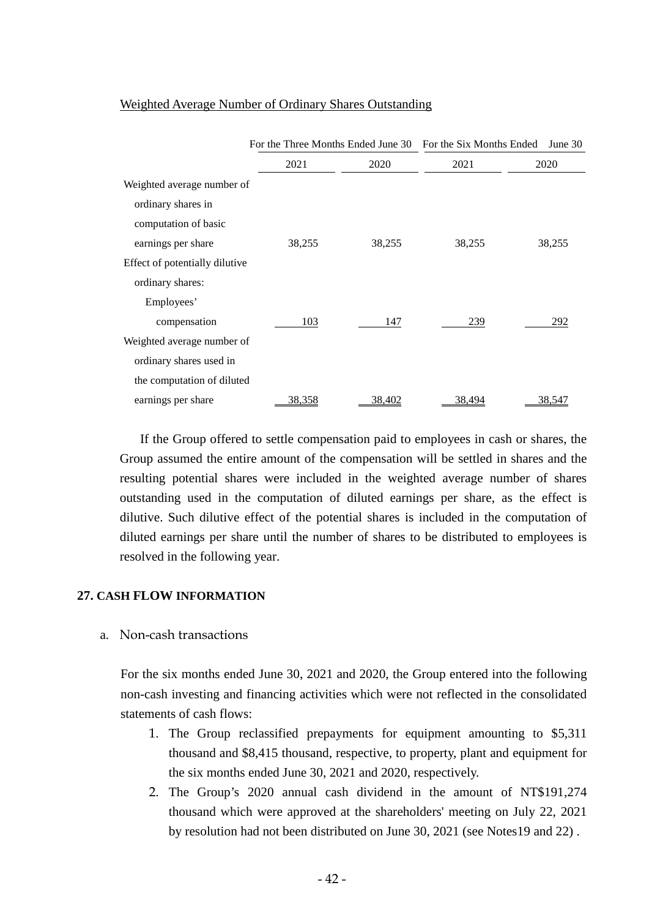Weighted Average Number of Ordinary Shares Outstanding

| | For the Three Months Ended June 30 | | For the Six Months Ended June 30 | |
|---|---|---|---|---|
| | 2021 | 2020 | 2021 | 2020 |
| Weighted average number of ordinary shares in computation of basic earnings per share | 38,255 | 38,255 | 38,255 | 38,255 |
| Effect of potentially dilutive ordinary shares: | | | | |
| Employees' compensation | 103 | 147 | 239 | 292 |
| Weighted average number of ordinary shares used in the computation of diluted earnings per share | 38,358 | 38,402 | 38,494 | 38,547 |

If the Group offered to settle compensation paid to employees in cash or shares, the Group assumed the entire amount of the compensation will be settled in shares and the resulting potential shares were included in the weighted average number of shares outstanding used in the computation of diluted earnings per share, as the effect is dilutive. Such dilutive effect of the potential shares is included in the computation of diluted earnings per share until the number of shares to be distributed to employees is resolved in the following year.

## 27. CASH FLOW INFORMATION

a. Non-cash transactions

For the six months ended June 30, 2021 and 2020, the Group entered into the following non-cash investing and financing activities which were not reflected in the consolidated statements of cash flows:

1. The Group reclassified prepayments for equipment amounting to $5,311 thousand and $8,415 thousand, respective, to property, plant and equipment for the six months ended June 30, 2021 and 2020, respectively.
2. The Group's 2020 annual cash dividend in the amount of NT$191,274 thousand which were approved at the shareholders' meeting on July 22, 2021 by resolution had not been distributed on June 30, 2021 (see Notes19 and 22) .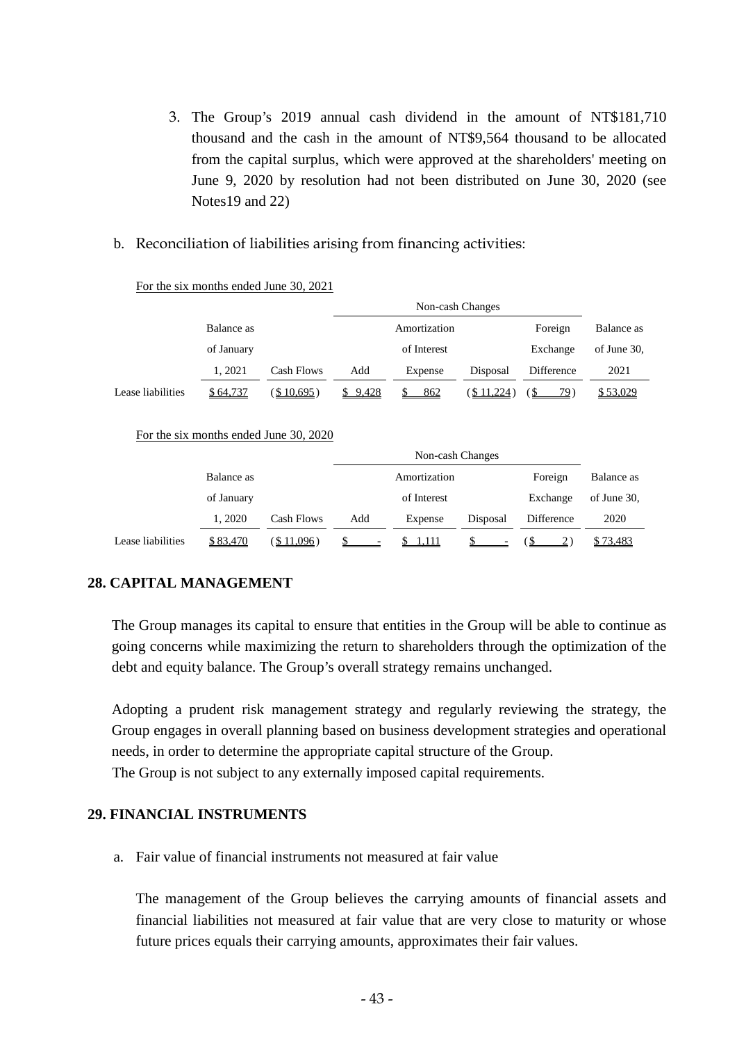3. The Group's 2019 annual cash dividend in the amount of NT$181,710 thousand and the cash in the amount of NT$9,564 thousand to be allocated from the capital surplus, which were approved at the shareholders' meeting on June 9, 2020 by resolution had not been distributed on June 30, 2020 (see Notes19 and 22)

b. Reconciliation of liabilities arising from financing activities:

For the six months ended June 30, 2021

| | Balance as of January 1, 2021 | Cash Flows | Non-cash Changes | | | | Balance as of June 30, 2021 |
|---|---|---|---|---|---|---|---|
| | | | Add | Amortization of Interest Expense | Disposal | Foreign Exchange Difference | |
| Lease liabilities | $ 64,737 | ($ 10,695) | $ 9,428 | $ 862 | ($ 11,224) | ($ 79) | $ 53,029 |

For the six months ended June 30, 2020

| | Balance as of January 1, 2020 | Cash Flows | Non-cash Changes | | | | Balance as of June 30, 2020 |
|---|---|---|---|---|---|---|---|
| | | | Add | Amortization of Interest Expense | Disposal | Foreign Exchange Difference | |
| Lease liabilities | $ 83,470 | ($ 11,096) | $ - | $ 1,111 | $ - | ($ 2) | $ 73,483 |

## 28. CAPITAL MANAGEMENT

The Group manages its capital to ensure that entities in the Group will be able to continue as going concerns while maximizing the return to shareholders through the optimization of the debt and equity balance. The Group's overall strategy remains unchanged.

Adopting a prudent risk management strategy and regularly reviewing the strategy, the Group engages in overall planning based on business development strategies and operational needs, in order to determine the appropriate capital structure of the Group.
The Group is not subject to any externally imposed capital requirements.

## 29. FINANCIAL INSTRUMENTS

a. Fair value of financial instruments not measured at fair value

The management of the Group believes the carrying amounts of financial assets and financial liabilities not measured at fair value that are very close to maturity or whose future prices equals their carrying amounts, approximates their fair values.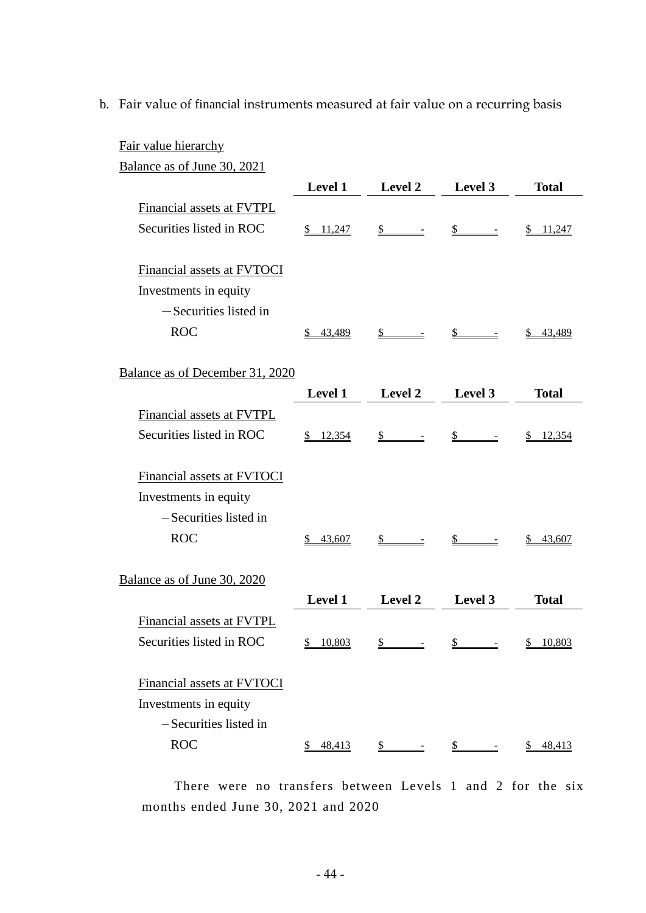b. Fair value of financial instruments measured at fair value on a recurring basis

Fair value hierarchy

Balance as of June 30, 2021

| | Level 1 | Level 2 | Level 3 | Total |
|---|---|---|---|---|
| Financial assets at FVTPL | | | | |
| Securities listed in ROC | $ 11,247 | $ - | $ - | $ 11,247 |
| Financial assets at FVTOCI | | | | |
| Investments in equity | | | | |
| －Securities listed in ROC | $ 43,489 | $ - | $ - | $ 43,489 |

Balance as of December 31, 2020

| | Level 1 | Level 2 | Level 3 | Total |
|---|---|---|---|---|
| Financial assets at FVTPL | | | | |
| Securities listed in ROC | $ 12,354 | $ - | $ - | $ 12,354 |
| Financial assets at FVTOCI | | | | |
| Investments in equity | | | | |
| –Securities listed in ROC | $ 43,607 | $ - | $ - | $ 43,607 |

Balance as of June 30, 2020

| | Level 1 | Level 2 | Level 3 | Total |
|---|---|---|---|---|
| Financial assets at FVTPL | | | | |
| Securities listed in ROC | $ 10,803 | $ - | $ - | $ 10,803 |
| Financial assets at FVTOCI | | | | |
| Investments in equity | | | | |
| –Securities listed in ROC | $ 48,413 | $ - | $ - | $ 48,413 |

There were no transfers between Levels 1 and 2 for the six months ended June 30, 2021 and 2020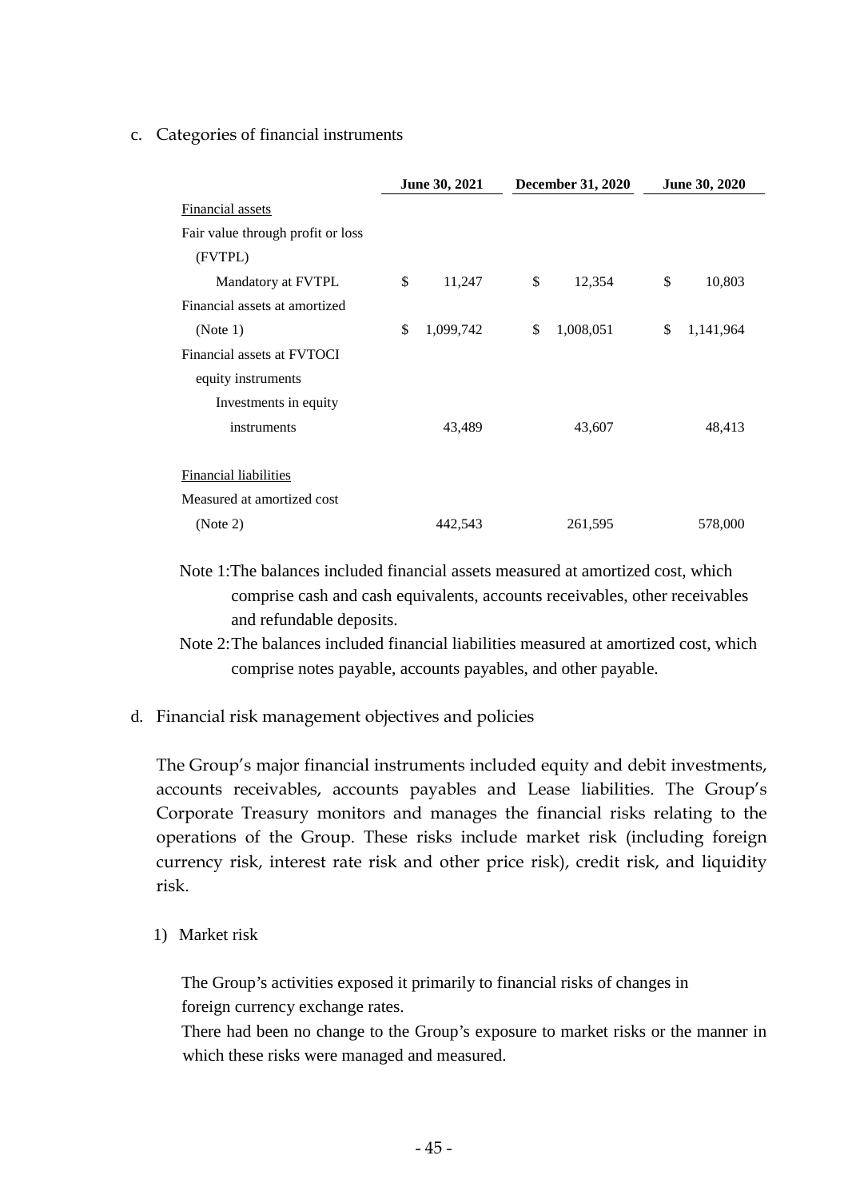c. Categories of financial instruments

| | June 30, 2021 | December 31, 2020 | June 30, 2020 |
|---|---|---|---|
| Financial assets | | | |
| Fair value through profit or loss (FVTPL) | | | |
| Mandatory at FVTPL | $ 11,247 | $ 12,354 | $ 10,803 |
| Financial assets at amortized (Note 1) | $ 1,099,742 | $ 1,008,051 | $ 1,141,964 |
| Financial assets at FVTOCI equity instruments | | | |
| Investments in equity instruments | 43,489 | 43,607 | 48,413 |
| | | | |
| Financial liabilities | | | |
| Measured at amortized cost (Note 2) | 442,543 | 261,595 | 578,000 |

Note 1: The balances included financial assets measured at amortized cost, which comprise cash and cash equivalents, accounts receivables, other receivables and refundable deposits.

Note 2: The balances included financial liabilities measured at amortized cost, which comprise notes payable, accounts payables, and other payable.

d. Financial risk management objectives and policies

The Group's major financial instruments included equity and debit investments, accounts receivables, accounts payables and Lease liabilities. The Group's Corporate Treasury monitors and manages the financial risks relating to the operations of the Group. These risks include market risk (including foreign currency risk, interest rate risk and other price risk), credit risk, and liquidity risk.

1) Market risk

The Group's activities exposed it primarily to financial risks of changes in foreign currency exchange rates.

There had been no change to the Group's exposure to market risks or the manner in which these risks were managed and measured.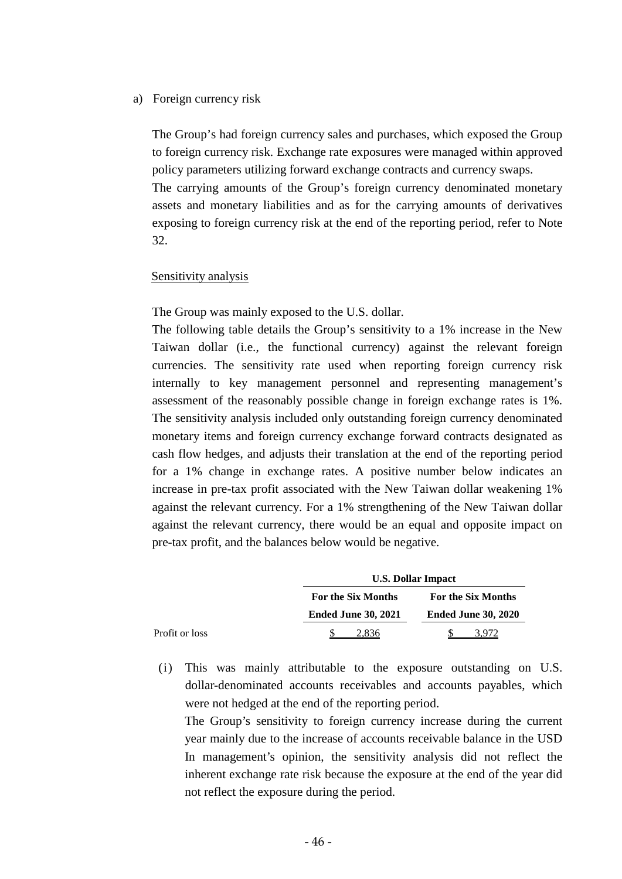a) Foreign currency risk

The Group's had foreign currency sales and purchases, which exposed the Group to foreign currency risk. Exchange rate exposures were managed within approved policy parameters utilizing forward exchange contracts and currency swaps.

The carrying amounts of the Group's foreign currency denominated monetary assets and monetary liabilities and as for the carrying amounts of derivatives exposing to foreign currency risk at the end of the reporting period, refer to Note 32.

Sensitivity analysis

The Group was mainly exposed to the U.S. dollar.

The following table details the Group's sensitivity to a 1% increase in the New Taiwan dollar (i.e., the functional currency) against the relevant foreign currencies. The sensitivity rate used when reporting foreign currency risk internally to key management personnel and representing management's assessment of the reasonably possible change in foreign exchange rates is 1%. The sensitivity analysis included only outstanding foreign currency denominated monetary items and foreign currency exchange forward contracts designated as cash flow hedges, and adjusts their translation at the end of the reporting period for a 1% change in exchange rates. A positive number below indicates an increase in pre-tax profit associated with the New Taiwan dollar weakening 1% against the relevant currency. For a 1% strengthening of the New Taiwan dollar against the relevant currency, there would be an equal and opposite impact on pre-tax profit, and the balances below would be negative.

| | **U.S. Dollar Impact** | |
|---|---|---|
| | **For the Six Months Ended June 30, 2021** | **For the Six Months Ended June 30, 2020** |
| Profit or loss | $ 2,836 | $ 3,972 |

(i) This was mainly attributable to the exposure outstanding on U.S. dollar-denominated accounts receivables and accounts payables, which were not hedged at the end of the reporting period.

The Group's sensitivity to foreign currency increase during the current year mainly due to the increase of accounts receivable balance in the USD In management's opinion, the sensitivity analysis did not reflect the inherent exchange rate risk because the exposure at the end of the year did not reflect the exposure during the period.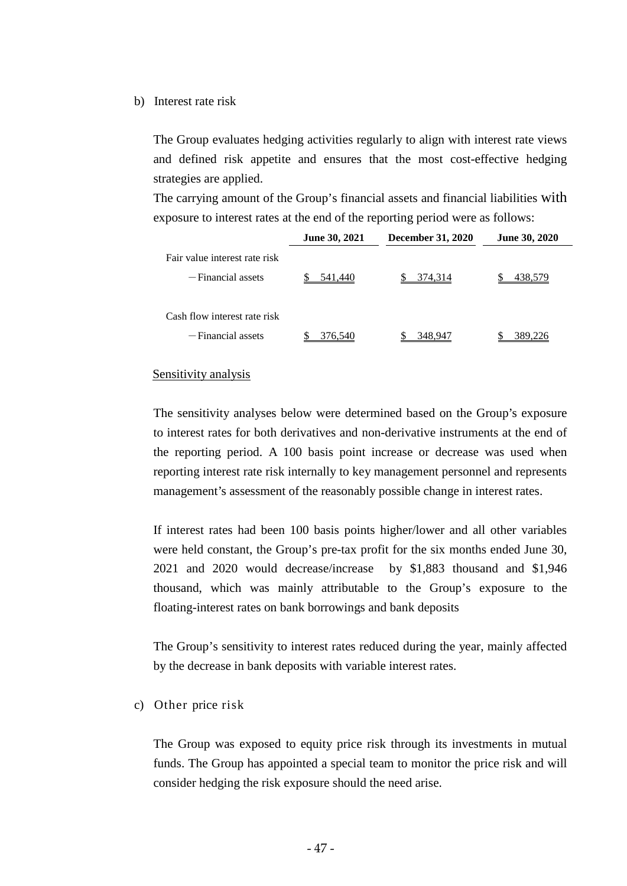b) Interest rate risk

The Group evaluates hedging activities regularly to align with interest rate views and defined risk appetite and ensures that the most cost-effective hedging strategies are applied.

The carrying amount of the Group's financial assets and financial liabilities with exposure to interest rates at the end of the reporting period were as follows:

| | June 30, 2021 | December 31, 2020 | June 30, 2020 |
|---|---|---|---|
| Fair value interest rate risk | | | |
| －Financial assets | $ 541,440 | $ 374,314 | $ 438,579 |
| Cash flow interest rate risk | | | |
| －Financial assets | $ 376,540 | $ 348,947 | $ 389,226 |

Sensitivity analysis

The sensitivity analyses below were determined based on the Group's exposure to interest rates for both derivatives and non-derivative instruments at the end of the reporting period. A 100 basis point increase or decrease was used when reporting interest rate risk internally to key management personnel and represents management's assessment of the reasonably possible change in interest rates.

If interest rates had been 100 basis points higher/lower and all other variables were held constant, the Group's pre-tax profit for the six months ended June 30, 2021 and 2020 would decrease/increase by $1,883 thousand and $1,946 thousand, which was mainly attributable to the Group's exposure to the floating-interest rates on bank borrowings and bank deposits

The Group's sensitivity to interest rates reduced during the year, mainly affected by the decrease in bank deposits with variable interest rates.

c) Other price risk

The Group was exposed to equity price risk through its investments in mutual funds. The Group has appointed a special team to monitor the price risk and will consider hedging the risk exposure should the need arise.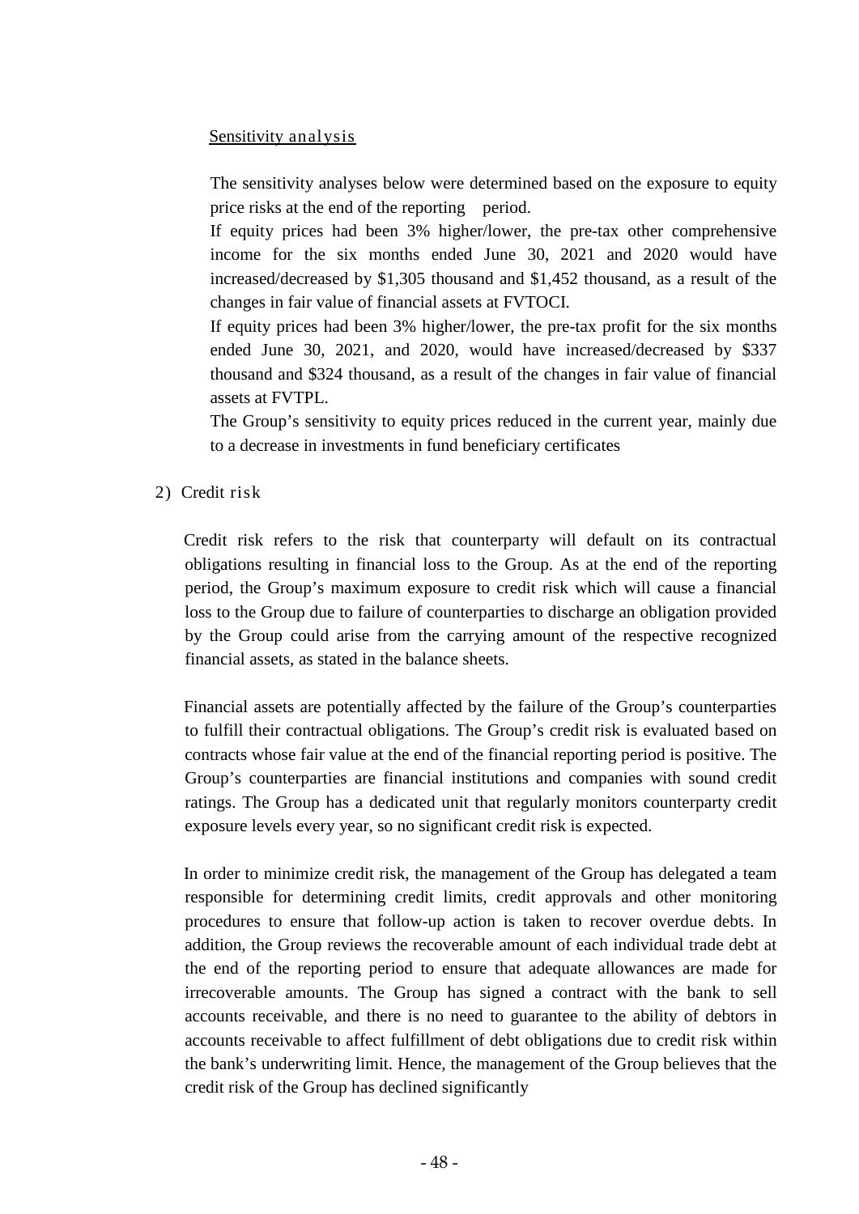Sensitivity analysis

The sensitivity analyses below were determined based on the exposure to equity price risks at the end of the reporting period.

If equity prices had been 3% higher/lower, the pre-tax other comprehensive income for the six months ended June 30, 2021 and 2020 would have increased/decreased by $1,305 thousand and $1,452 thousand, as a result of the changes in fair value of financial assets at FVTOCI.

If equity prices had been 3% higher/lower, the pre-tax profit for the six months ended June 30, 2021, and 2020, would have increased/decreased by $337 thousand and $324 thousand, as a result of the changes in fair value of financial assets at FVTPL.

The Group's sensitivity to equity prices reduced in the current year, mainly due to a decrease in investments in fund beneficiary certificates

2) Credit risk

Credit risk refers to the risk that counterparty will default on its contractual obligations resulting in financial loss to the Group. As at the end of the reporting period, the Group's maximum exposure to credit risk which will cause a financial loss to the Group due to failure of counterparties to discharge an obligation provided by the Group could arise from the carrying amount of the respective recognized financial assets, as stated in the balance sheets.

Financial assets are potentially affected by the failure of the Group's counterparties to fulfill their contractual obligations. The Group's credit risk is evaluated based on contracts whose fair value at the end of the financial reporting period is positive. The Group's counterparties are financial institutions and companies with sound credit ratings. The Group has a dedicated unit that regularly monitors counterparty credit exposure levels every year, so no significant credit risk is expected.

In order to minimize credit risk, the management of the Group has delegated a team responsible for determining credit limits, credit approvals and other monitoring procedures to ensure that follow-up action is taken to recover overdue debts. In addition, the Group reviews the recoverable amount of each individual trade debt at the end of the reporting period to ensure that adequate allowances are made for irrecoverable amounts. The Group has signed a contract with the bank to sell accounts receivable, and there is no need to guarantee to the ability of debtors in accounts receivable to affect fulfillment of debt obligations due to credit risk within the bank's underwriting limit. Hence, the management of the Group believes that the credit risk of the Group has declined significantly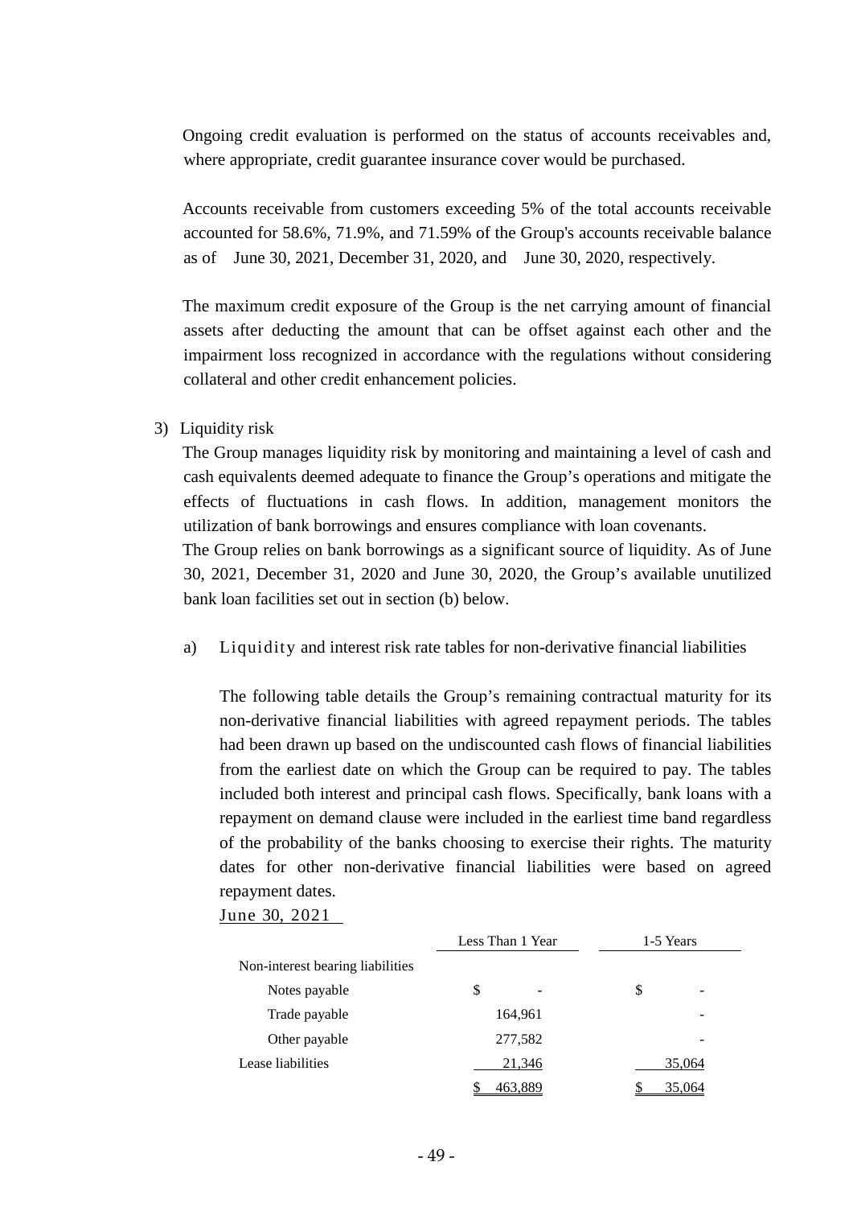Ongoing credit evaluation is performed on the status of accounts receivables and, where appropriate, credit guarantee insurance cover would be purchased.

Accounts receivable from customers exceeding 5% of the total accounts receivable accounted for 58.6%, 71.9%, and 71.59% of the Group's accounts receivable balance as of June 30, 2021, December 31, 2020, and June 30, 2020, respectively.

The maximum credit exposure of the Group is the net carrying amount of financial assets after deducting the amount that can be offset against each other and the impairment loss recognized in accordance with the regulations without considering collateral and other credit enhancement policies.

3) Liquidity risk

The Group manages liquidity risk by monitoring and maintaining a level of cash and cash equivalents deemed adequate to finance the Group's operations and mitigate the effects of fluctuations in cash flows. In addition, management monitors the utilization of bank borrowings and ensures compliance with loan covenants.

The Group relies on bank borrowings as a significant source of liquidity. As of June 30, 2021, December 31, 2020 and June 30, 2020, the Group's available unutilized bank loan facilities set out in section (b) below.

a) Liquidity and interest risk rate tables for non-derivative financial liabilities

The following table details the Group's remaining contractual maturity for its non-derivative financial liabilities with agreed repayment periods. The tables had been drawn up based on the undiscounted cash flows of financial liabilities from the earliest date on which the Group can be required to pay. The tables included both interest and principal cash flows. Specifically, bank loans with a repayment on demand clause were included in the earliest time band regardless of the probability of the banks choosing to exercise their rights. The maturity dates for other non-derivative financial liabilities were based on agreed repayment dates.

June 30, 2021

| | Less Than 1 Year | 1-5 Years |
|---|---|---|
| Non-interest bearing liabilities | | |
| Notes payable | $ - | $ - |
| Trade payable | 164,961 | - |
| Other payable | 277,582 | - |
| Lease liabilities | 21,346 | 35,064 |
| | $ 463,889 | $ 35,064 |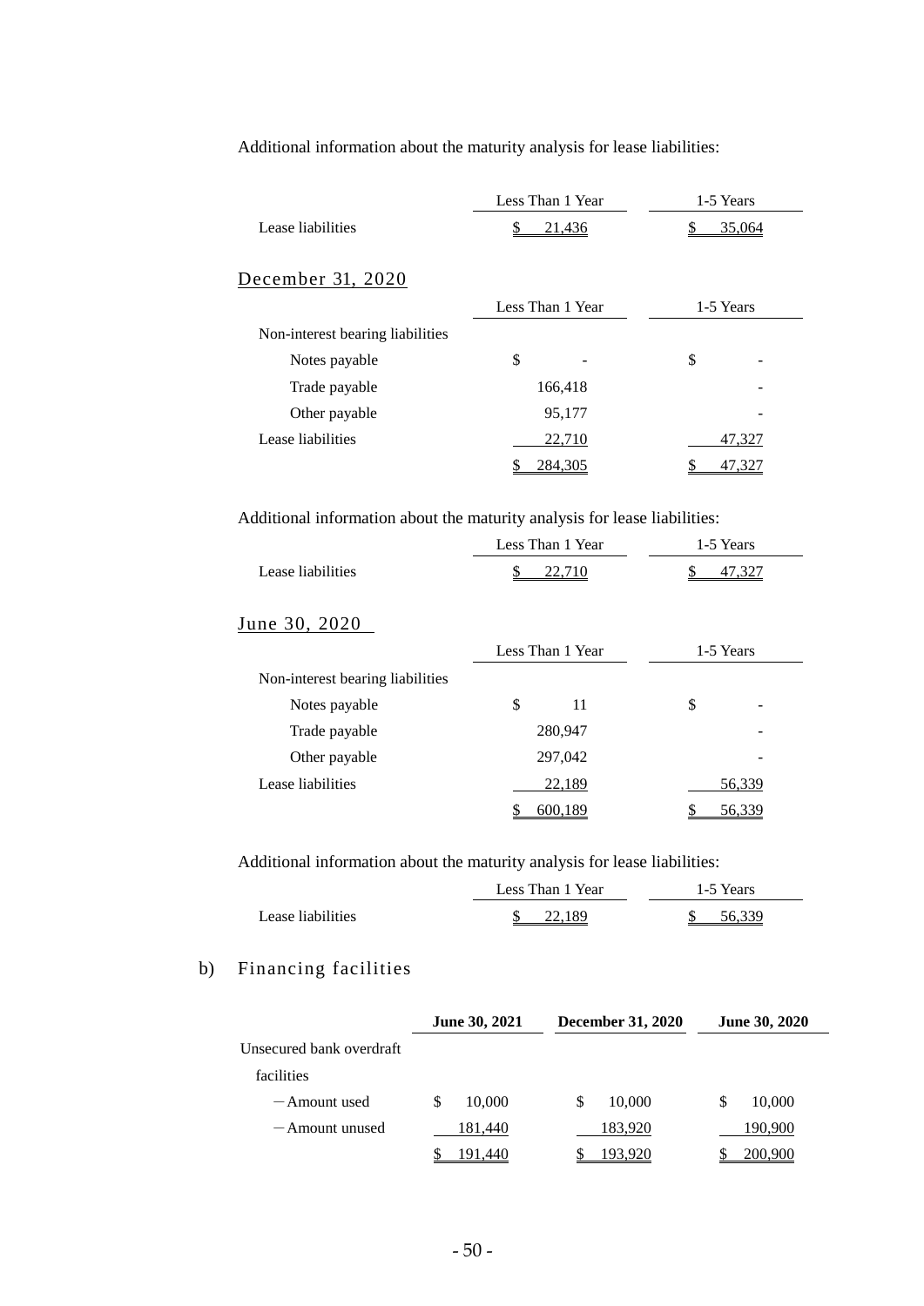Additional information about the maturity analysis for lease liabilities:

| | Less Than 1 Year | 1-5 Years |
|---|---|---|
| Lease liabilities | $ 21,436 | $ 35,064 |

December 31, 2020

| | Less Than 1 Year | 1-5 Years |
|---|---|---|
| Non-interest bearing liabilities | | |
| Notes payable | $ - | $ - |
| Trade payable | 166,418 | - |
| Other payable | 95,177 | - |
| Lease liabilities | 22,710 | 47,327 |
| | $ 284,305 | $ 47,327 |

Additional information about the maturity analysis for lease liabilities:

| | Less Than 1 Year | 1-5 Years |
|---|---|---|
| Lease liabilities | $ 22,710 | $ 47,327 |

June 30, 2020

| | Less Than 1 Year | 1-5 Years |
|---|---|---|
| Non-interest bearing liabilities | | |
| Notes payable | $ 11 | $ - |
| Trade payable | 280,947 | - |
| Other payable | 297,042 | - |
| Lease liabilities | 22,189 | 56,339 |
| | $ 600,189 | $ 56,339 |

Additional information about the maturity analysis for lease liabilities:

| | Less Than 1 Year | 1-5 Years |
|---|---|---|
| Lease liabilities | $ 22,189 | $ 56,339 |

b) Financing facilities

| | **June 30, 2021** | **December 31, 2020** | **June 30, 2020** |
|---|---|---|---|
| Unsecured bank overdraft facilities | | | |
| －Amount used | $ 10,000 | $ 10,000 | $ 10,000 |
| －Amount unused | 181,440 | 183,920 | 190,900 |
| | $ 191,440 | $ 193,920 | $ 200,900 |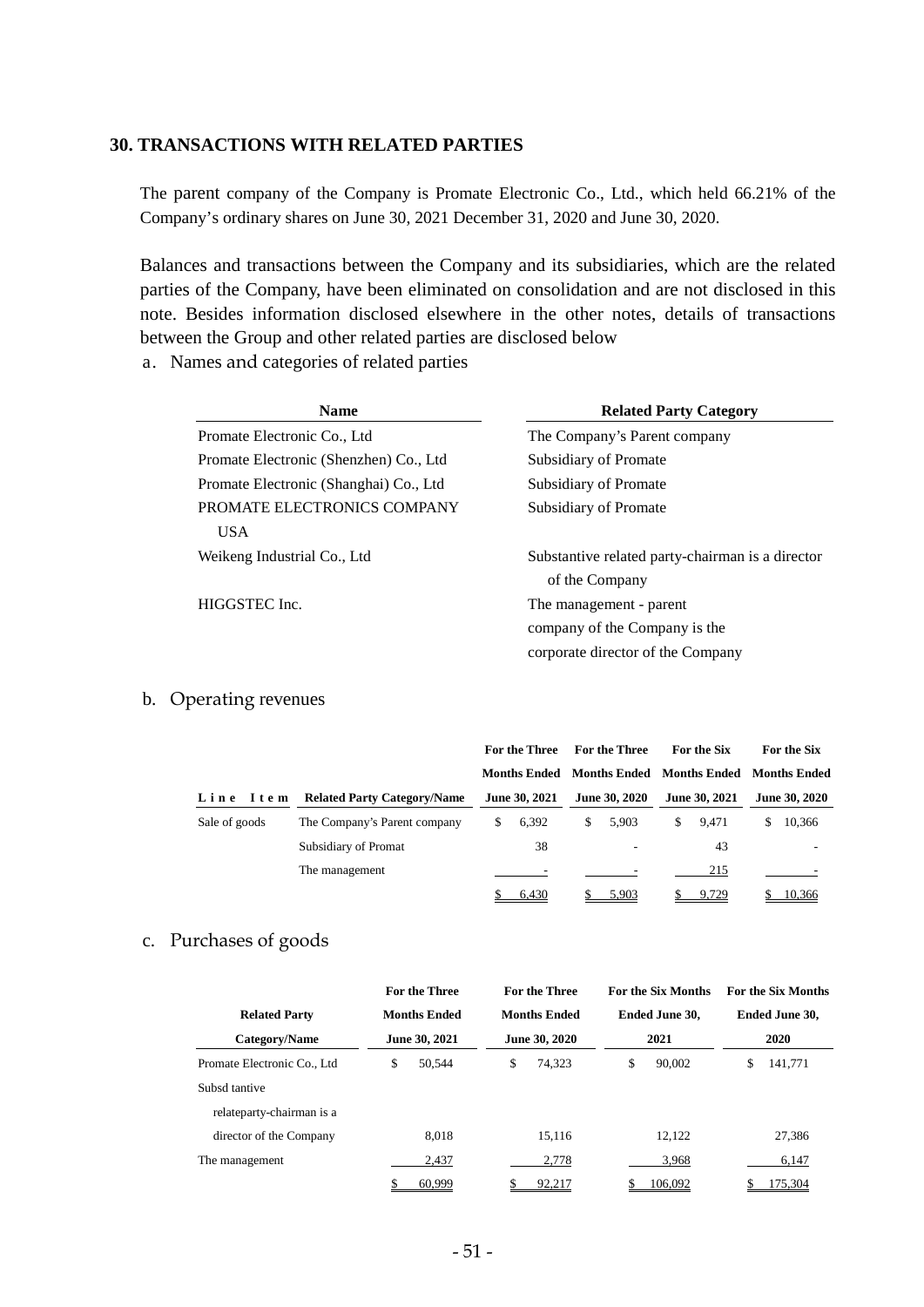## 30. TRANSACTIONS WITH RELATED PARTIES

The parent company of the Company is Promate Electronic Co., Ltd., which held 66.21% of the Company's ordinary shares on June 30, 2021 December 31, 2020 and June 30, 2020.

Balances and transactions between the Company and its subsidiaries, which are the related parties of the Company, have been eliminated on consolidation and are not disclosed in this note. Besides information disclosed elsewhere in the other notes, details of transactions between the Group and other related parties are disclosed below

a. Names and categories of related parties

| Name | Related Party Category |
|---|---|
| Promate Electronic Co., Ltd | The Company's Parent company |
| Promate Electronic (Shenzhen) Co., Ltd | Subsidiary of Promate |
| Promate Electronic (Shanghai) Co., Ltd | Subsidiary of Promate |
| PROMATE ELECTRONICS COMPANY USA | Subsidiary of Promate |
| Weikeng Industrial Co., Ltd | Substantive related party-chairman is a director of the Company |
| HIGGSTEC Inc. | The management - parent company of the Company is the corporate director of the Company |

b. Operating revenues

| Line Item | Related Party Category/Name | For the Three Months Ended June 30, 2021 | For the Three Months Ended June 30, 2020 | For the Six Months Ended June 30, 2021 | For the Six Months Ended June 30, 2020 |
|---|---|---|---|---|---|
| Sale of goods | The Company's Parent company | $ 6,392 | $ 5,903 | $ 9,471 | $ 10,366 |
| | Subsidiary of Promat | 38 | - | 43 | - |
| | The management | - | - | 215 | - |
| | | $ 6,430 | $ 5,903 | $ 9,729 | $ 10,366 |

c. Purchases of goods

| Related Party Category/Name | For the Three Months Ended June 30, 2021 | For the Three Months Ended June 30, 2020 | For the Six Months Ended June 30, 2021 | For the Six Months Ended June 30, 2020 |
|---|---|---|---|---|
| Promate Electronic Co., Ltd | $ 50,544 | $ 74,323 | $ 90,002 | $ 141,771 |
| Subsd tantive relateparty-chairman is a director of the Company | 8,018 | 15,116 | 12,122 | 27,386 |
| The management | 2,437 | 2,778 | 3,968 | 6,147 |
| | $ 60,999 | $ 92,217 | $ 106,092 | $ 175,304 |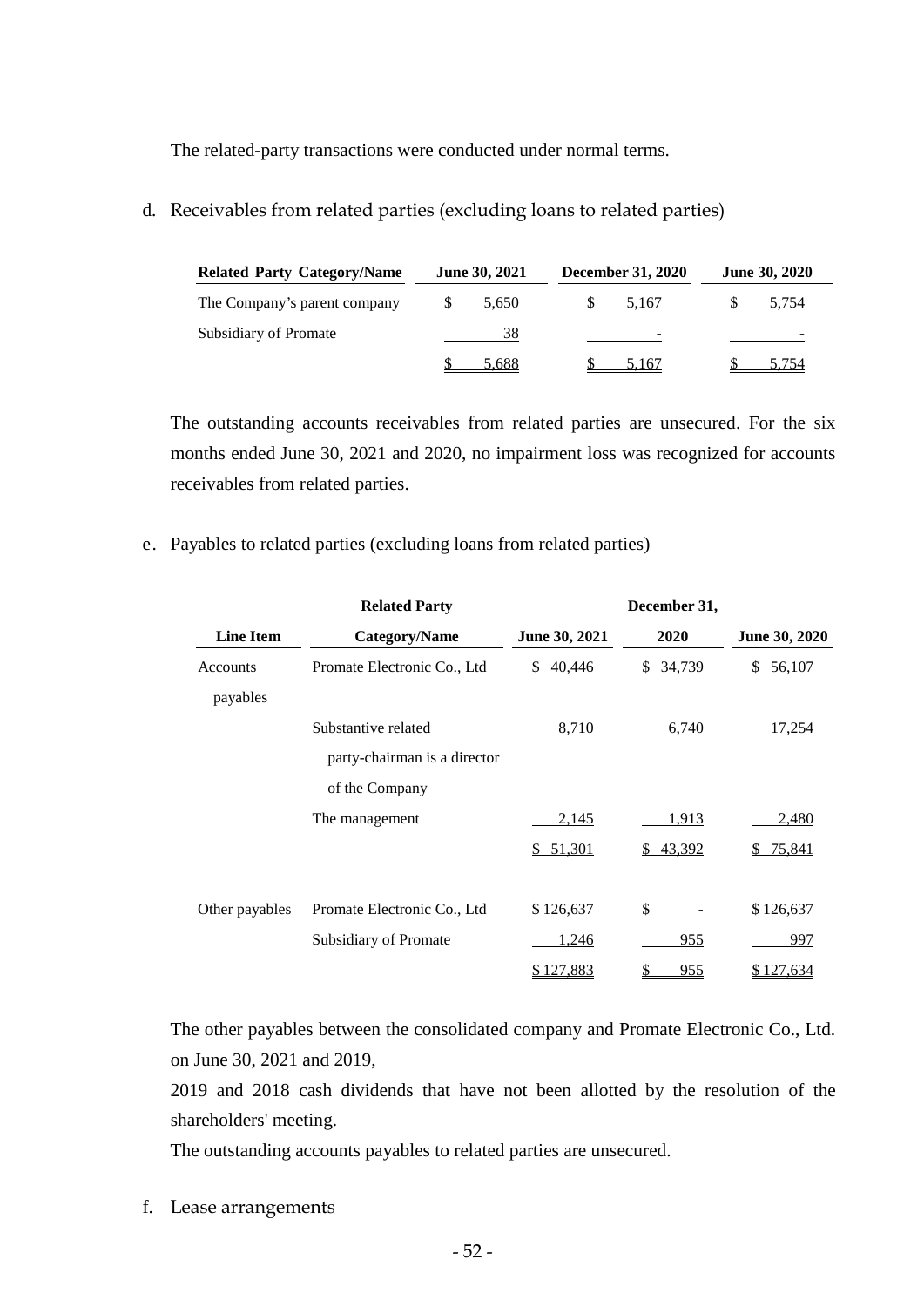The related-party transactions were conducted under normal terms.

d. Receivables from related parties (excluding loans to related parties)

| Related Party Category/Name | June 30, 2021 | December 31, 2020 | June 30, 2020 |
|---|---|---|---|
| The Company's parent company | $ 5,650 | $ 5,167 | $ 5,754 |
| Subsidiary of Promate | 38 | - | - |
| | $ 5,688 | $ 5,167 | $ 5,754 |

The outstanding accounts receivables from related parties are unsecured. For the six months ended June 30, 2021 and 2020, no impairment loss was recognized for accounts receivables from related parties.

e. Payables to related parties (excluding loans from related parties)

| Line Item | Related Party Category/Name | June 30, 2021 | December 31, 2020 | June 30, 2020 |
|---|---|---|---|---|
| Accounts payables | Promate Electronic Co., Ltd | $ 40,446 | $ 34,739 | $ 56,107 |
| | Substantive related party-chairman is a director of the Company | 8,710 | 6,740 | 17,254 |
| | The management | 2,145 | 1,913 | 2,480 |
| | | $ 51,301 | $ 43,392 | $ 75,841 |
| Other payables | Promate Electronic Co., Ltd | $ 126,637 | $ - | $ 126,637 |
| | Subsidiary of Promate | 1,246 | 955 | 997 |
| | | $ 127,883 | $ 955 | $ 127,634 |

The other payables between the consolidated company and Promate Electronic Co., Ltd. on June 30, 2021 and 2019,

2019 and 2018 cash dividends that have not been allotted by the resolution of the shareholders' meeting.

The outstanding accounts payables to related parties are unsecured.

f. Lease arrangements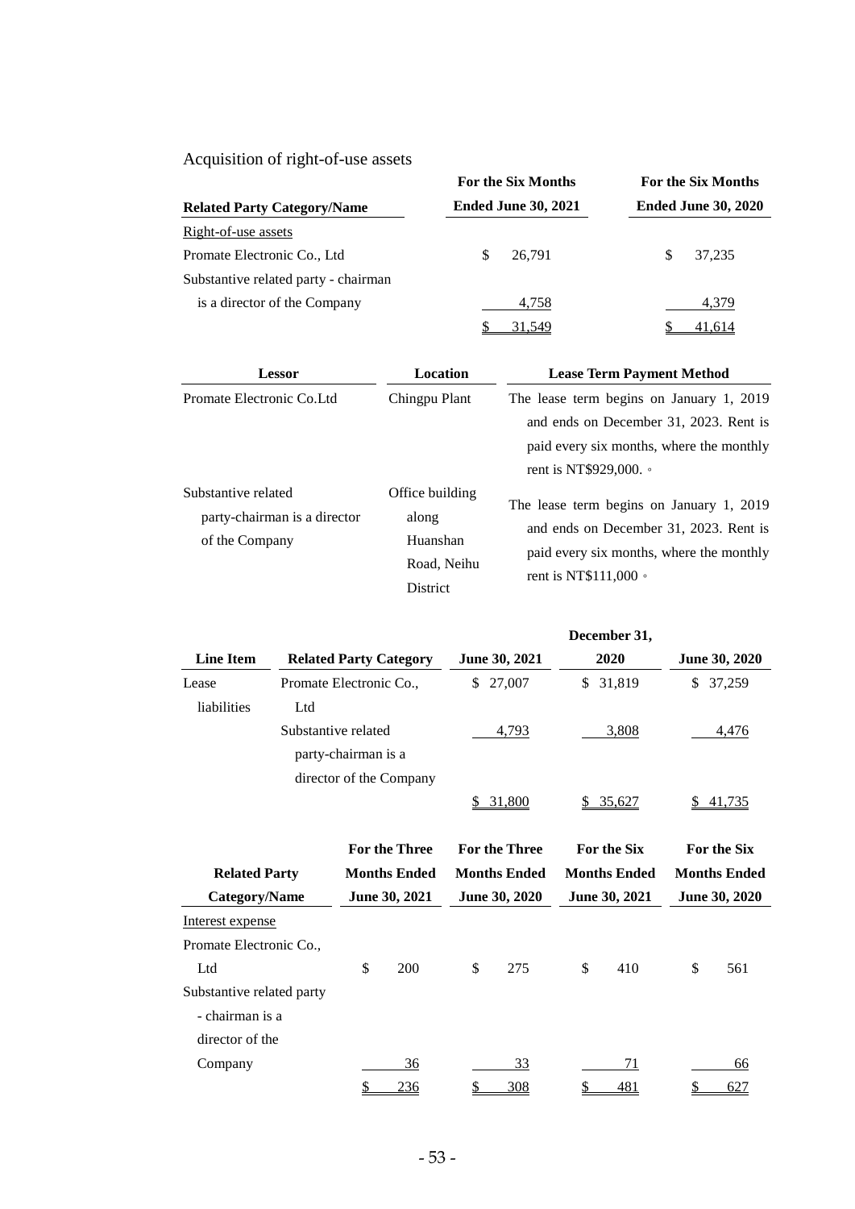Acquisition of right-of-use assets

| Related Party Category/Name | For the Six Months Ended June 30, 2021 | For the Six Months Ended June 30, 2020 |
|---|---|---|
| Right-of-use assets | | |
| Promate Electronic Co., Ltd | $ 26,791 | $ 37,235 |
| Substantive related party - chairman is a director of the Company | 4,758 | 4,379 |
| | $ 31,549 | $ 41,614 |

| Lessor | Location | Lease Term Payment Method |
|---|---|---|
| Promate Electronic Co.Ltd | Chingpu Plant | The lease term begins on January 1, 2019 and ends on December 31, 2023. Rent is paid every six months, where the monthly rent is NT$929,000.。 |
| Substantive related party-chairman is a director of the Company | Office building along Huanshan Road, Neihu District | The lease term begins on January 1, 2019 and ends on December 31, 2023. Rent is paid every six months, where the monthly rent is NT$111,000。 |

| Line Item | Related Party Category | June 30, 2021 | December 31, 2020 | June 30, 2020 |
|---|---|---|---|---|
| Lease liabilities | Promate Electronic Co., Ltd | $ 27,007 | $ 31,819 | $ 37,259 |
| | Substantive related party-chairman is a director of the Company | 4,793 | 3,808 | 4,476 |
| | | $ 31,800 | $ 35,627 | $ 41,735 |

| Related Party Category/Name | For the Three Months Ended June 30, 2021 | For the Three Months Ended June 30, 2020 | For the Six Months Ended June 30, 2021 | For the Six Months Ended June 30, 2020 |
|---|---|---|---|---|
| Interest expense | | | | |
| Promate Electronic Co., Ltd | $ 200 | $ 275 | $ 410 | $ 561 |
| Substantive related party - chairman is a director of the Company | 36 | 33 | 71 | 66 |
| | $ 236 | $ 308 | $ 481 | $ 627 |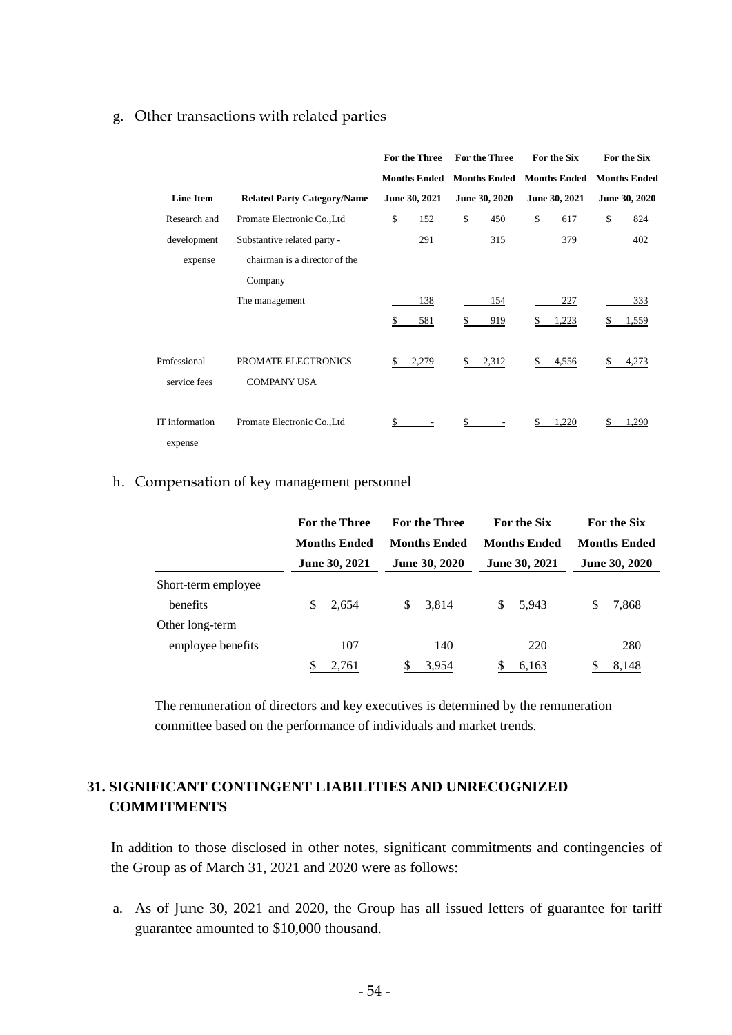g. Other transactions with related parties

| Line Item | Related Party Category/Name | For the Three Months Ended June 30, 2021 | For the Three Months Ended June 30, 2020 | For the Six Months Ended June 30, 2021 | For the Six Months Ended June 30, 2020 |
|---|---|---|---|---|---|
| Research and development expense | Promate Electronic Co.,Ltd | $ 152 | $ 450 | $ 617 | $ 824 |
| | Substantive related party - chairman is a director of the Company | 291 | 315 | 379 | 402 |
| | The management | 138 | 154 | 227 | 333 |
| | | $ 581 | $ 919 | $ 1,223 | $ 1,559 |
| Professional service fees | PROMATE ELECTRONICS COMPANY USA | $ 2,279 | $ 2,312 | $ 4,556 | $ 4,273 |
| IT information expense | Promate Electronic Co.,Ltd | $ - | $ - | $ 1,220 | $ 1,290 |

h. Compensation of key management personnel

| | For the Three Months Ended June 30, 2021 | For the Three Months Ended June 30, 2020 | For the Six Months Ended June 30, 2021 | For the Six Months Ended June 30, 2020 |
|---|---|---|---|---|
| Short-term employee benefits | $ 2,654 | $ 3,814 | $ 5,943 | $ 7,868 |
| Other long-term employee benefits | 107 | 140 | 220 | 280 |
| | $ 2,761 | $ 3,954 | $ 6,163 | $ 8,148 |

The remuneration of directors and key executives is determined by the remuneration committee based on the performance of individuals and market trends.

## 31. SIGNIFICANT CONTINGENT LIABILITIES AND UNRECOGNIZED COMMITMENTS

In addition to those disclosed in other notes, significant commitments and contingencies of the Group as of March 31, 2021 and 2020 were as follows:

a. As of June 30, 2021 and 2020, the Group has all issued letters of guarantee for tariff guarantee amounted to $10,000 thousand.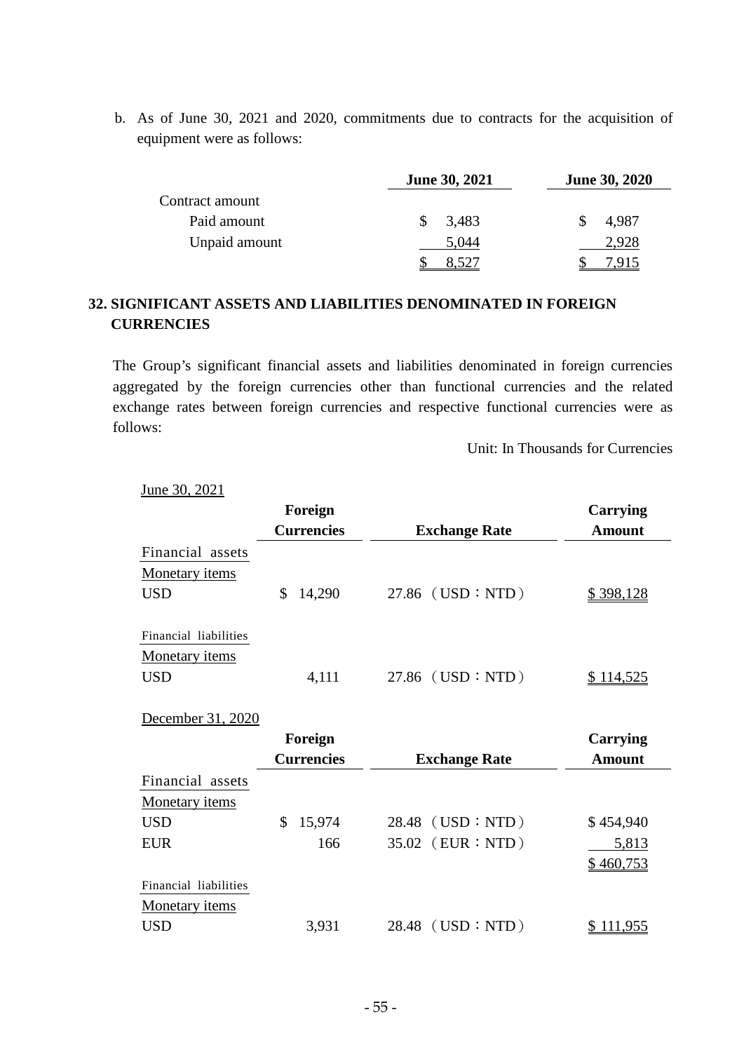b. As of June 30, 2021 and 2020, commitments due to contracts for the acquisition of equipment were as follows:

| | June 30, 2021 | June 30, 2020 |
|---|---|---|
| Contract amount | | |
| Paid amount | $ 3,483 | $ 4,987 |
| Unpaid amount | 5,044 | 2,928 |
| | $ 8,527 | $ 7,915 |

## 32. SIGNIFICANT ASSETS AND LIABILITIES DENOMINATED IN FOREIGN CURRENCIES

The Group's significant financial assets and liabilities denominated in foreign currencies aggregated by the foreign currencies other than functional currencies and the related exchange rates between foreign currencies and respective functional currencies were as follows:

Unit: In Thousands for Currencies

June 30, 2021

| | Foreign Currencies | Exchange Rate | Carrying Amount |
|---|---|---|---|
| Financial assets | | | |
| Monetary items | | | |
| USD | $ 14,290 | 27.86 （USD：NTD） | $ 398,128 |
| | | | |
| Financial liabilities | | | |
| Monetary items | | | |
| USD | 4,111 | 27.86 （USD：NTD） | $ 114,525 |

December 31, 2020

| | Foreign Currencies | Exchange Rate | Carrying Amount |
|---|---|---|---|
| Financial assets | | | |
| Monetary items | | | |
| USD | $ 15,974 | 28.48 （USD：NTD） | $ 454,940 |
| EUR | 166 | 35.02 （EUR：NTD） | 5,813 |
| | | | $ 460,753 |
| Financial liabilities | | | |
| Monetary items | | | |
| USD | 3,931 | 28.48 （USD：NTD） | $ 111,955 |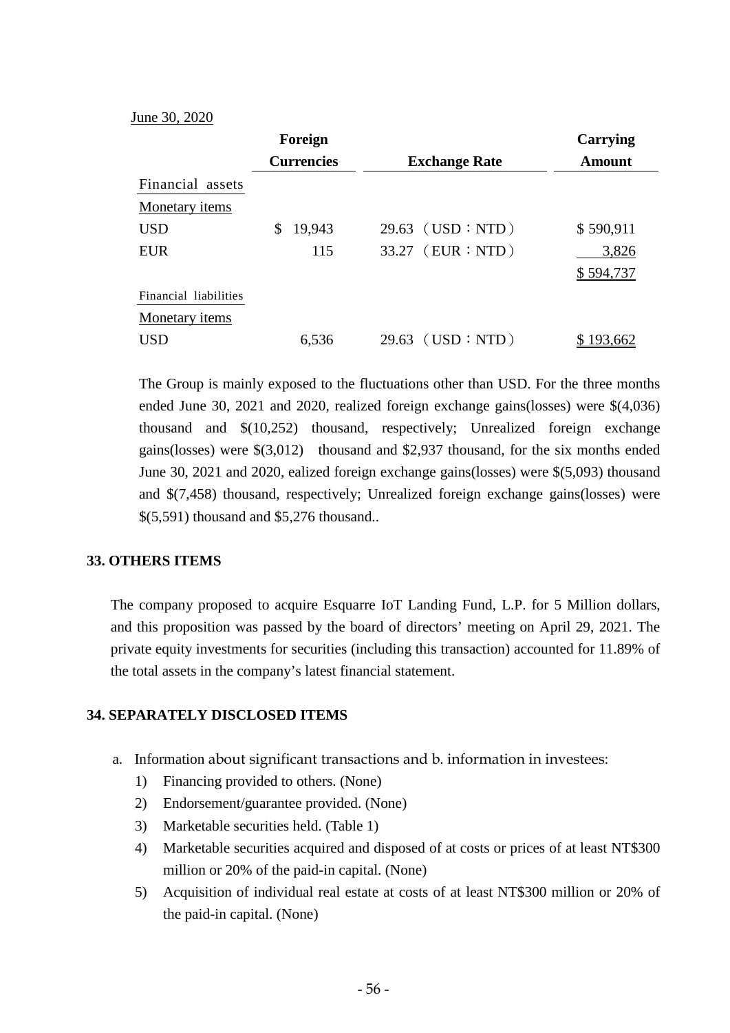June 30, 2020

| | Foreign Currencies | Exchange Rate | Carrying Amount |
|---|---|---|---|
| Financial assets | | | |
| Monetary items | | | |
| USD | $ 19,943 | 29.63 （USD：NTD） | $ 590,911 |
| EUR | 115 | 33.27 （EUR：NTD） | 3,826 |
| | | | $ 594,737 |
| Financial liabilities | | | |
| Monetary items | | | |
| USD | 6,536 | 29.63 （USD：NTD） | $ 193,662 |

The Group is mainly exposed to the fluctuations other than USD. For the three months ended June 30, 2021 and 2020, realized foreign exchange gains(losses) were $(4,036) thousand and $(10,252) thousand, respectively; Unrealized foreign exchange gains(losses) were $(3,012) thousand and $2,937 thousand, for the six months ended June 30, 2021 and 2020, ealized foreign exchange gains(losses) were $(5,093) thousand and $(7,458) thousand, respectively; Unrealized foreign exchange gains(losses) were $(5,591) thousand and $5,276 thousand..

## 33. OTHERS ITEMS

The company proposed to acquire Esquarre IoT Landing Fund, L.P. for 5 Million dollars, and this proposition was passed by the board of directors' meeting on April 29, 2021. The private equity investments for securities (including this transaction) accounted for 11.89% of the total assets in the company's latest financial statement.

## 34. SEPARATELY DISCLOSED ITEMS

a. Information about significant transactions and b. information in investees:
   1) Financing provided to others. (None)
   2) Endorsement/guarantee provided. (None)
   3) Marketable securities held. (Table 1)
   4) Marketable securities acquired and disposed of at costs or prices of at least NT$300 million or 20% of the paid-in capital. (None)
   5) Acquisition of individual real estate at costs of at least NT$300 million or 20% of the paid-in capital. (None)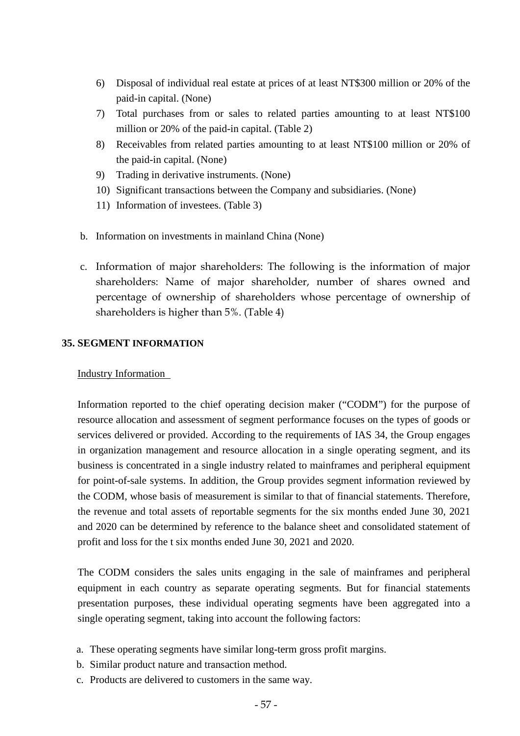6) Disposal of individual real estate at prices of at least NT$300 million or 20% of the paid-in capital. (None)
7) Total purchases from or sales to related parties amounting to at least NT$100 million or 20% of the paid-in capital. (Table 2)
8) Receivables from related parties amounting to at least NT$100 million or 20% of the paid-in capital. (None)
9) Trading in derivative instruments. (None)
10) Significant transactions between the Company and subsidiaries. (None)
11) Information of investees. (Table 3)

b. Information on investments in mainland China (None)

c. Information of major shareholders: The following is the information of major shareholders: Name of major shareholder, number of shares owned and percentage of ownership of shareholders whose percentage of ownership of shareholders is higher than 5%. (Table 4)

## 35. SEGMENT INFORMATION

Industry Information

Information reported to the chief operating decision maker ("CODM") for the purpose of resource allocation and assessment of segment performance focuses on the types of goods or services delivered or provided. According to the requirements of IAS 34, the Group engages in organization management and resource allocation in a single operating segment, and its business is concentrated in a single industry related to mainframes and peripheral equipment for point-of-sale systems. In addition, the Group provides segment information reviewed by the CODM, whose basis of measurement is similar to that of financial statements. Therefore, the revenue and total assets of reportable segments for the six months ended June 30, 2021 and 2020 can be determined by reference to the balance sheet and consolidated statement of profit and loss for the t six months ended June 30, 2021 and 2020.

The CODM considers the sales units engaging in the sale of mainframes and peripheral equipment in each country as separate operating segments. But for financial statements presentation purposes, these individual operating segments have been aggregated into a single operating segment, taking into account the following factors:

a. These operating segments have similar long-term gross profit margins.
b. Similar product nature and transaction method.
c. Products are delivered to customers in the same way.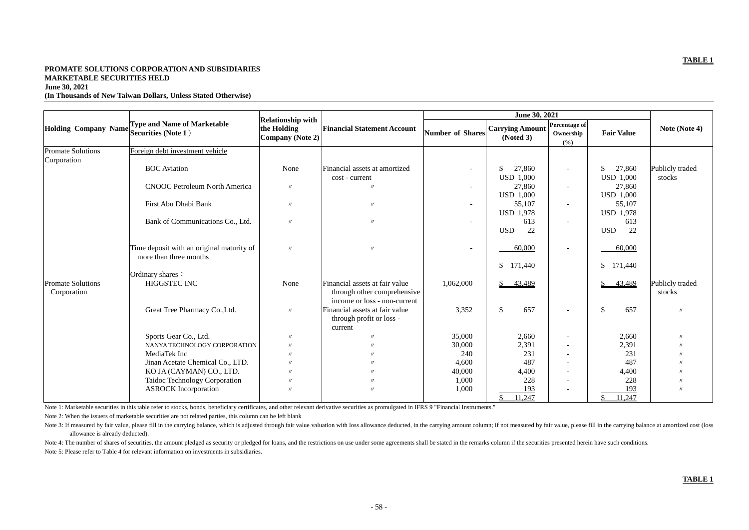**TABLE 1**

**PROMATE SOLUTIONS CORPORATION AND SUBSIDIARIES**
**MARKETABLE SECURITIES HELD**
**June 30, 2021**
**(In Thousands of New Taiwan Dollars, Unless Stated Otherwise)**

| Holding Company Name | Type and Name of Marketable Securities (Note 1） | Relationship with the Holding Company (Note 2) | Financial Statement Account | June 30, 2021 | | | | Note (Note 4) |
|---|---|---|---|---|---|---|---|---|
| | | | | Number of Shares | Carrying Amount (Noted 3) | Percentage of Ownership (%) | Fair Value | |
| Promate Solutions Corporation | Foreign debt investment vehicle | | | | | | | |
| | BOC Aviation | None | Financial assets at amortized cost - current | - | $ 27,860 USD 1,000 | - | $ 27,860 USD 1,000 | Publicly traded stocks |
| | CNOOC Petroleum North America | 〃 | 〃 | - | 27,860 USD 1,000 | - | 27,860 USD 1,000 | |
| | First Abu Dhabi Bank | 〃 | 〃 | - | 55,107 USD 1,978 | - | 55,107 USD 1,978 | |
| | Bank of Communications Co., Ltd. | 〃 | 〃 | - | 613 USD 22 | - | 613 USD 22 | |
| | Time deposit with an original maturity of more than three months | 〃 | 〃 | - | 60,000 | - | 60,000 | |
| | | | | | $ 171,440 | | $ 171,440 | |
| | Ordinary shares： | | | | | | | |
| Promate Solutions Corporation | HIGGSTEC INC | None | Financial assets at fair value through other comprehensive income or loss - non-current | 1,062,000 | $ 43,489 | | $ 43,489 | Publicly traded stocks |
| | Great Tree Pharmacy Co.,Ltd. | 〃 | Financial assets at fair value through profit or loss - current | 3,352 | $ 657 | - | $ 657 | 〃 |
| | Sports Gear Co., Ltd. | 〃 | 〃 | 35,000 | 2,660 | - | 2,660 | 〃 |
| | NANYA TECHNOLOGY CORPORATION | 〃 | 〃 | 30,000 | 2,391 | - | 2,391 | 〃 |
| | MediaTek Inc | 〃 | 〃 | 240 | 231 | - | 231 | 〃 |
| | Jinan Acetate Chemical Co., LTD. | 〃 | 〃 | 4,600 | 487 | - | 487 | 〃 |
| | KO JA (CAYMAN) CO., LTD. | 〃 | 〃 | 40,000 | 4,400 | - | 4,400 | 〃 |
| | Taidoc Technology Corporation | 〃 | 〃 | 1,000 | 228 | - | 228 | 〃 |
| | ASROCK Incorporation | 〃 | 〃 | 1,000 | 193 | - | 193 | 〃 |
| | | | | | $ 11,247 | | $ 11,247 | |

Note 1: Marketable securities in this table refer to stocks, bonds, beneficiary certificates, and other relevant derivative securities as promulgated in IFRS 9 "Financial Instruments."

Note 2: When the issuers of marketable securities are not related parties, this column can be left blank

Note 3: If measured by fair value, please fill in the carrying balance, which is adjusted through fair value valuation with loss allowance deducted, in the carrying amount column; if not measured by fair value, please fill in the carrying balance at amortized cost (loss allowance is already deducted).

Note 4: The number of shares of securities, the amount pledged as security or pledged for loans, and the restrictions on use under some agreements shall be stated in the remarks column if the securities presented herein have such conditions.

Note 5: Please refer to Table 4 for relevant information on investments in subsidiaries.

**TABLE 1**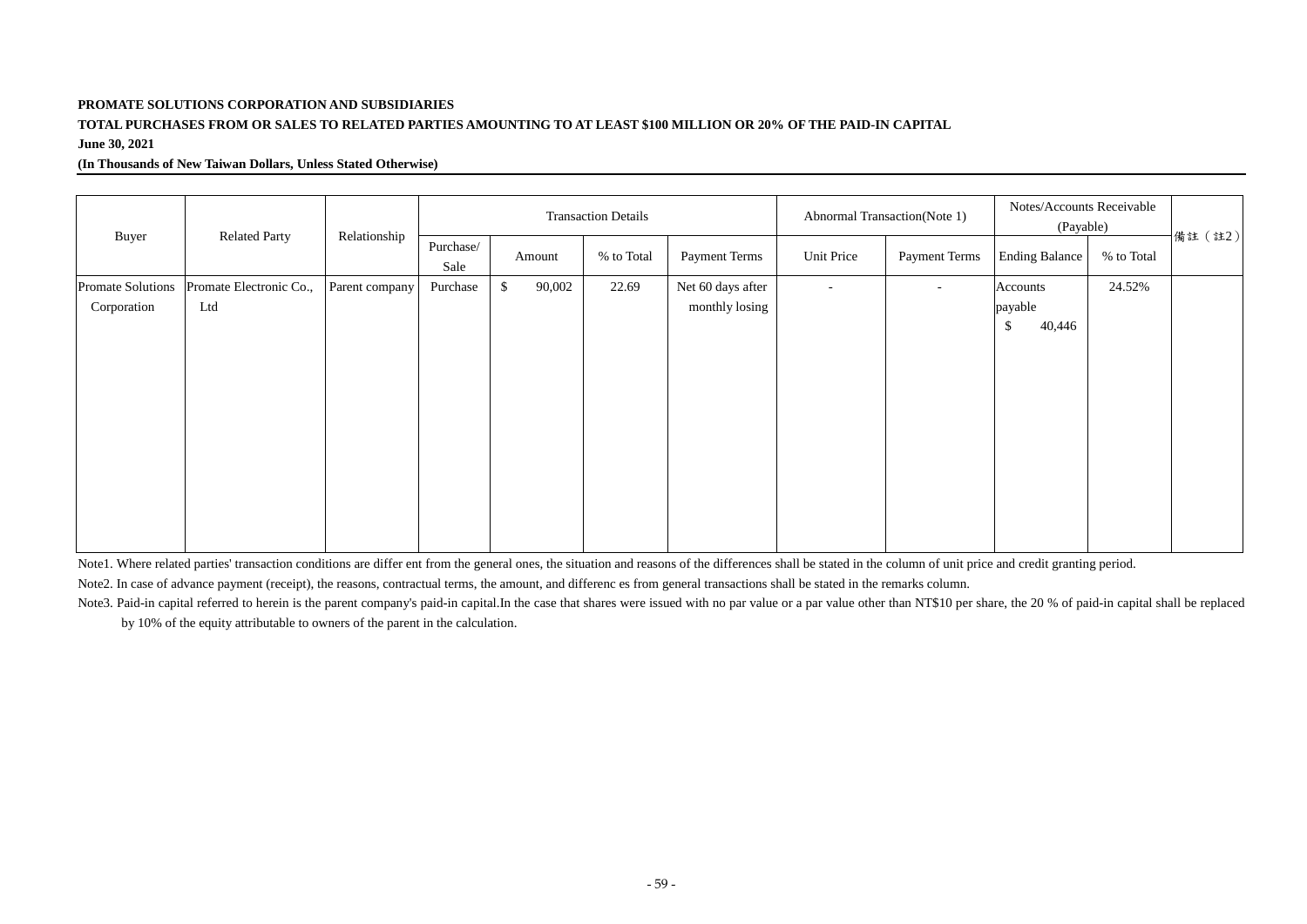**PROMATE SOLUTIONS CORPORATION AND SUBSIDIARIES**

**TOTAL PURCHASES FROM OR SALES TO RELATED PARTIES AMOUNTING TO AT LEAST $100 MILLION OR 20% OF THE PAID-IN CAPITAL**

**June 30, 2021**

**(In Thousands of New Taiwan Dollars, Unless Stated Otherwise)**

| Buyer | Related Party | Relationship | Transaction Details | | | | Abnormal Transaction(Note 1) | | Notes/Accounts Receivable (Payable) | | 備註（註2） |
|---|---|---|---|---|---|---|---|---|---|---|---|
| | | | Purchase/ Sale | Amount | % to Total | Payment Terms | Unit Price | Payment Terms | Ending Balance | % to Total | |
| Promate Solutions Corporation | Promate Electronic Co., Ltd | Parent company | Purchase | $ 90,002 | 22.69 | Net 60 days after monthly losing | - | - | Accounts payable $ 40,446 | 24.52% | |

Note1. Where related parties' transaction conditions are differ ent from the general ones, the situation and reasons of the differences shall be stated in the column of unit price and credit granting period.

Note2. In case of advance payment (receipt), the reasons, contractual terms, the amount, and differenc es from general transactions shall be stated in the remarks column.

Note3. Paid-in capital referred to herein is the parent company's paid-in capital.In the case that shares were issued with no par value or a par value other than NT$10 per share, the 20 % of paid-in capital shall be replaced by 10% of the equity attributable to owners of the parent in the calculation.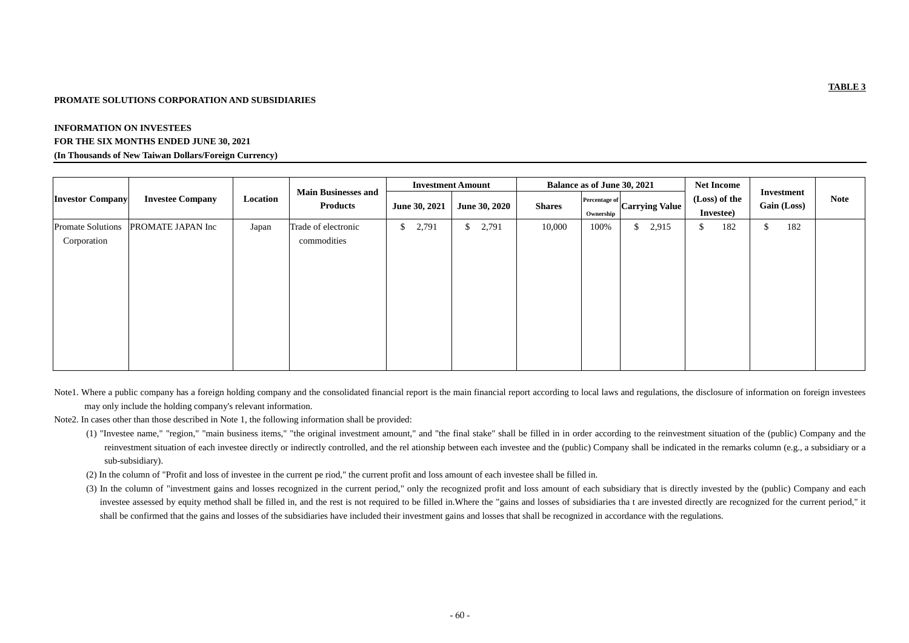**TABLE 3**

**PROMATE SOLUTIONS CORPORATION AND SUBSIDIARIES**

**INFORMATION ON INVESTEES**
**FOR THE SIX MONTHS ENDED JUNE 30, 2021**
**(In Thousands of New Taiwan Dollars/Foreign Currency)**

| Investor Company | Investee Company | Location | Main Businesses and Products | Investment Amount | | Balance as of June 30, 2021 | | | Net Income (Loss) of the Investee) | Investment Gain (Loss) | Note |
|---|---|---|---|---|---|---|---|---|---|---|---|
| | | | | June 30, 2021 | June 30, 2020 | Shares | Percentage of Ownership | Carrying Value | | | |
| Promate Solutions Corporation | PROMATE JAPAN Inc | Japan | Trade of electronic commodities | $ 2,791 | $ 2,791 | 10,000 | 100% | $ 2,915 | $ 182 | $ 182 | |

Note1. Where a public company has a foreign holding company and the consolidated financial report is the main financial report according to local laws and regulations, the disclosure of information on foreign investees may only include the holding company's relevant information.

Note2. In cases other than those described in Note 1, the following information shall be provided:

(1) "Investee name," "region," "main business items," "the original investment amount," and "the final stake" shall be filled in in order according to the reinvestment situation of the (public) Company and the reinvestment situation of each investee directly or indirectly controlled, and the rel ationship between each investee and the (public) Company shall be indicated in the remarks column (e.g., a subsidiary or a sub-subsidiary).

(2) In the column of "Profit and loss of investee in the current pe riod," the current profit and loss amount of each investee shall be filled in.

(3) In the column of "investment gains and losses recognized in the current period," only the recognized profit and loss amount of each subsidiary that is directly invested by the (public) Company and each investee assessed by equity method shall be filled in, and the rest is not required to be filled in.Where the "gains and losses of subsidiaries tha t are invested directly are recognized for the current period," it shall be confirmed that the gains and losses of the subsidiaries have included their investment gains and losses that shall be recognized in accordance with the regulations.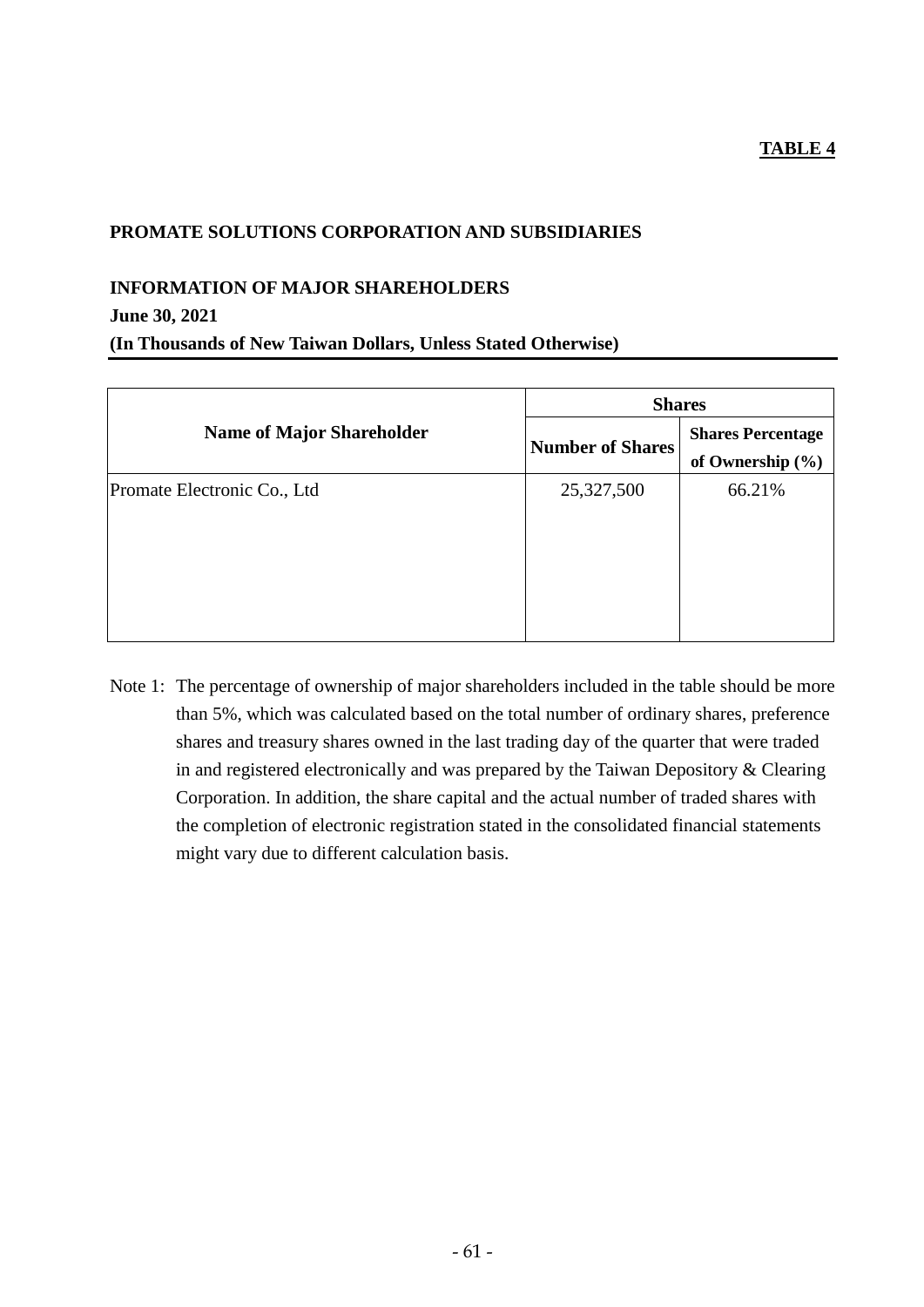**TABLE 4**

# PROMATE SOLUTIONS CORPORATION AND SUBSIDIARIES

## INFORMATION OF MAJOR SHAREHOLDERS
**June 30, 2021**
**(In Thousands of New Taiwan Dollars, Unless Stated Otherwise)**

| Name of Major Shareholder | Shares | |
|---|---|---|
| | Number of Shares | Shares Percentage of Ownership (%) |
| Promate Electronic Co., Ltd | 25,327,500 | 66.21% |

Note 1: The percentage of ownership of major shareholders included in the table should be more than 5%, which was calculated based on the total number of ordinary shares, preference shares and treasury shares owned in the last trading day of the quarter that were traded in and registered electronically and was prepared by the Taiwan Depository & Clearing Corporation. In addition, the share capital and the actual number of traded shares with the completion of electronic registration stated in the consolidated financial statements might vary due to different calculation basis.